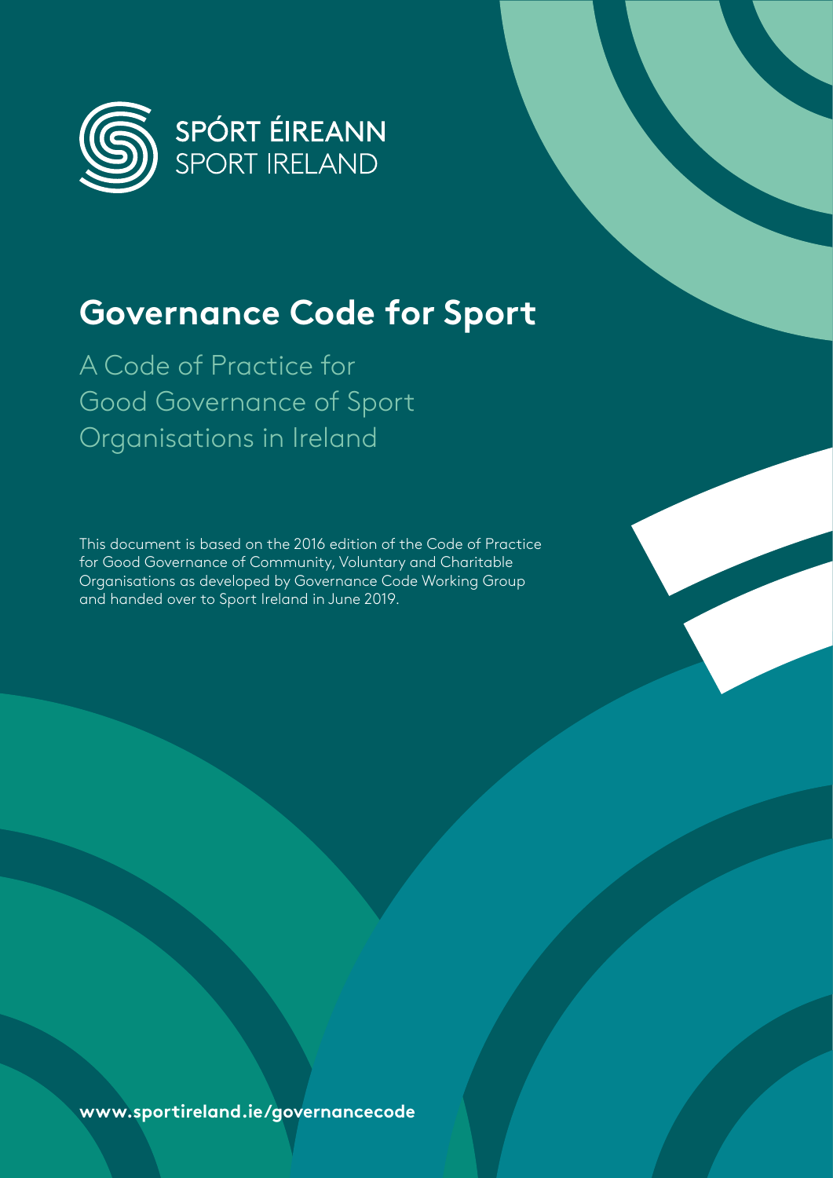SPÓRT ÉIREANN
SPORT IRELAND

# Governance Code for Sport

## A Code of Practice for Good Governance of Sport Organisations in Ireland

This document is based on the 2016 edition of the Code of Practice for Good Governance of Community, Voluntary and Charitable Organisations as developed by Governance Code Working Group and handed over to Sport Ireland in June 2019.

**www.sportireland.ie/governancecode**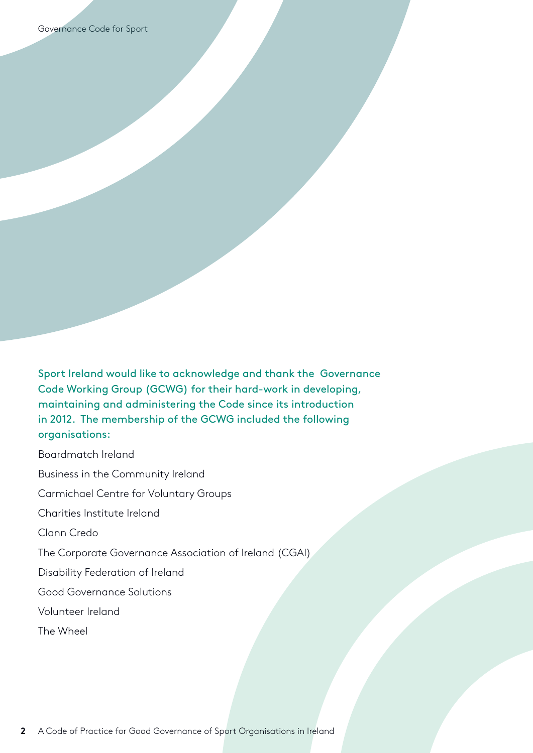Sport Ireland would like to acknowledge and thank the Governance Code Working Group (GCWG) for their hard-work in developing, maintaining and administering the Code since its introduction in 2012. The membership of the GCWG included the following organisations:

Boardmatch Ireland

Business in the Community Ireland

Carmichael Centre for Voluntary Groups

Charities Institute Ireland

Clann Credo

The Corporate Governance Association of Ireland (CGAI)

Disability Federation of Ireland

Good Governance Solutions

Volunteer Ireland

The Wheel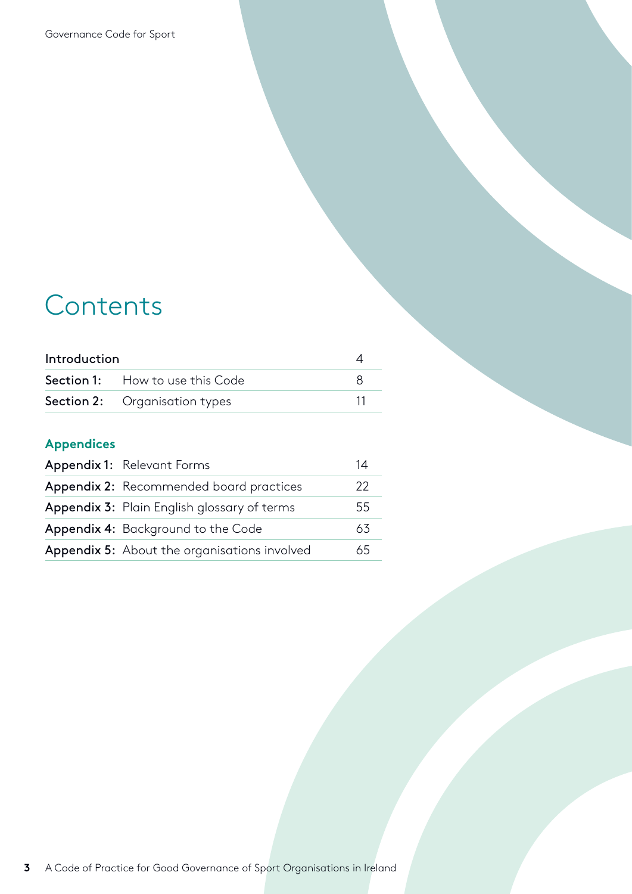# Contents

| | | |
|---|---|---|
| **Introduction** | | 4 |
| **Section 1:** | How to use this Code | 8 |
| **Section 2:** | Organisation types | 11 |

## Appendices

| | | |
|---|---|---|
| **Appendix 1:** | Relevant Forms | 14 |
| **Appendix 2:** | Recommended board practices | 22 |
| **Appendix 3:** | Plain English glossary of terms | 55 |
| **Appendix 4:** | Background to the Code | 63 |
| **Appendix 5:** | About the organisations involved | 65 |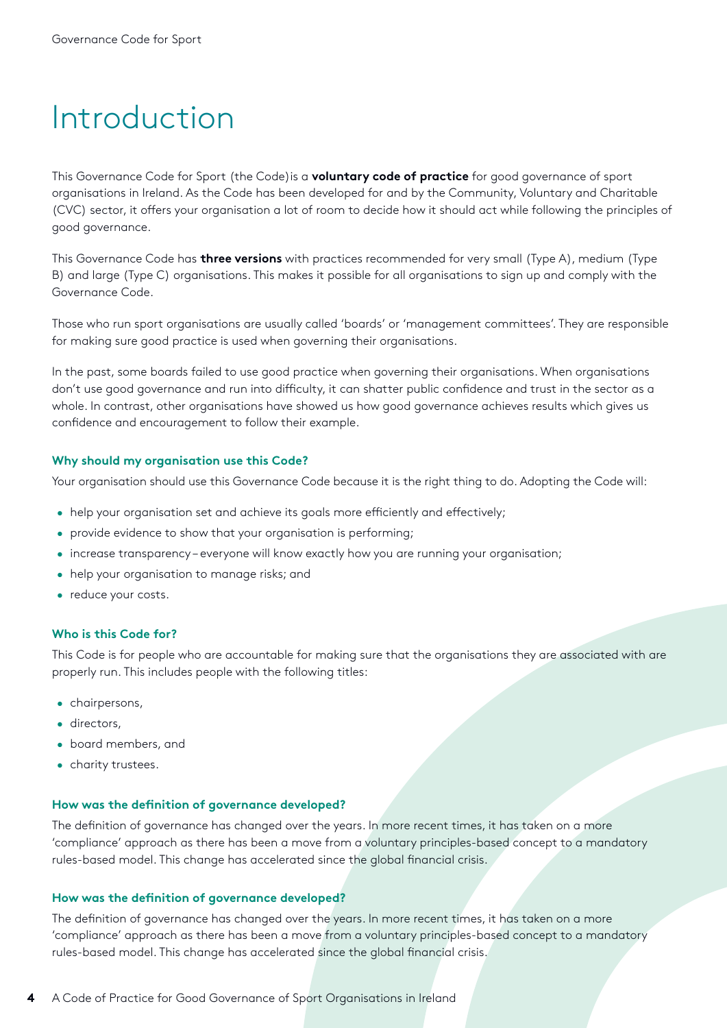# Introduction

This Governance Code for Sport (the Code)is a **voluntary code of practice** for good governance of sport organisations in Ireland. As the Code has been developed for and by the Community, Voluntary and Charitable (CVC) sector, it offers your organisation a lot of room to decide how it should act while following the principles of good governance.

This Governance Code has **three versions** with practices recommended for very small (Type A), medium (Type B) and large (Type C) organisations. This makes it possible for all organisations to sign up and comply with the Governance Code.

Those who run sport organisations are usually called 'boards' or 'management committees'. They are responsible for making sure good practice is used when governing their organisations.

In the past, some boards failed to use good practice when governing their organisations. When organisations don't use good governance and run into difficulty, it can shatter public confidence and trust in the sector as a whole. In contrast, other organisations have showed us how good governance achieves results which gives us confidence and encouragement to follow their example.

### Why should my organisation use this Code?

Your organisation should use this Governance Code because it is the right thing to do. Adopting the Code will:

- help your organisation set and achieve its goals more efficiently and effectively;
- provide evidence to show that your organisation is performing;
- increase transparency – everyone will know exactly how you are running your organisation;
- help your organisation to manage risks; and
- reduce your costs.

### Who is this Code for?

This Code is for people who are accountable for making sure that the organisations they are associated with are properly run. This includes people with the following titles:

- chairpersons,
- directors,
- board members, and
- charity trustees.

### How was the definition of governance developed?

The definition of governance has changed over the years. In more recent times, it has taken on a more 'compliance' approach as there has been a move from a voluntary principles-based concept to a mandatory rules-based model. This change has accelerated since the global financial crisis.

### How was the definition of governance developed?

The definition of governance has changed over the years. In more recent times, it has taken on a more 'compliance' approach as there has been a move from a voluntary principles-based concept to a mandatory rules-based model. This change has accelerated since the global financial crisis.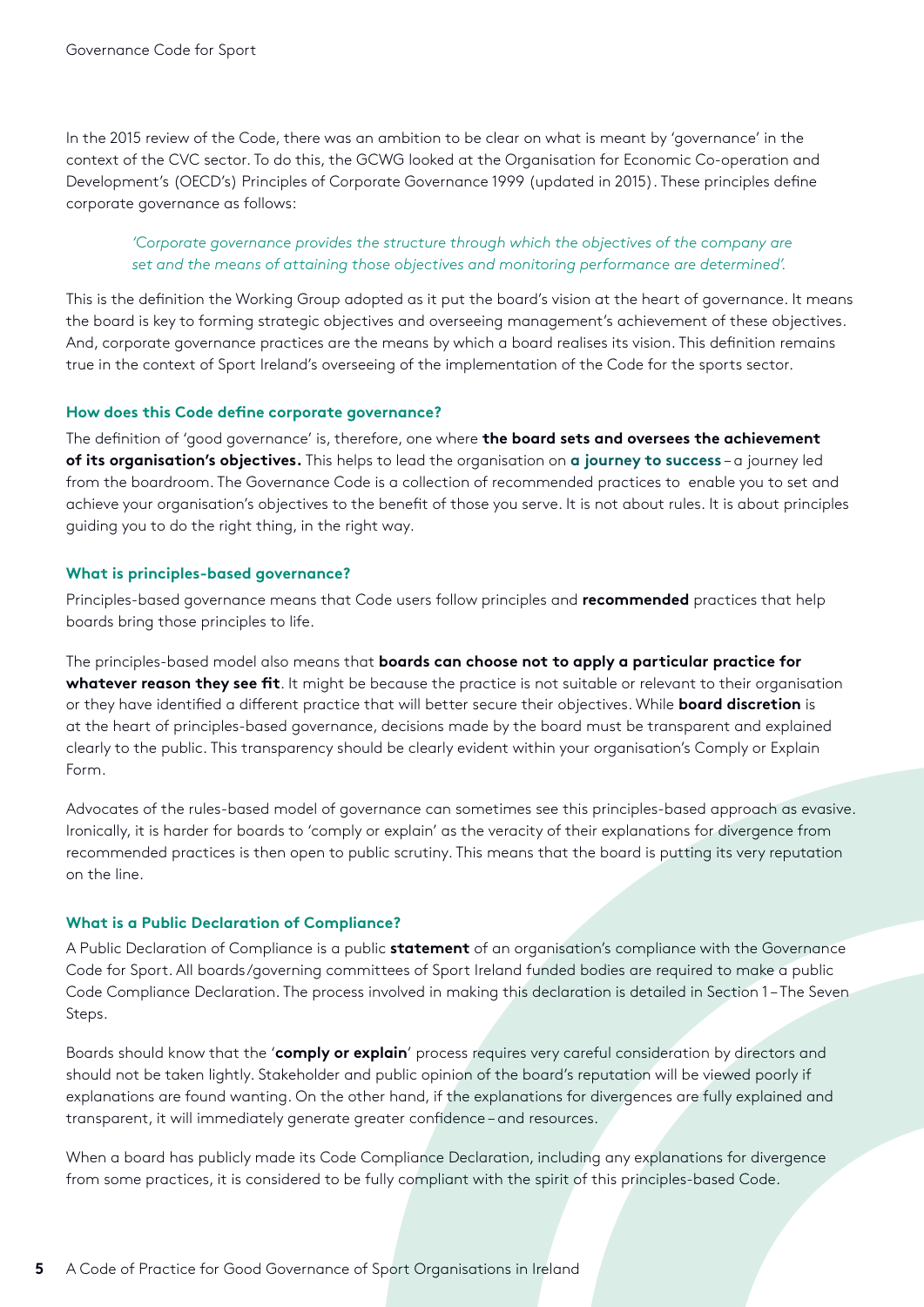In the 2015 review of the Code, there was an ambition to be clear on what is meant by 'governance' in the context of the CVC sector. To do this, the GCWG looked at the Organisation for Economic Co-operation and Development's (OECD's) Principles of Corporate Governance 1999 (updated in 2015). These principles define corporate governance as follows:

> *'Corporate governance provides the structure through which the objectives of the company are set and the means of attaining those objectives and monitoring performance are determined'.*

This is the definition the Working Group adopted as it put the board's vision at the heart of governance. It means the board is key to forming strategic objectives and overseeing management's achievement of these objectives. And, corporate governance practices are the means by which a board realises its vision. This definition remains true in the context of Sport Ireland's overseeing of the implementation of the Code for the sports sector.

### How does this Code define corporate governance?

The definition of 'good governance' is, therefore, one where **the board sets and oversees the achievement of its organisation's objectives.** This helps to lead the organisation on **a journey to success** – a journey led from the boardroom. The Governance Code is a collection of recommended practices to enable you to set and achieve your organisation's objectives to the benefit of those you serve. It is not about rules. It is about principles guiding you to do the right thing, in the right way.

### What is principles-based governance?

Principles-based governance means that Code users follow principles and **recommended** practices that help boards bring those principles to life.

The principles-based model also means that **boards can choose not to apply a particular practice for whatever reason they see fit**. It might be because the practice is not suitable or relevant to their organisation or they have identified a different practice that will better secure their objectives. While **board discretion** is at the heart of principles-based governance, decisions made by the board must be transparent and explained clearly to the public. This transparency should be clearly evident within your organisation's Comply or Explain Form.

Advocates of the rules-based model of governance can sometimes see this principles-based approach as evasive. Ironically, it is harder for boards to 'comply or explain' as the veracity of their explanations for divergence from recommended practices is then open to public scrutiny. This means that the board is putting its very reputation on the line.

### What is a Public Declaration of Compliance?

A Public Declaration of Compliance is a public **statement** of an organisation's compliance with the Governance Code for Sport. All boards/governing committees of Sport Ireland funded bodies are required to make a public Code Compliance Declaration. The process involved in making this declaration is detailed in Section 1 – The Seven Steps.

Boards should know that the '**comply or explain**' process requires very careful consideration by directors and should not be taken lightly. Stakeholder and public opinion of the board's reputation will be viewed poorly if explanations are found wanting. On the other hand, if the explanations for divergences are fully explained and transparent, it will immediately generate greater confidence – and resources.

When a board has publicly made its Code Compliance Declaration, including any explanations for divergence from some practices, it is considered to be fully compliant with the spirit of this principles-based Code.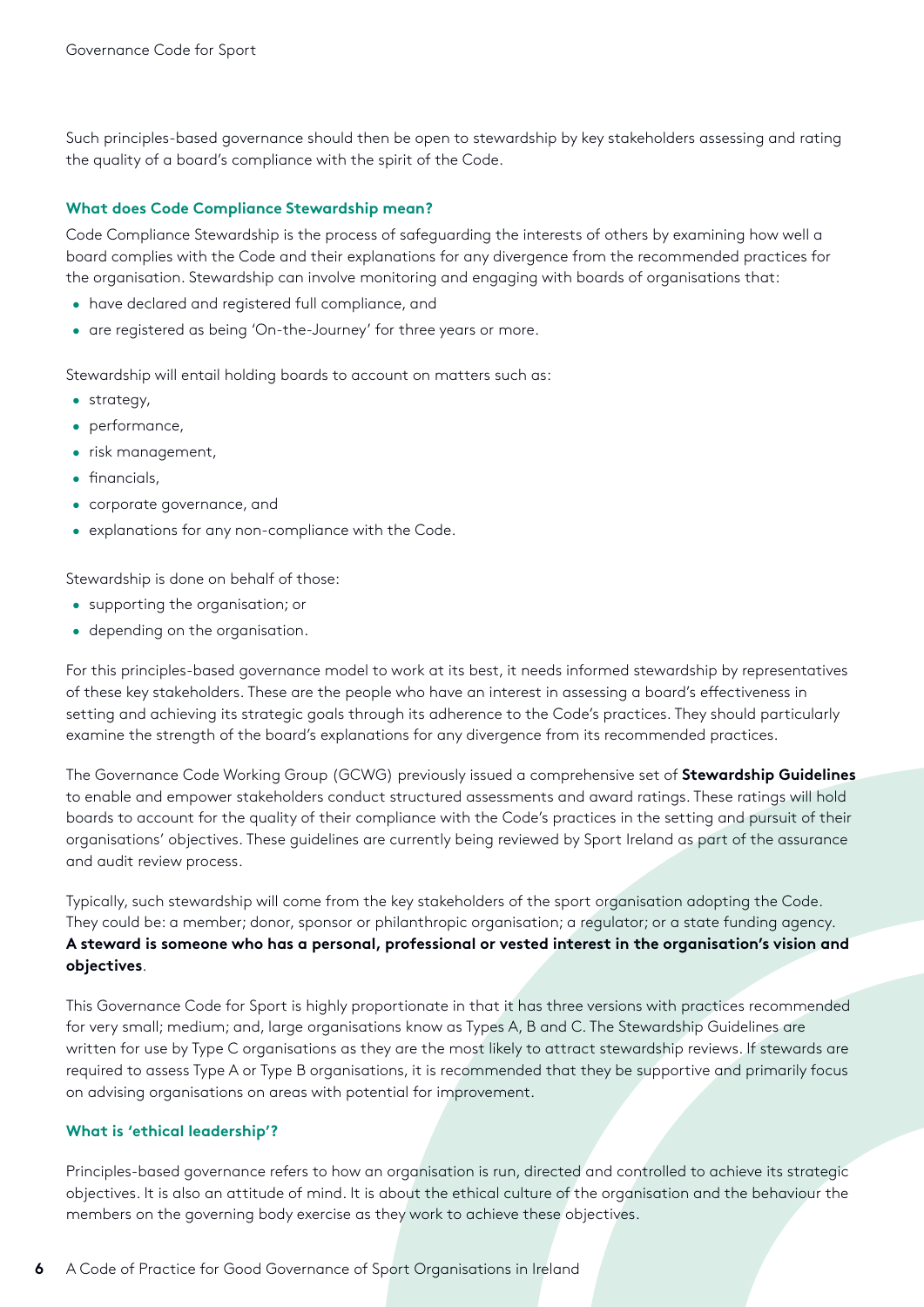Such principles-based governance should then be open to stewardship by key stakeholders assessing and rating the quality of a board's compliance with the spirit of the Code.

### What does Code Compliance Stewardship mean?

Code Compliance Stewardship is the process of safeguarding the interests of others by examining how well a board complies with the Code and their explanations for any divergence from the recommended practices for the organisation. Stewardship can involve monitoring and engaging with boards of organisations that:

- have declared and registered full compliance, and
- are registered as being 'On-the-Journey' for three years or more.

Stewardship will entail holding boards to account on matters such as:

- strategy,
- performance,
- risk management,
- financials,
- corporate governance, and
- explanations for any non-compliance with the Code.

Stewardship is done on behalf of those:

- supporting the organisation; or
- depending on the organisation.

For this principles-based governance model to work at its best, it needs informed stewardship by representatives of these key stakeholders. These are the people who have an interest in assessing a board's effectiveness in setting and achieving its strategic goals through its adherence to the Code's practices. They should particularly examine the strength of the board's explanations for any divergence from its recommended practices.

The Governance Code Working Group (GCWG) previously issued a comprehensive set of **Stewardship Guidelines** to enable and empower stakeholders conduct structured assessments and award ratings. These ratings will hold boards to account for the quality of their compliance with the Code's practices in the setting and pursuit of their organisations' objectives. These guidelines are currently being reviewed by Sport Ireland as part of the assurance and audit review process.

Typically, such stewardship will come from the key stakeholders of the sport organisation adopting the Code. They could be: a member; donor, sponsor or philanthropic organisation; a regulator; or a state funding agency. **A steward is someone who has a personal, professional or vested interest in the organisation's vision and objectives**.

This Governance Code for Sport is highly proportionate in that it has three versions with practices recommended for very small; medium; and, large organisations know as Types A, B and C. The Stewardship Guidelines are written for use by Type C organisations as they are the most likely to attract stewardship reviews. If stewards are required to assess Type A or Type B organisations, it is recommended that they be supportive and primarily focus on advising organisations on areas with potential for improvement.

### What is 'ethical leadership'?

Principles-based governance refers to how an organisation is run, directed and controlled to achieve its strategic objectives. It is also an attitude of mind. It is about the ethical culture of the organisation and the behaviour the members on the governing body exercise as they work to achieve these objectives.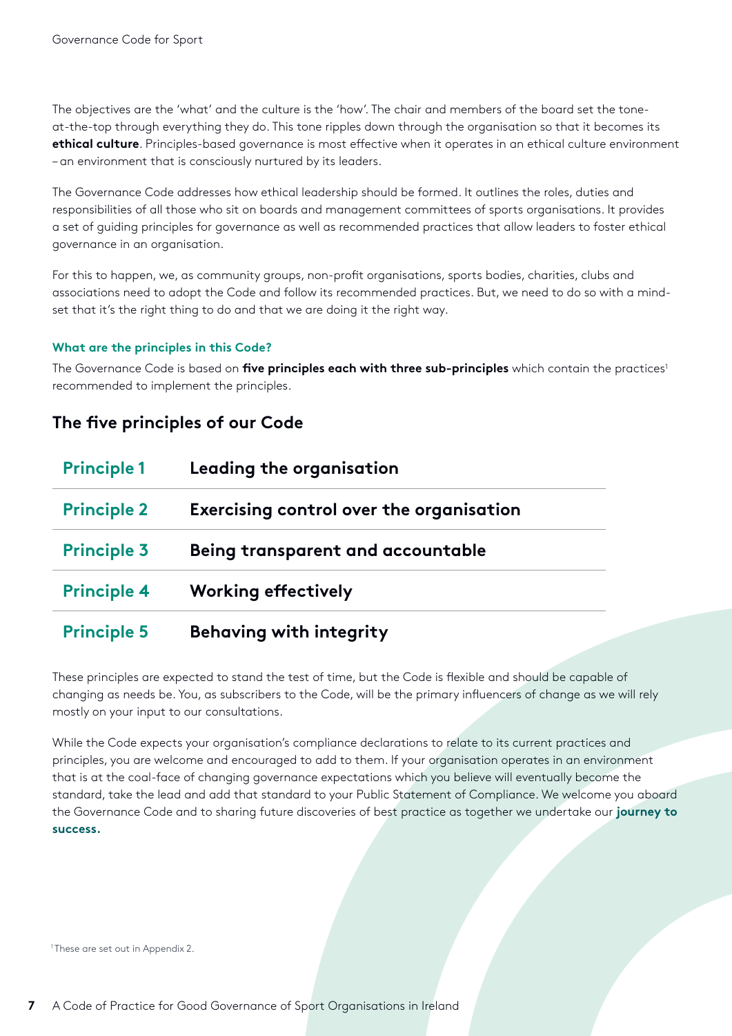The objectives are the 'what' and the culture is the 'how'. The chair and members of the board set the tone-at-the-top through everything they do. This tone ripples down through the organisation so that it becomes its **ethical culture**. Principles-based governance is most effective when it operates in an ethical culture environment – an environment that is consciously nurtured by its leaders.

The Governance Code addresses how ethical leadership should be formed. It outlines the roles, duties and responsibilities of all those who sit on boards and management committees of sports organisations. It provides a set of guiding principles for governance as well as recommended practices that allow leaders to foster ethical governance in an organisation.

For this to happen, we, as community groups, non-profit organisations, sports bodies, charities, clubs and associations need to adopt the Code and follow its recommended practices. But, we need to do so with a mind-set that it's the right thing to do and that we are doing it the right way.

#### What are the principles in this Code?

The Governance Code is based on **five principles each with three sub-principles** which contain the practices[1] recommended to implement the principles.

## The five principles of our Code

| | |
|---|---|
| **Principle 1** | **Leading the organisation** |
| **Principle 2** | **Exercising control over the organisation** |
| **Principle 3** | **Being transparent and accountable** |
| **Principle 4** | **Working effectively** |
| **Principle 5** | **Behaving with integrity** |

These principles are expected to stand the test of time, but the Code is flexible and should be capable of changing as needs be. You, as subscribers to the Code, will be the primary influencers of change as we will rely mostly on your input to our consultations.

While the Code expects your organisation's compliance declarations to relate to its current practices and principles, you are welcome and encouraged to add to them. If your organisation operates in an environment that is at the coal-face of changing governance expectations which you believe will eventually become the standard, take the lead and add that standard to your Public Statement of Compliance. We welcome you aboard the Governance Code and to sharing future discoveries of best practice as together we undertake our **journey to success.**

[1] These are set out in Appendix 2.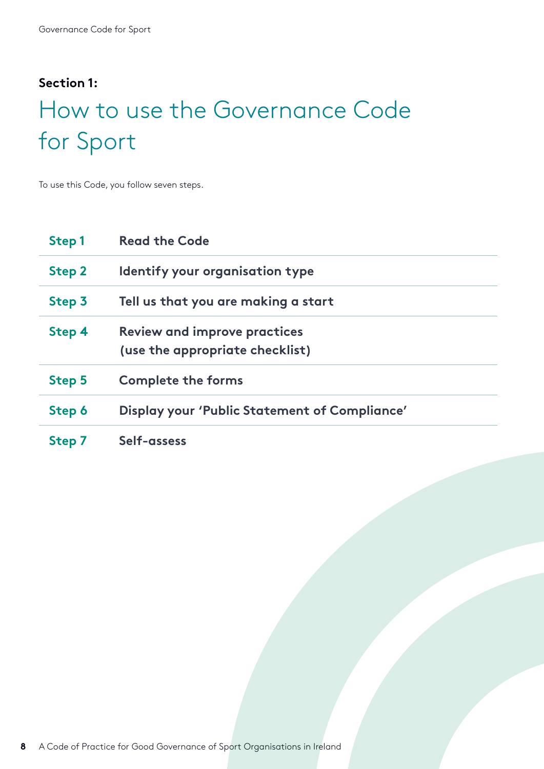**Section 1:**

# How to use the Governance Code for Sport

To use this Code, you follow seven steps.

| | |
|---|---|
| **Step 1** | **Read the Code** |
| **Step 2** | **Identify your organisation type** |
| **Step 3** | **Tell us that you are making a start** |
| **Step 4** | **Review and improve practices (use the appropriate checklist)** |
| **Step 5** | **Complete the forms** |
| **Step 6** | **Display your 'Public Statement of Compliance'** |
| **Step 7** | **Self-assess** |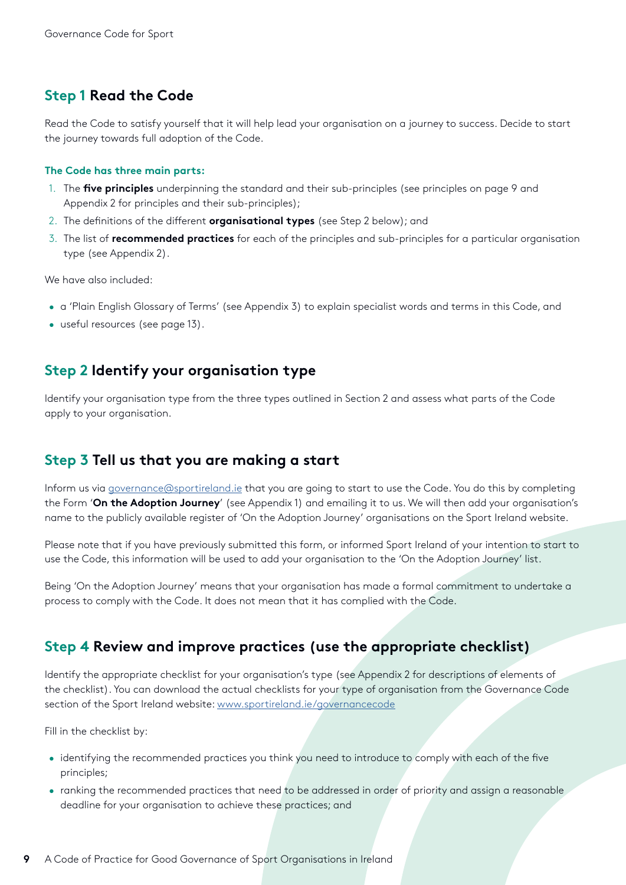## Step 1 Read the Code

Read the Code to satisfy yourself that it will help lead your organisation on a journey to success. Decide to start the journey towards full adoption of the Code.

### The Code has three main parts:

1. The **five principles** underpinning the standard and their sub-principles (see principles on page 9 and Appendix 2 for principles and their sub-principles);
2. The definitions of the different **organisational types** (see Step 2 below); and
3. The list of **recommended practices** for each of the principles and sub-principles for a particular organisation type (see Appendix 2).

We have also included:

- a 'Plain English Glossary of Terms' (see Appendix 3) to explain specialist words and terms in this Code, and
- useful resources (see page 13).

## Step 2 Identify your organisation type

Identify your organisation type from the three types outlined in Section 2 and assess what parts of the Code apply to your organisation.

## Step 3 Tell us that you are making a start

Inform us via governance@sportireland.ie that you are going to start to use the Code. You do this by completing the Form '**On the Adoption Journey**' (see Appendix 1) and emailing it to us. We will then add your organisation's name to the publicly available register of 'On the Adoption Journey' organisations on the Sport Ireland website.

Please note that if you have previously submitted this form, or informed Sport Ireland of your intention to start to use the Code, this information will be used to add your organisation to the 'On the Adoption Journey' list.

Being 'On the Adoption Journey' means that your organisation has made a formal commitment to undertake a process to comply with the Code. It does not mean that it has complied with the Code.

## Step 4 Review and improve practices (use the appropriate checklist)

Identify the appropriate checklist for your organisation's type (see Appendix 2 for descriptions of elements of the checklist). You can download the actual checklists for your type of organisation from the Governance Code section of the Sport Ireland website: www.sportireland.ie/governancecode

Fill in the checklist by:

- identifying the recommended practices you think you need to introduce to comply with each of the five principles;
- ranking the recommended practices that need to be addressed in order of priority and assign a reasonable deadline for your organisation to achieve these practices; and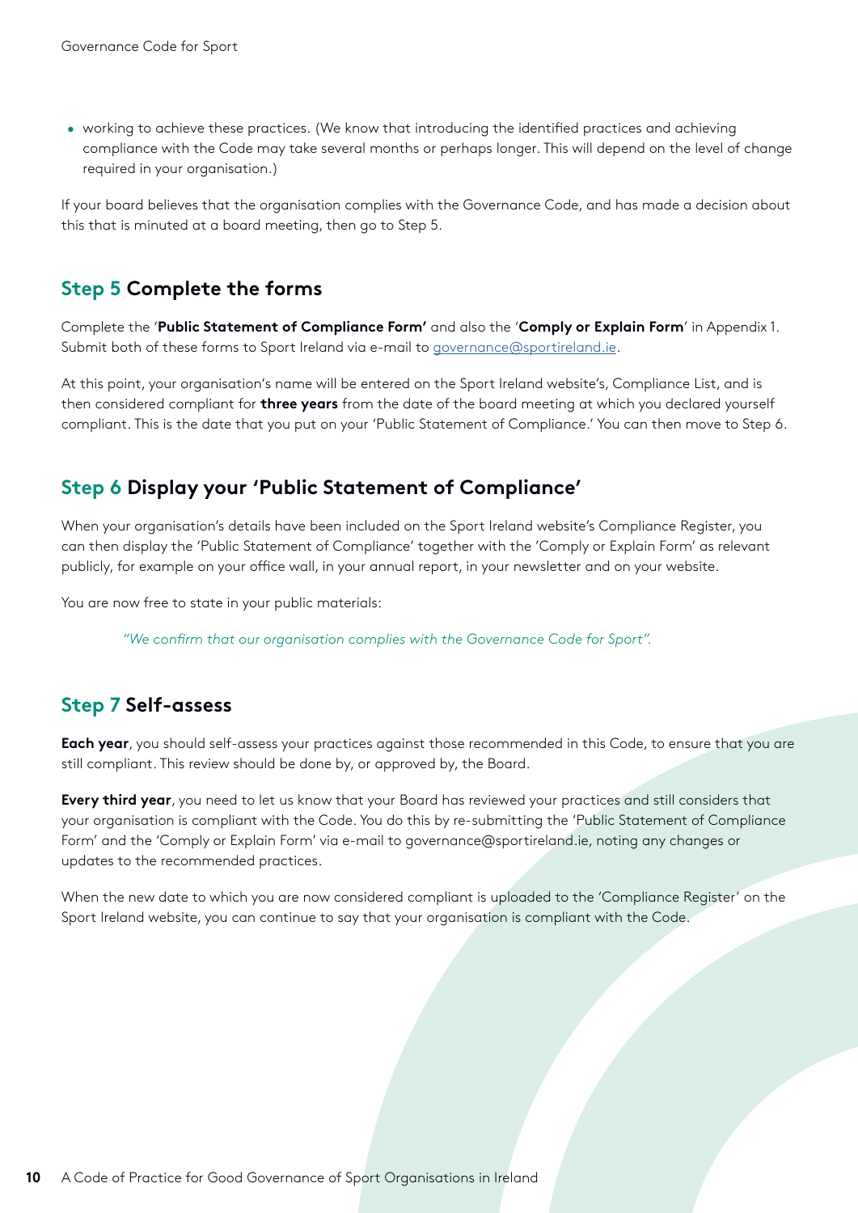- working to achieve these practices. (We know that introducing the identified practices and achieving compliance with the Code may take several months or perhaps longer. This will depend on the level of change required in your organisation.)

If your board believes that the organisation complies with the Governance Code, and has made a decision about this that is minuted at a board meeting, then go to Step 5.

## Step 5 Complete the forms

Complete the '**Public Statement of Compliance Form'** and also the '**Comply or Explain Form**' in Appendix 1. Submit both of these forms to Sport Ireland via e-mail to governance@sportireland.ie.

At this point, your organisation's name will be entered on the Sport Ireland website's, Compliance List, and is then considered compliant for **three years** from the date of the board meeting at which you declared yourself compliant. This is the date that you put on your 'Public Statement of Compliance.' You can then move to Step 6.

## Step 6 Display your 'Public Statement of Compliance'

When your organisation's details have been included on the Sport Ireland website's Compliance Register, you can then display the 'Public Statement of Compliance' together with the 'Comply or Explain Form' as relevant publicly, for example on your office wall, in your annual report, in your newsletter and on your website.

You are now free to state in your public materials:

> *"We confirm that our organisation complies with the Governance Code for Sport".*

## Step 7 Self-assess

**Each year**, you should self-assess your practices against those recommended in this Code, to ensure that you are still compliant. This review should be done by, or approved by, the Board.

**Every third year**, you need to let us know that your Board has reviewed your practices and still considers that your organisation is compliant with the Code. You do this by re-submitting the 'Public Statement of Compliance Form' and the 'Comply or Explain Form' via e-mail to governance@sportireland.ie, noting any changes or updates to the recommended practices.

When the new date to which you are now considered compliant is uploaded to the 'Compliance Register' on the Sport Ireland website, you can continue to say that your organisation is compliant with the Code.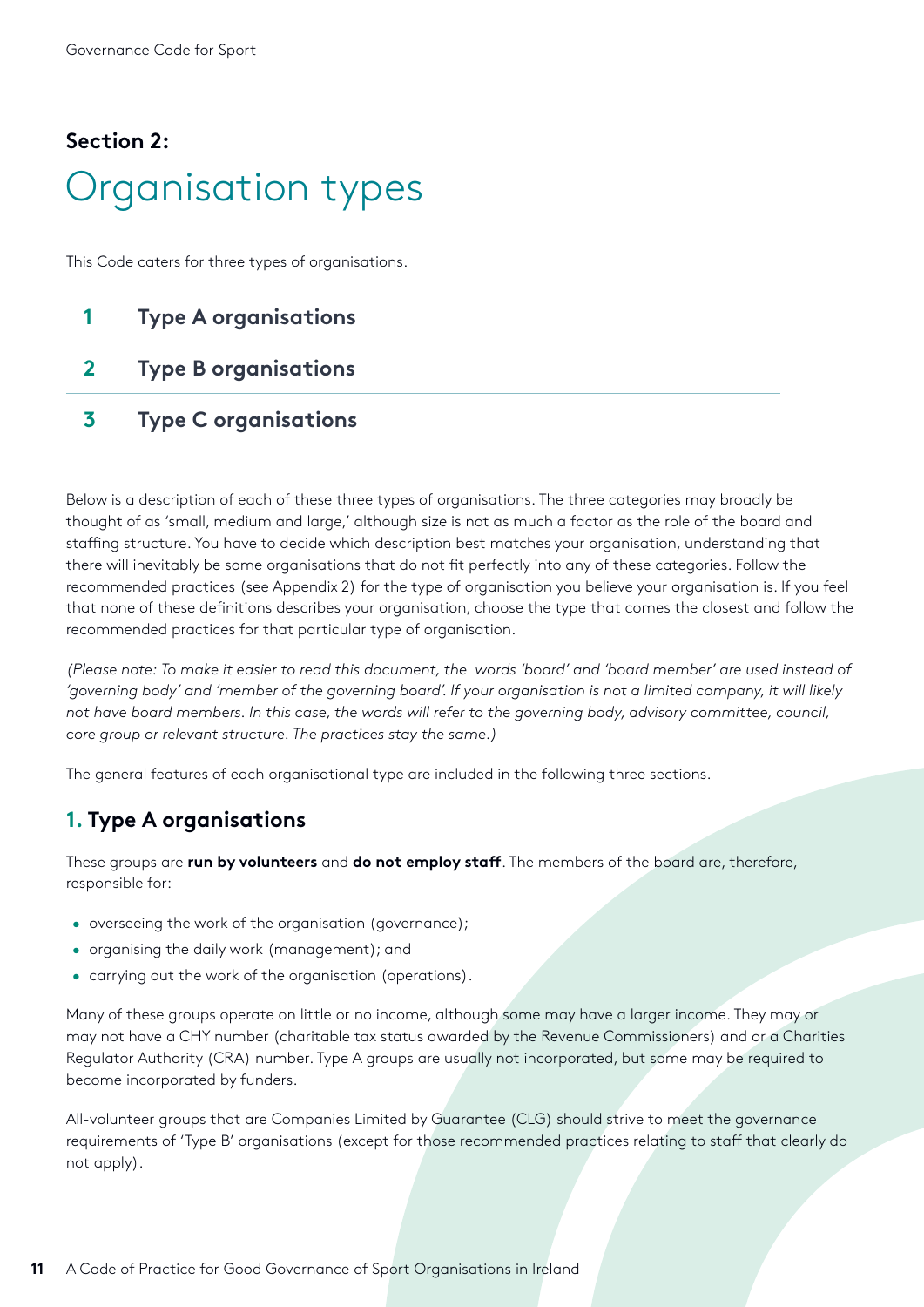## Section 2:

# Organisation types

This Code caters for three types of organisations.

1. **Type A organisations**
2. **Type B organisations**
3. **Type C organisations**

Below is a description of each of these three types of organisations. The three categories may broadly be thought of as 'small, medium and large,' although size is not as much a factor as the role of the board and staffing structure. You have to decide which description best matches your organisation, understanding that there will inevitably be some organisations that do not fit perfectly into any of these categories. Follow the recommended practices (see Appendix 2) for the type of organisation you believe your organisation is. If you feel that none of these definitions describes your organisation, choose the type that comes the closest and follow the recommended practices for that particular type of organisation.

*(Please note: To make it easier to read this document, the words 'board' and 'board member' are used instead of 'governing body' and 'member of the governing board'. If your organisation is not a limited company, it will likely not have board members. In this case, the words will refer to the governing body, advisory committee, council, core group or relevant structure. The practices stay the same.)*

The general features of each organisational type are included in the following three sections.

## 1. Type A organisations

These groups are **run by volunteers** and **do not employ staff**. The members of the board are, therefore, responsible for:

- overseeing the work of the organisation (governance);
- organising the daily work (management); and
- carrying out the work of the organisation (operations).

Many of these groups operate on little or no income, although some may have a larger income. They may or may not have a CHY number (charitable tax status awarded by the Revenue Commissioners) and or a Charities Regulator Authority (CRA) number. Type A groups are usually not incorporated, but some may be required to become incorporated by funders.

All-volunteer groups that are Companies Limited by Guarantee (CLG) should strive to meet the governance requirements of 'Type B' organisations (except for those recommended practices relating to staff that clearly do not apply).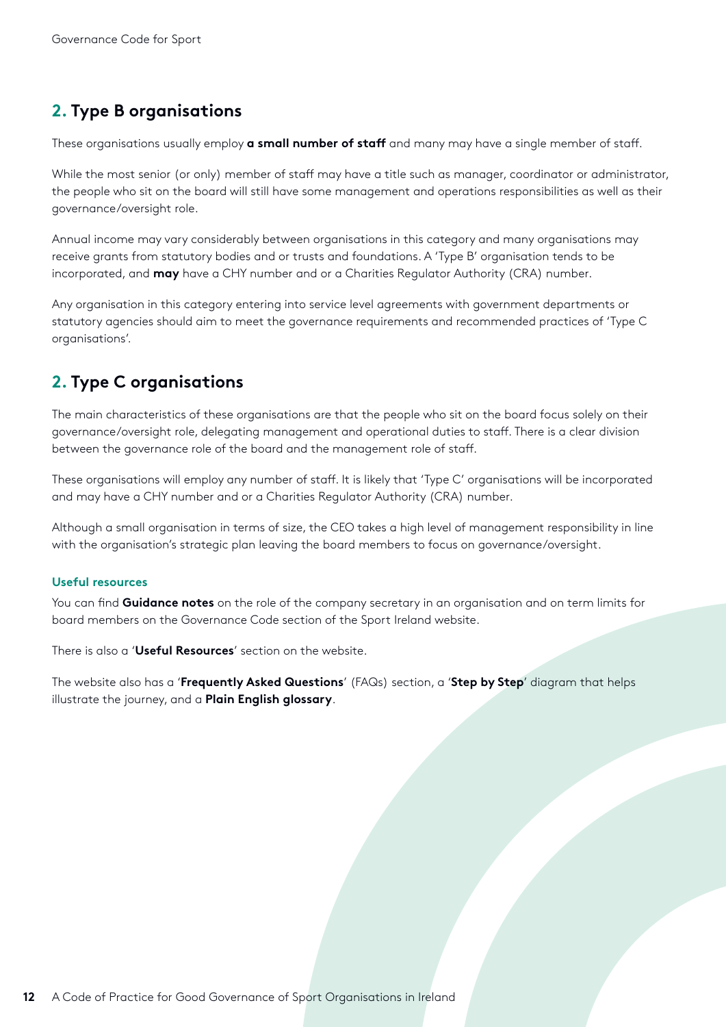## 2. Type B organisations

These organisations usually employ **a small number of staff** and many may have a single member of staff.

While the most senior (or only) member of staff may have a title such as manager, coordinator or administrator, the people who sit on the board will still have some management and operations responsibilities as well as their governance/oversight role.

Annual income may vary considerably between organisations in this category and many organisations may receive grants from statutory bodies and or trusts and foundations. A 'Type B' organisation tends to be incorporated, and **may** have a CHY number and or a Charities Regulator Authority (CRA) number.

Any organisation in this category entering into service level agreements with government departments or statutory agencies should aim to meet the governance requirements and recommended practices of 'Type C organisations'.

## 2. Type C organisations

The main characteristics of these organisations are that the people who sit on the board focus solely on their governance/oversight role, delegating management and operational duties to staff. There is a clear division between the governance role of the board and the management role of staff.

These organisations will employ any number of staff. It is likely that 'Type C' organisations will be incorporated and may have a CHY number and or a Charities Regulator Authority (CRA) number.

Although a small organisation in terms of size, the CEO takes a high level of management responsibility in line with the organisation's strategic plan leaving the board members to focus on governance/oversight.

#### Useful resources

You can find **Guidance notes** on the role of the company secretary in an organisation and on term limits for board members on the Governance Code section of the Sport Ireland website.

There is also a '**Useful Resources**' section on the website.

The website also has a '**Frequently Asked Questions**' (FAQs) section, a '**Step by Step**' diagram that helps illustrate the journey, and a **Plain English glossary**.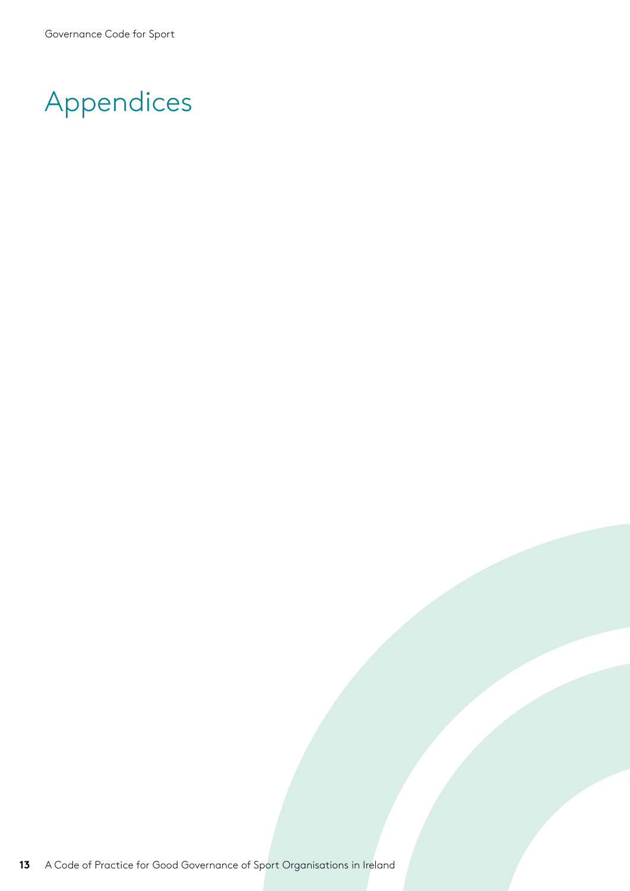# Appendices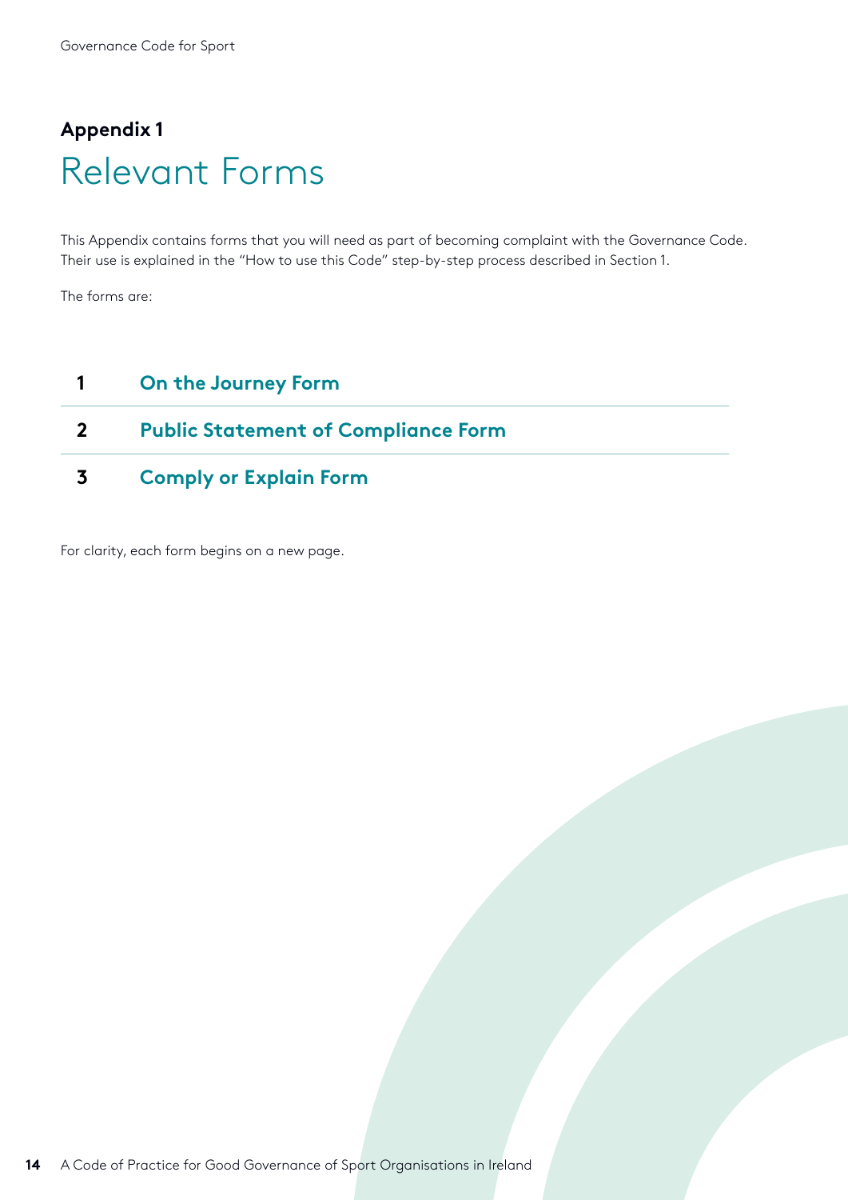**Appendix 1**

# Relevant Forms

This Appendix contains forms that you will need as part of becoming complaint with the Governance Code. Their use is explained in the "How to use this Code" step-by-step process described in Section 1.

The forms are:

| | |
|---|---|
| **1** | **On the Journey Form** |
| **2** | **Public Statement of Compliance Form** |
| **3** | **Comply or Explain Form** |

For clarity, each form begins on a new page.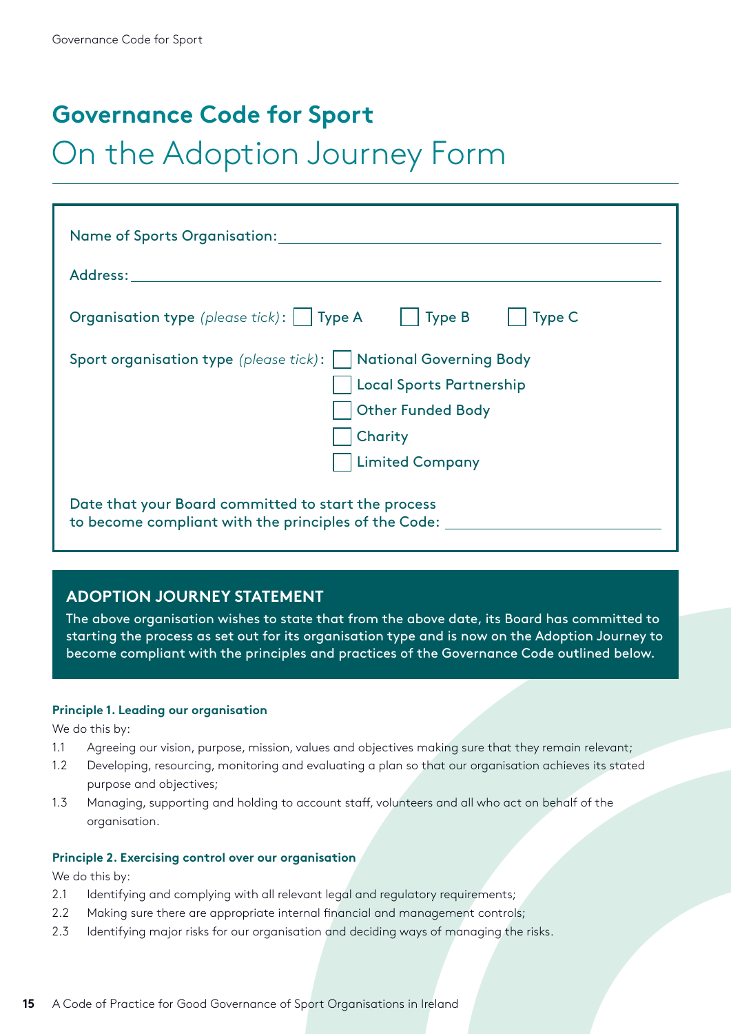# Governance Code for Sport

## On the Adoption Journey Form

Name of Sports Organisation: ______________________________

Address: ______________________________

Organisation type *(please tick)*: ☐ Type A ☐ Type B ☐ Type C

Sport organisation type *(please tick)*:
- ☐ National Governing Body
- ☐ Local Sports Partnership
- ☐ Other Funded Body
- ☐ Charity
- ☐ Limited Company

Date that your Board committed to start the process to become compliant with the principles of the Code: ______________

### ADOPTION JOURNEY STATEMENT

The above organisation wishes to state that from the above date, its Board has committed to starting the process as set out for its organisation type and is now on the Adoption Journey to become compliant with the principles and practices of the Governance Code outlined below.

**Principle 1. Leading our organisation**

We do this by:

1.1 Agreeing our vision, purpose, mission, values and objectives making sure that they remain relevant;

1.2 Developing, resourcing, monitoring and evaluating a plan so that our organisation achieves its stated purpose and objectives;

1.3 Managing, supporting and holding to account staff, volunteers and all who act on behalf of the organisation.

**Principle 2. Exercising control over our organisation**

We do this by:

2.1 Identifying and complying with all relevant legal and regulatory requirements;

2.2 Making sure there are appropriate internal financial and management controls;

2.3 Identifying major risks for our organisation and deciding ways of managing the risks.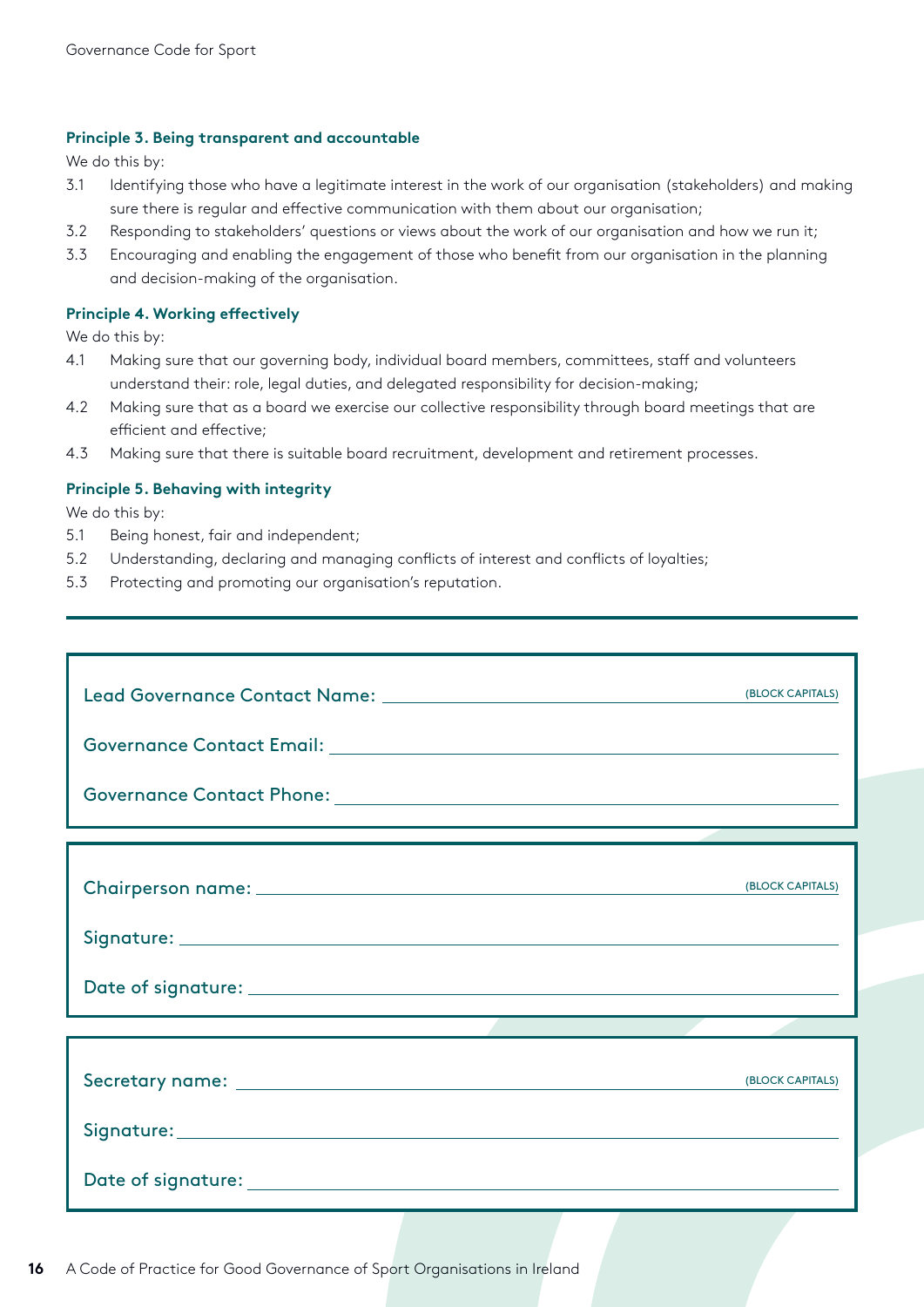**Principle 3. Being transparent and accountable**

We do this by:

3.1 Identifying those who have a legitimate interest in the work of our organisation (stakeholders) and making sure there is regular and effective communication with them about our organisation;

3.2 Responding to stakeholders' questions or views about the work of our organisation and how we run it;

3.3 Encouraging and enabling the engagement of those who benefit from our organisation in the planning and decision-making of the organisation.

**Principle 4. Working effectively**

We do this by:

4.1 Making sure that our governing body, individual board members, committees, staff and volunteers understand their: role, legal duties, and delegated responsibility for decision-making;

4.2 Making sure that as a board we exercise our collective responsibility through board meetings that are efficient and effective;

4.3 Making sure that there is suitable board recruitment, development and retirement processes.

**Principle 5. Behaving with integrity**

We do this by:

5.1 Being honest, fair and independent;

5.2 Understanding, declaring and managing conflicts of interest and conflicts of loyalties;

5.3 Protecting and promoting our organisation's reputation.

---

Lead Governance Contact Name: ______________________ (BLOCK CAPITALS)

Governance Contact Email: ______________________

Governance Contact Phone: ______________________

---

Chairperson name: ______________________ (BLOCK CAPITALS)

Signature: ______________________

Date of signature: ______________________

---

Secretary name: ______________________ (BLOCK CAPITALS)

Signature: ______________________

Date of signature: ______________________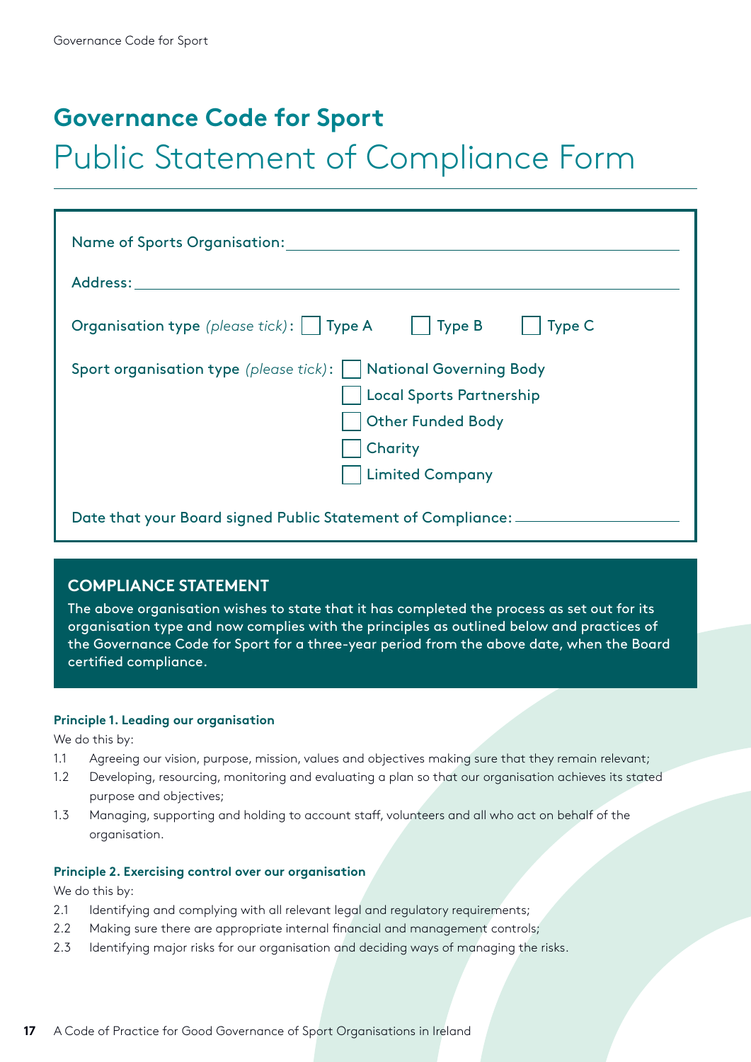# Governance Code for Sport

## Public Statement of Compliance Form

Name of Sports Organisation: \_\_\_\_\_\_\_\_\_\_\_\_\_\_\_\_\_\_\_\_\_\_\_\_\_\_\_\_\_\_

Address: \_\_\_\_\_\_\_\_\_\_\_\_\_\_\_\_\_\_\_\_\_\_\_\_\_\_\_\_\_\_

Organisation type *(please tick)*: ☐ Type A ☐ Type B ☐ Type C

Sport organisation type *(please tick)*:
- ☐ National Governing Body
- ☐ Local Sports Partnership
- ☐ Other Funded Body
- ☐ Charity
- ☐ Limited Company

Date that your Board signed Public Statement of Compliance: \_\_\_\_\_\_\_\_\_\_\_\_\_\_\_\_

### COMPLIANCE STATEMENT

The above organisation wishes to state that it has completed the process as set out for its organisation type and now complies with the principles as outlined below and practices of the Governance Code for Sport for a three-year period from the above date, when the Board certified compliance.

**Principle 1. Leading our organisation**

We do this by:

1.1 Agreeing our vision, purpose, mission, values and objectives making sure that they remain relevant;

1.2 Developing, resourcing, monitoring and evaluating a plan so that our organisation achieves its stated purpose and objectives;

1.3 Managing, supporting and holding to account staff, volunteers and all who act on behalf of the organisation.

**Principle 2. Exercising control over our organisation**

We do this by:

2.1 Identifying and complying with all relevant legal and regulatory requirements;

2.2 Making sure there are appropriate internal financial and management controls;

2.3 Identifying major risks for our organisation and deciding ways of managing the risks.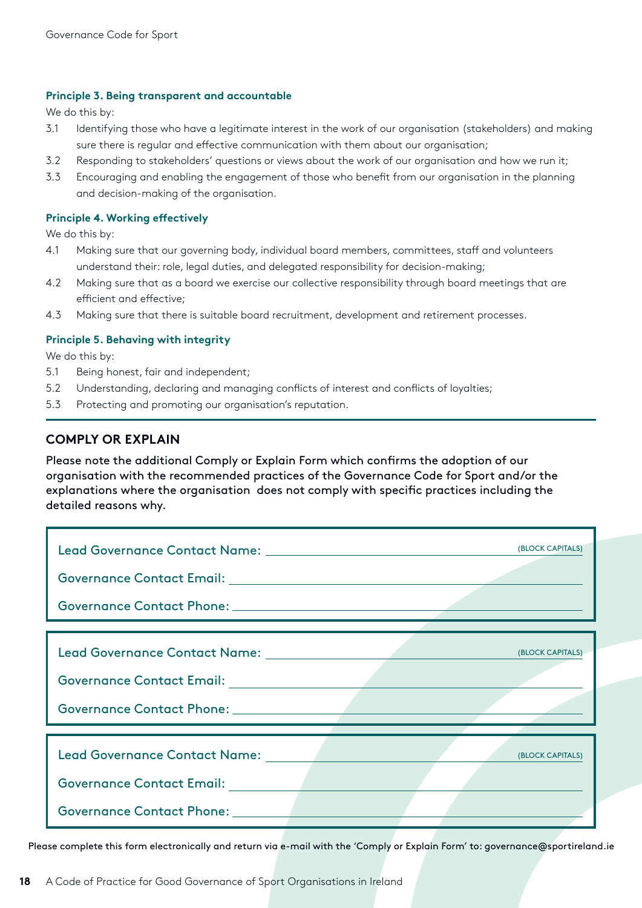#### Principle 3. Being transparent and accountable

We do this by:

3.1 Identifying those who have a legitimate interest in the work of our organisation (stakeholders) and making sure there is regular and effective communication with them about our organisation;

3.2 Responding to stakeholders' questions or views about the work of our organisation and how we run it;

3.3 Encouraging and enabling the engagement of those who benefit from our organisation in the planning and decision-making of the organisation.

#### Principle 4. Working effectively

We do this by:

4.1 Making sure that our governing body, individual board members, committees, staff and volunteers understand their: role, legal duties, and delegated responsibility for decision-making;

4.2 Making sure that as a board we exercise our collective responsibility through board meetings that are efficient and effective;

4.3 Making sure that there is suitable board recruitment, development and retirement processes.

#### Principle 5. Behaving with integrity

We do this by:

5.1 Being honest, fair and independent;

5.2 Understanding, declaring and managing conflicts of interest and conflicts of loyalties;

5.3 Protecting and promoting our organisation's reputation.

## COMPLY OR EXPLAIN

**Please note the additional Comply or Explain Form which confirms the adoption of our organisation with the recommended practices of the Governance Code for Sport and/or the explanations where the organisation does not comply with specific practices including the detailed reasons why.**

Lead Governance Contact Name: ______________________ (BLOCK CAPITALS)

Governance Contact Email: ______________________

Governance Contact Phone: ______________________

Lead Governance Contact Name: ______________________ (BLOCK CAPITALS)

Governance Contact Email: ______________________

Governance Contact Phone: ______________________

Lead Governance Contact Name: ______________________ (BLOCK CAPITALS)

Governance Contact Email: ______________________

Governance Contact Phone: ______________________

**Please complete this form electronically and return via e-mail with the 'Comply or Explain Form' to: governance@sportireland.ie**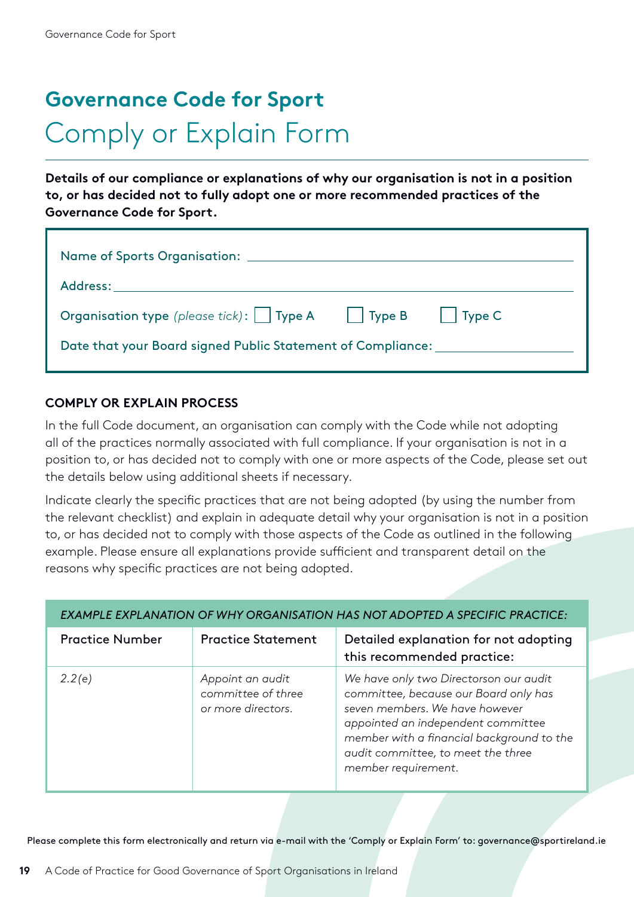# Governance Code for Sport

## Comply or Explain Form

**Details of our compliance or explanations of why our organisation is not in a position to, or has decided not to fully adopt one or more recommended practices of the Governance Code for Sport.**

Name of Sports Organisation: ______________________________

Address: ______________________________

Organisation type *(please tick)*: ☐ Type A ☐ Type B ☐ Type C

Date that your Board signed Public Statement of Compliance: ______________________________

### COMPLY OR EXPLAIN PROCESS

In the full Code document, an organisation can comply with the Code while not adopting all of the practices normally associated with full compliance. If your organisation is not in a position to, or has decided not to comply with one or more aspects of the Code, please set out the details below using additional sheets if necessary.

Indicate clearly the specific practices that are not being adopted (by using the number from the relevant checklist) and explain in adequate detail why your organisation is not in a position to, or has decided not to comply with those aspects of the Code as outlined in the following example. Please ensure all explanations provide sufficient and transparent detail on the reasons why specific practices are not being adopted.

*EXAMPLE EXPLANATION OF WHY ORGANISATION HAS NOT ADOPTED A SPECIFIC PRACTICE:*

| Practice Number | Practice Statement | Detailed explanation for not adopting this recommended practice: |
|---|---|---|
| *2.2(e)* | *Appoint an audit committee of three or more directors.* | *We have only two Directorson our audit committee, because our Board only has seven members. We have however appointed an independent committee member with a financial background to the audit committee, to meet the three member requirement.* |

**Please complete this form electronically and return via e-mail with the 'Comply or Explain Form' to: governance@sportireland.ie**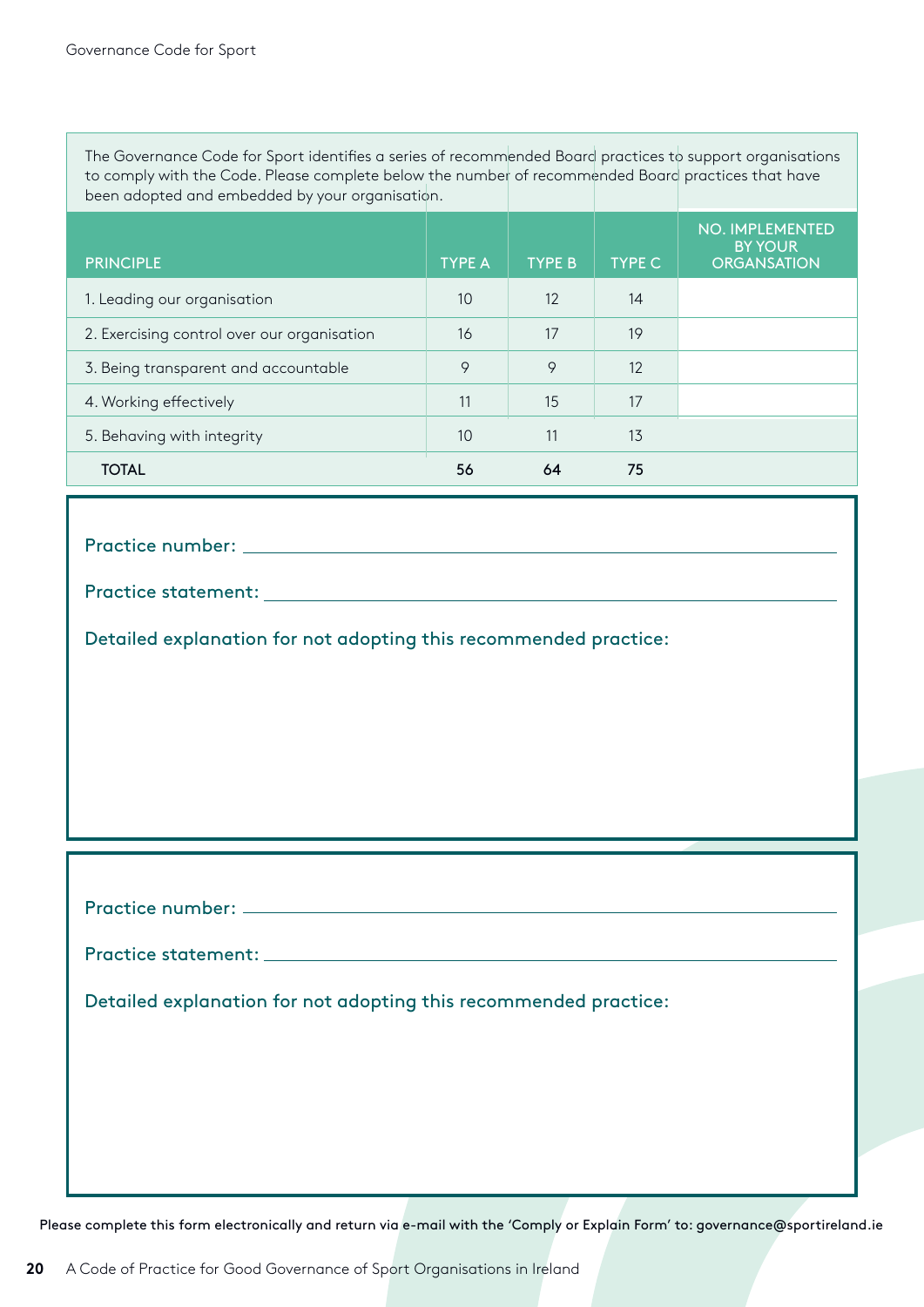The Governance Code for Sport identifies a series of recommended Board practices to support organisations to comply with the Code. Please complete below the number of recommended Board practices that have been adopted and embedded by your organisation.

| PRINCIPLE | TYPE A | TYPE B | TYPE C | NO. IMPLEMENTED BY YOUR ORGANSATION |
|---|---|---|---|---|
| 1. Leading our organisation | 10 | 12 | 14 | |
| 2. Exercising control over our organisation | 16 | 17 | 19 | |
| 3. Being transparent and accountable | 9 | 9 | 12 | |
| 4. Working effectively | 11 | 15 | 17 | |
| 5. Behaving with integrity | 10 | 11 | 13 | |
| **TOTAL** | **56** | **64** | **75** | |

Practice number: ______________________________

Practice statement: ______________________________

Detailed explanation for not adopting this recommended practice:

Practice number: ______________________________

Practice statement: ______________________________

Detailed explanation for not adopting this recommended practice:

**Please complete this form electronically and return via e-mail with the 'Comply or Explain Form' to: governance@sportireland.ie**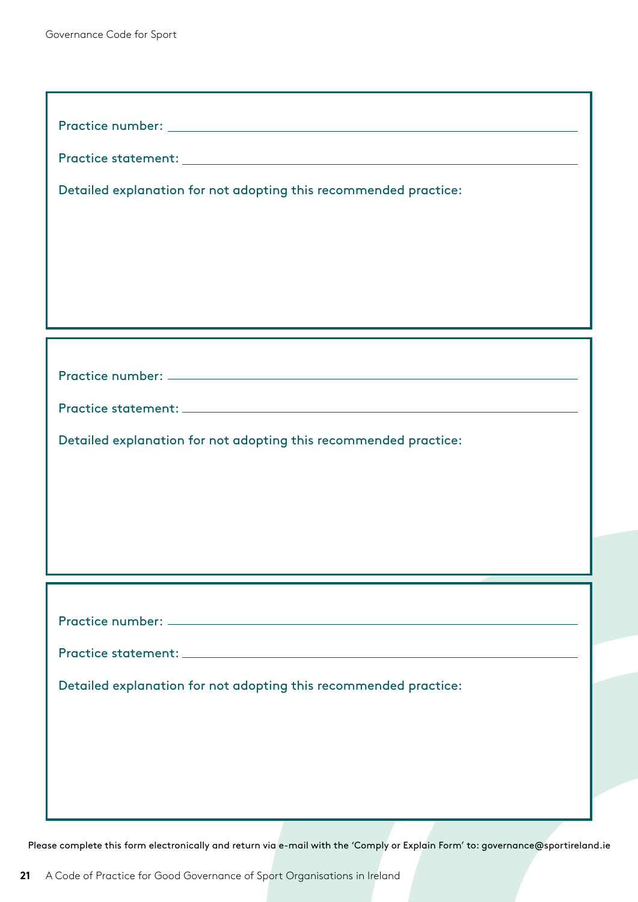Practice number: \_\_\_\_\_\_\_\_\_\_\_\_\_\_\_\_\_\_\_\_\_\_\_\_\_\_\_\_\_\_\_\_\_\_\_\_\_\_\_\_

Practice statement: \_\_\_\_\_\_\_\_\_\_\_\_\_\_\_\_\_\_\_\_\_\_\_\_\_\_\_\_\_\_\_\_\_\_\_\_\_\_\_\_

Detailed explanation for not adopting this recommended practice:

---

Practice number: \_\_\_\_\_\_\_\_\_\_\_\_\_\_\_\_\_\_\_\_\_\_\_\_\_\_\_\_\_\_\_\_\_\_\_\_\_\_\_\_

Practice statement: \_\_\_\_\_\_\_\_\_\_\_\_\_\_\_\_\_\_\_\_\_\_\_\_\_\_\_\_\_\_\_\_\_\_\_\_\_\_\_\_

Detailed explanation for not adopting this recommended practice:

---

Practice number: \_\_\_\_\_\_\_\_\_\_\_\_\_\_\_\_\_\_\_\_\_\_\_\_\_\_\_\_\_\_\_\_\_\_\_\_\_\_\_\_

Practice statement: \_\_\_\_\_\_\_\_\_\_\_\_\_\_\_\_\_\_\_\_\_\_\_\_\_\_\_\_\_\_\_\_\_\_\_\_\_\_\_\_

Detailed explanation for not adopting this recommended practice:

---

**Please complete this form electronically and return via e-mail with the 'Comply or Explain Form' to: governance@sportireland.ie**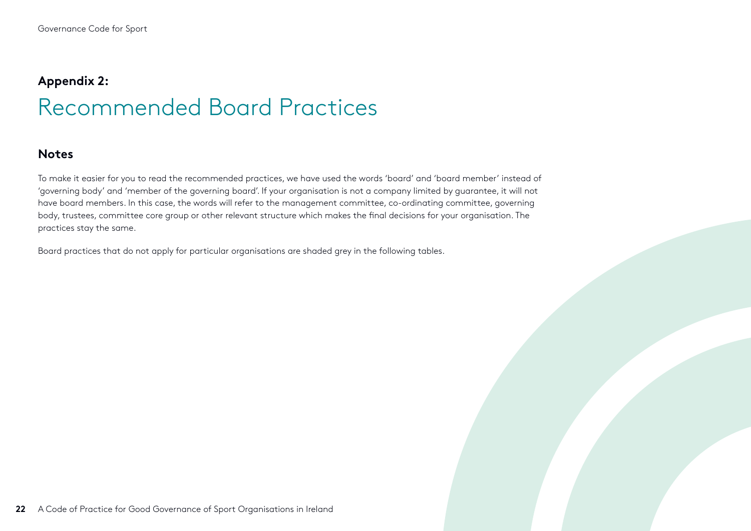# Appendix 2:
# Recommended Board Practices

## Notes

To make it easier for you to read the recommended practices, we have used the words 'board' and 'board member' instead of 'governing body' and 'member of the governing board'. If your organisation is not a company limited by guarantee, it will not have board members. In this case, the words will refer to the management committee, co-ordinating committee, governing body, trustees, committee core group or other relevant structure which makes the final decisions for your organisation. The practices stay the same.

Board practices that do not apply for particular organisations are shaded grey in the following tables.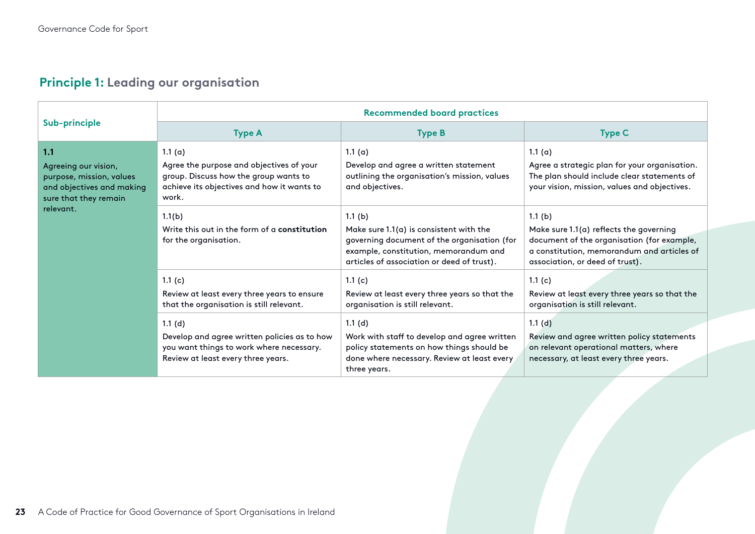## **Principle 1:** Leading our organisation

| Sub-principle | Recommended board practices | | |
|---|---|---|---|
| | **Type A** | **Type B** | **Type C** |
| **1.1** Agreeing our vision, purpose, mission, values and objectives and making sure that they remain relevant. | 1.1 (a) Agree the purpose and objectives of your group. Discuss how the group wants to achieve its objectives and how it wants to work. | 1.1 (a) Develop and agree a written statement outlining the organisation's mission, values and objectives. | 1.1 (a) Agree a strategic plan for your organisation. The plan should include clear statements of your vision, mission, values and objectives. |
| | 1.1(b) Write this out in the form of a **constitution** for the organisation. | 1.1 (b) Make sure 1.1(a) is consistent with the governing document of the organisation (for example, constitution, memorandum and articles of association or deed of trust). | 1.1 (b) Make sure 1.1(a) reflects the governing document of the organisation (for example, a constitution, memorandum and articles of association, or deed of trust). |
| | 1.1 (c) Review at least every three years to ensure that the organisation is still relevant. | 1.1 (c) Review at least every three years so that the organisation is still relevant. | 1.1 (c) Review at least every three years so that the organisation is still relevant. |
| | 1.1 (d) Develop and agree written policies as to how you want things to work where necessary. Review at least every three years. | 1.1 (d) Work with staff to develop and agree written policy statements on how things should be done where necessary. Review at least every three years. | 1.1 (d) Review and agree written policy statements on relevant operational matters, where necessary, at least every three years. |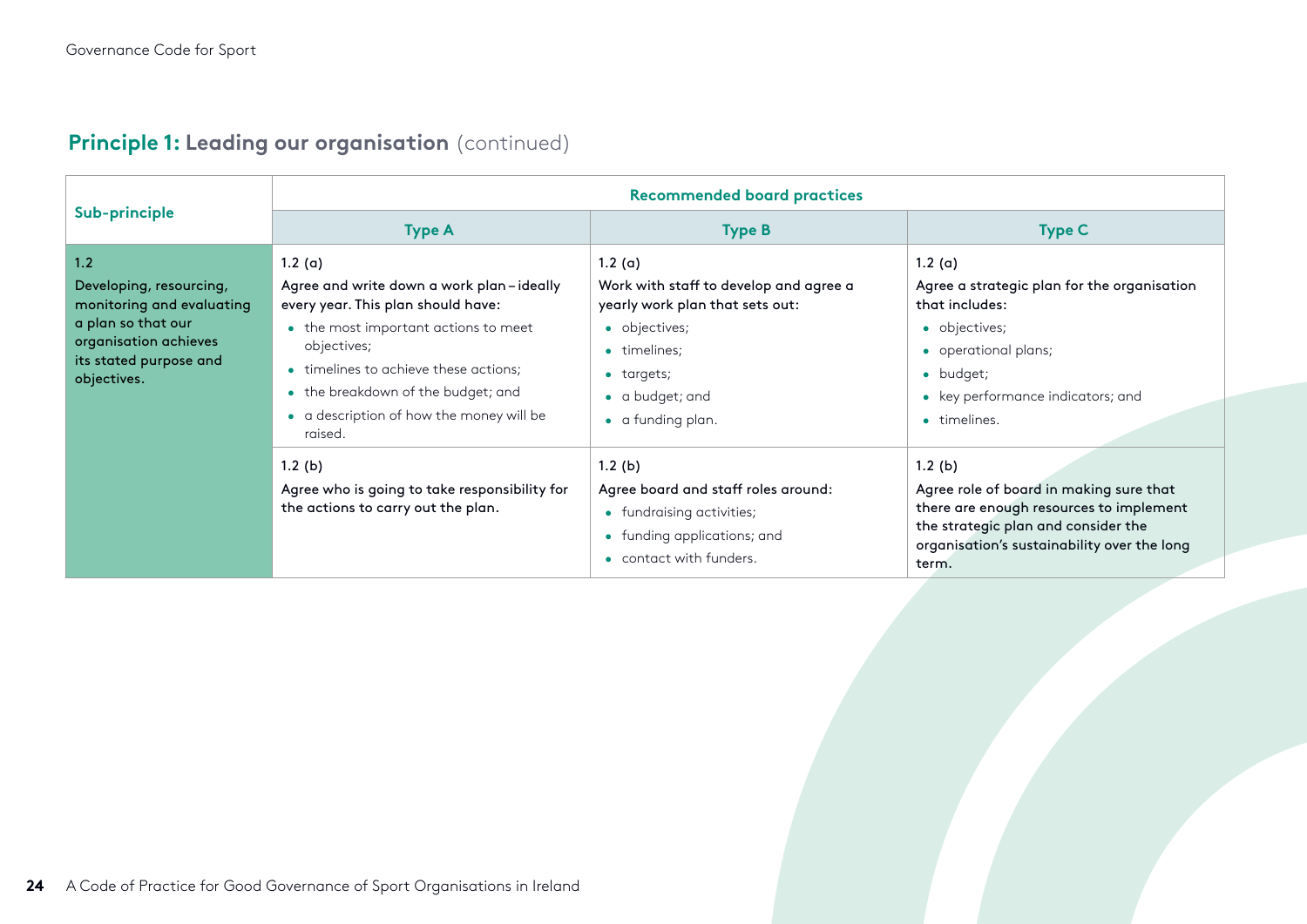## Principle 1: Leading our organisation (continued)

| Sub-principle | Recommended board practices | | |
|---|---|---|---|
| | **Type A** | **Type B** | **Type C** |
| **1.2** Developing, resourcing, monitoring and evaluating a plan so that our organisation achieves its stated purpose and objectives. | 1.2 (a) Agree and write down a work plan – ideally every year. This plan should have: <br>• the most important actions to meet objectives; <br>• timelines to achieve these actions; <br>• the breakdown of the budget; and <br>• a description of how the money will be raised. | 1.2 (a) Work with staff to develop and agree a yearly work plan that sets out: <br>• objectives; <br>• timelines; <br>• targets; <br>• a budget; and <br>• a funding plan. | 1.2 (a) Agree a strategic plan for the organisation that includes: <br>• objectives; <br>• operational plans; <br>• budget; <br>• key performance indicators; and <br>• timelines. |
| | 1.2 (b) Agree who is going to take responsibility for the actions to carry out the plan. | 1.2 (b) Agree board and staff roles around: <br>• fundraising activities; <br>• funding applications; and <br>• contact with funders. | 1.2 (b) Agree role of board in making sure that there are enough resources to implement the strategic plan and consider the organisation's sustainability over the long term. |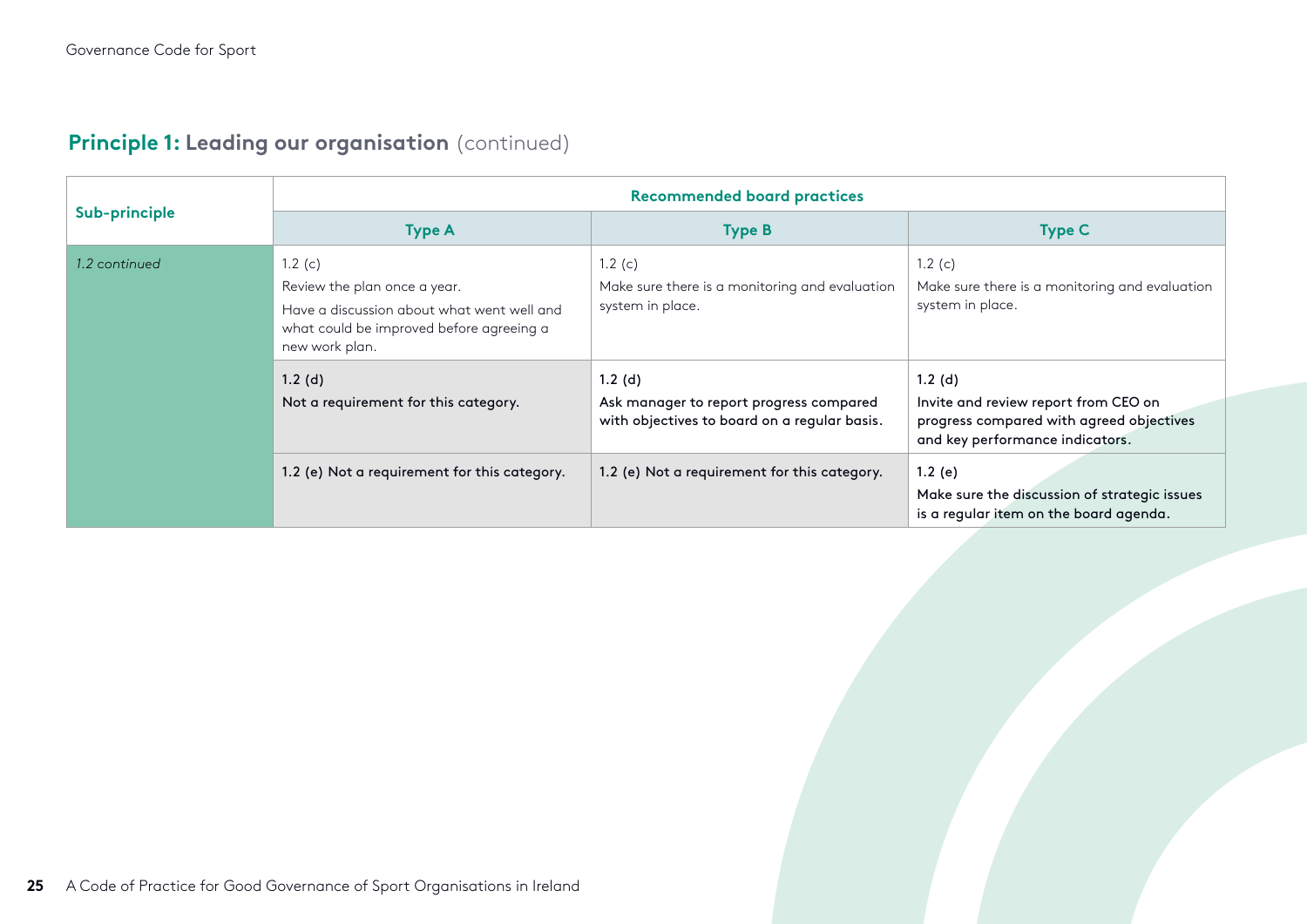## **Principle 1:** Leading our organisation (continued)

| Sub-principle | Recommended board practices | | |
|---|---|---|---|
| | **Type A** | **Type B** | **Type C** |
| *1.2 continued* | 1.2 (c)<br>Review the plan once a year.<br>Have a discussion about what went well and what could be improved before agreeing a new work plan. | 1.2 (c)<br>Make sure there is a monitoring and evaluation system in place. | 1.2 (c)<br>Make sure there is a monitoring and evaluation system in place. |
| | 1.2 (d)<br>Not a requirement for this category. | 1.2 (d)<br>Ask manager to report progress compared with objectives to board on a regular basis. | 1.2 (d)<br>Invite and review report from CEO on progress compared with agreed objectives and key performance indicators. |
| | 1.2 (e) Not a requirement for this category. | 1.2 (e) Not a requirement for this category. | 1.2 (e)<br>Make sure the discussion of strategic issues is a regular item on the board agenda. |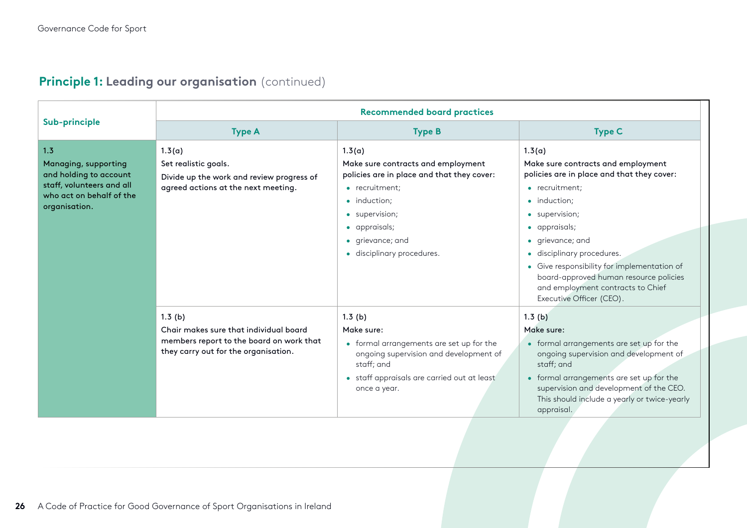## **Principle 1:** Leading our organisation (continued)

| Sub-principle | Recommended board practices | | |
|---|---|---|---|
| | **Type A** | **Type B** | **Type C** |
| **1.3**<br>**Managing, supporting and holding to account staff, volunteers and all who act on behalf of the organisation.** | 1.3(a)<br>Set realistic goals.<br>Divide up the work and review progress of agreed actions at the next meeting. | 1.3(a)<br>Make sure contracts and employment policies are in place and that they cover:<br>• recruitment;<br>• induction;<br>• supervision;<br>• appraisals;<br>• grievance; and<br>• disciplinary procedures. | 1.3(a)<br>Make sure contracts and employment policies are in place and that they cover:<br>• recruitment;<br>• induction;<br>• supervision;<br>• appraisals;<br>• grievance; and<br>• disciplinary procedures.<br>• Give responsibility for implementation of board-approved human resource policies and employment contracts to Chief Executive Officer (CEO). |
| | 1.3 (b)<br>Chair makes sure that individual board members report to the board on work that they carry out for the organisation. | 1.3 (b)<br>Make sure:<br>• formal arrangements are set up for the ongoing supervision and development of staff; and<br>• staff appraisals are carried out at least once a year. | 1.3 (b)<br>Make sure:<br>• formal arrangements are set up for the ongoing supervision and development of staff; and<br>• formal arrangements are set up for the supervision and development of the CEO. This should include a yearly or twice-yearly appraisal. |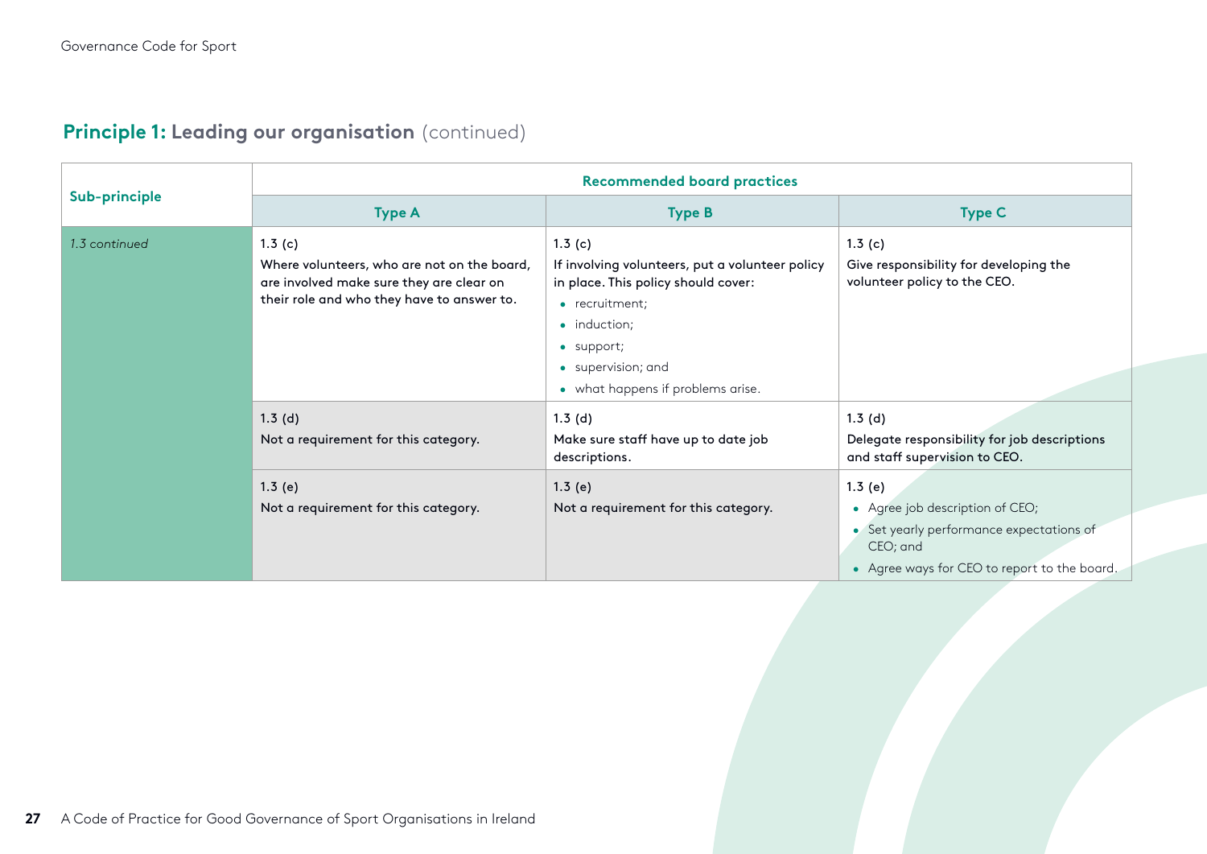## Principle 1: Leading our organisation (continued)

| Sub-principle | Recommended board practices | | |
|---|---|---|---|
| | **Type A** | **Type B** | **Type C** |
| *1.3 continued* | 1.3 (c)<br>Where volunteers, who are not on the board, are involved make sure they are clear on their role and who they have to answer to. | 1.3 (c)<br>If involving volunteers, put a volunteer policy in place. This policy should cover:<br>• recruitment;<br>• induction;<br>• support;<br>• supervision; and<br>• what happens if problems arise. | 1.3 (c)<br>Give responsibility for developing the volunteer policy to the CEO. |
| | 1.3 (d)<br>Not a requirement for this category. | 1.3 (d)<br>Make sure staff have up to date job descriptions. | 1.3 (d)<br>Delegate responsibility for job descriptions and staff supervision to CEO. |
| | 1.3 (e)<br>Not a requirement for this category. | 1.3 (e)<br>Not a requirement for this category. | 1.3 (e)<br>• Agree job description of CEO;<br>• Set yearly performance expectations of CEO; and<br>• Agree ways for CEO to report to the board. |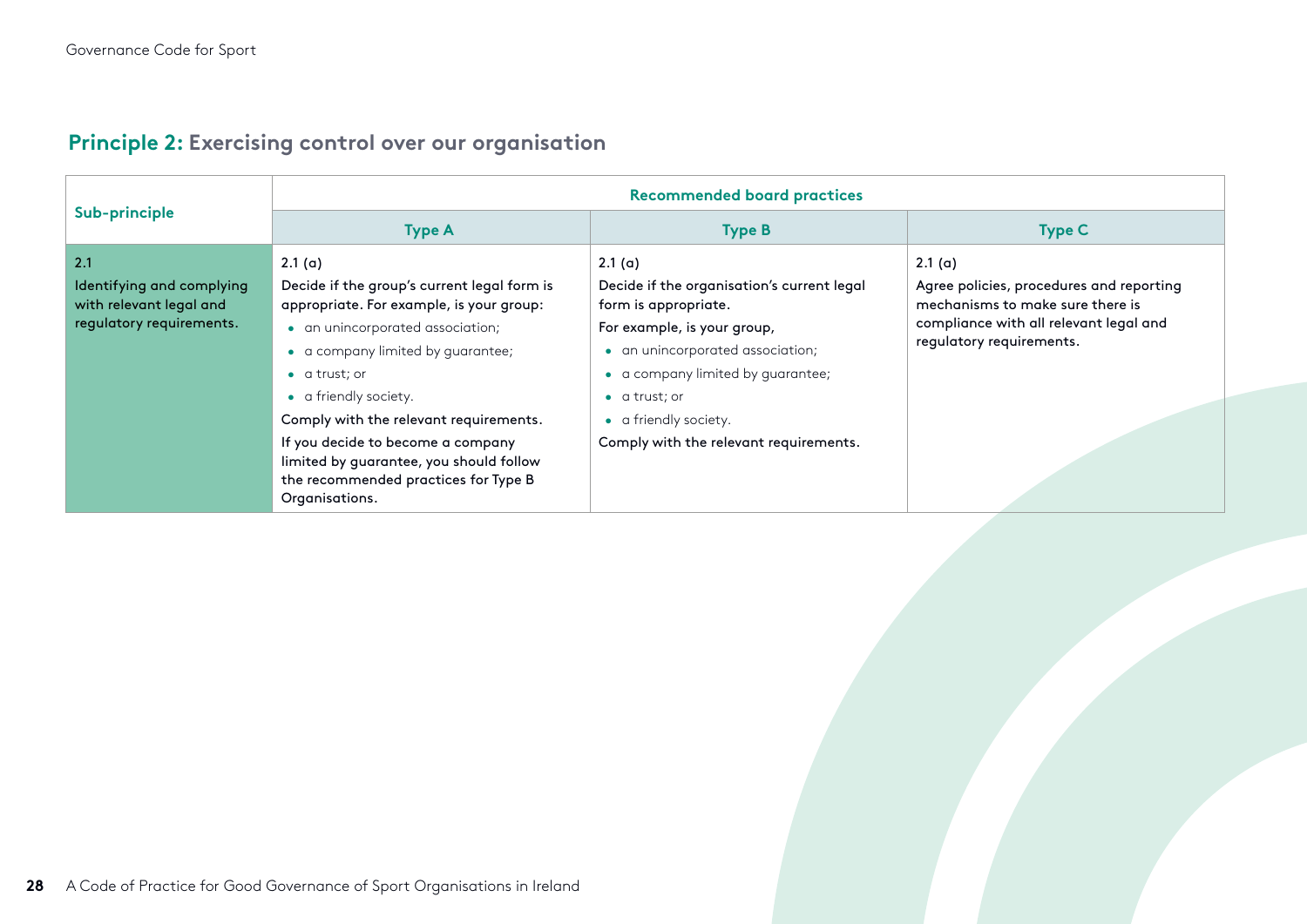## Principle 2: Exercising control over our organisation

| Sub-principle | Recommended board practices | | |
|---|---|---|---|
| | **Type A** | **Type B** | **Type C** |
| 2.1<br>Identifying and complying with relevant legal and regulatory requirements. | 2.1 (a)<br>Decide if the group's current legal form is appropriate. For example, is your group:<br>• an unincorporated association;<br>• a company limited by guarantee;<br>• a trust; or<br>• a friendly society.<br>Comply with the relevant requirements.<br>If you decide to become a company limited by guarantee, you should follow the recommended practices for Type B Organisations. | 2.1 (a)<br>Decide if the organisation's current legal form is appropriate.<br>For example, is your group,<br>• an unincorporated association;<br>• a company limited by guarantee;<br>• a trust; or<br>• a friendly society.<br>Comply with the relevant requirements. | 2.1 (a)<br>Agree policies, procedures and reporting mechanisms to make sure there is compliance with all relevant legal and regulatory requirements. |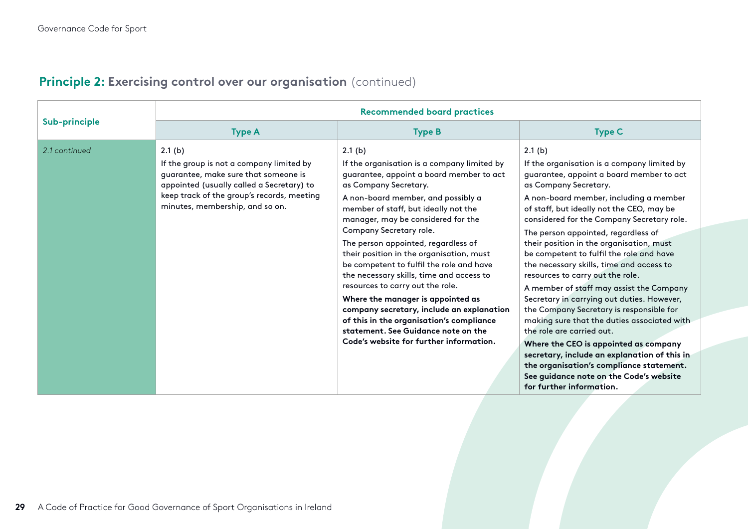## **Principle 2:** Exercising control over our organisation (continued)

| Sub-principle | Recommended board practices | | |
|---|---|---|---|
| | **Type A** | **Type B** | **Type C** |
| *2.1 continued* | 2.1 (b)<br>If the group is not a company limited by guarantee, make sure that someone is appointed (usually called a Secretary) to keep track of the group's records, meeting minutes, membership, and so on. | 2.1 (b)<br>If the organisation is a company limited by guarantee, appoint a board member to act as Company Secretary.<br>A non-board member, and possibly a member of staff, but ideally not the manager, may be considered for the Company Secretary role.<br>The person appointed, regardless of their position in the organisation, must be competent to fulfil the role and have the necessary skills, time and access to resources to carry out the role.<br>**Where the manager is appointed as company secretary, include an explanation of this in the organisation's compliance statement. See Guidance note on the Code's website for further information.** | 2.1 (b)<br>If the organisation is a company limited by guarantee, appoint a board member to act as Company Secretary.<br>A non-board member, including a member of staff, but ideally not the CEO, may be considered for the Company Secretary role.<br>The person appointed, regardless of their position in the organisation, must be competent to fulfil the role and have the necessary skills, time and access to resources to carry out the role.<br>A member of staff may assist the Company Secretary in carrying out duties. However, the Company Secretary is responsible for making sure that the duties associated with the role are carried out.<br>**Where the CEO is appointed as company secretary, include an explanation of this in the organisation's compliance statement. See guidance note on the Code's website for further information.** |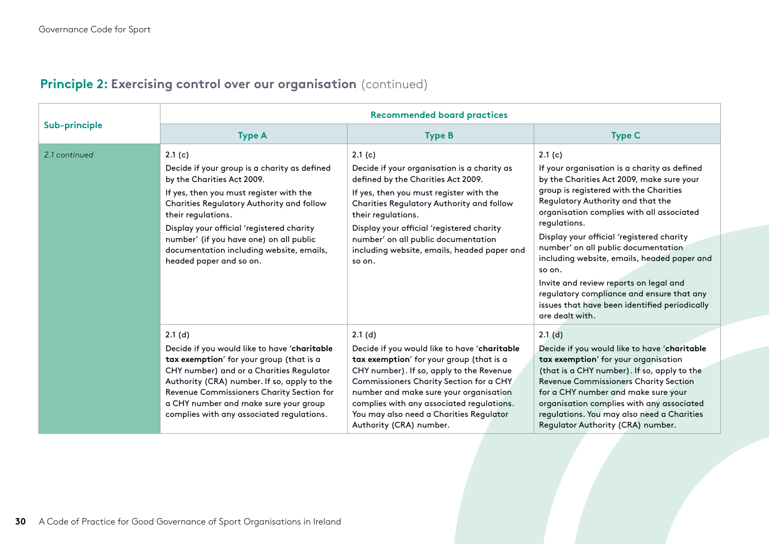## **Principle 2:** Exercising control over our organisation (continued)

| Sub-principle | Recommended board practices | | |
|---|---|---|---|
| | **Type A** | **Type B** | **Type C** |
| *2.1 continued* | 2.1 (c)<br><br>Decide if your group is a charity as defined by the Charities Act 2009.<br><br>If yes, then you must register with the Charities Regulatory Authority and follow their regulations.<br><br>Display your official 'registered charity number' (if you have one) on all public documentation including website, emails, headed paper and so on. | 2.1 (c)<br><br>Decide if your organisation is a charity as defined by the Charities Act 2009.<br><br>If yes, then you must register with the Charities Regulatory Authority and follow their regulations.<br><br>Display your official 'registered charity number' on all public documentation including website, emails, headed paper and so on. | 2.1 (c)<br><br>If your organisation is a charity as defined by the Charities Act 2009, make sure your group is registered with the Charities Regulatory Authority and that the organisation complies with all associated regulations.<br><br>Display your official 'registered charity number' on all public documentation including website, emails, headed paper and so on.<br><br>Invite and review reports on legal and regulatory compliance and ensure that any issues that have been identified periodically are dealt with. |
| | 2.1 (d)<br><br>Decide if you would like to have '**charitable tax exemption**' for your group (that is a CHY number) and or a Charities Regulator Authority (CRA) number. If so, apply to the Revenue Commissioners Charity Section for a CHY number and make sure your group complies with any associated regulations. | 2.1 (d)<br><br>Decide if you would like to have '**charitable tax exemption**' for your group (that is a CHY number). If so, apply to the Revenue Commissioners Charity Section for a CHY number and make sure your organisation complies with any associated regulations. You may also need a Charities Regulator Authority (CRA) number. | 2.1 (d)<br><br>Decide if you would like to have '**charitable tax exemption**' for your organisation (that is a CHY number). If so, apply to the Revenue Commissioners Charity Section for a CHY number and make sure your organisation complies with any associated regulations. You may also need a Charities Regulator Authority (CRA) number. |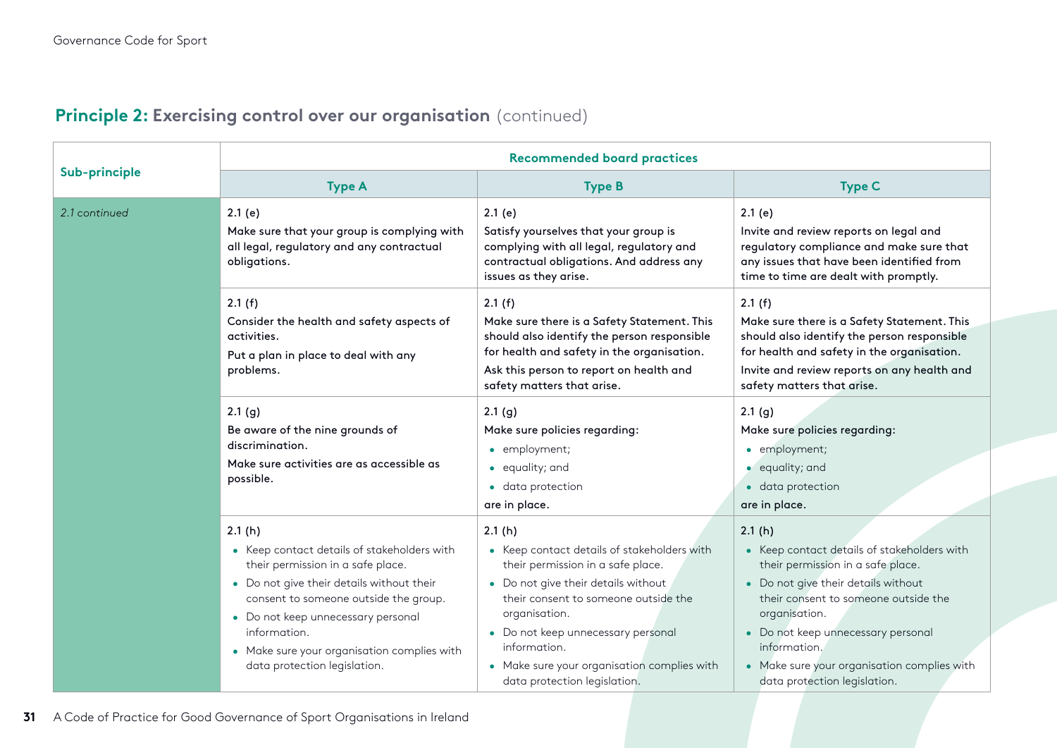## **Principle 2:** Exercising control over our organisation (continued)

| Sub-principle | Recommended board practices | | |
|---|---|---|---|
| | **Type A** | **Type B** | **Type C** |
| *2.1 continued* | 2.1 (e)<br>Make sure that your group is complying with all legal, regulatory and any contractual obligations. | 2.1 (e)<br>Satisfy yourselves that your group is complying with all legal, regulatory and contractual obligations. And address any issues as they arise. | 2.1 (e)<br>Invite and review reports on legal and regulatory compliance and make sure that any issues that have been identified from time to time are dealt with promptly. |
| | 2.1 (f)<br>Consider the health and safety aspects of activities.<br>Put a plan in place to deal with any problems. | 2.1 (f)<br>Make sure there is a Safety Statement. This should also identify the person responsible for health and safety in the organisation.<br>Ask this person to report on health and safety matters that arise. | 2.1 (f)<br>Make sure there is a Safety Statement. This should also identify the person responsible for health and safety in the organisation.<br>Invite and review reports on any health and safety matters that arise. |
| | 2.1 (g)<br>Be aware of the nine grounds of discrimination.<br>Make sure activities are as accessible as possible. | 2.1 (g)<br>Make sure policies regarding:<br>• employment;<br>• equality; and<br>• data protection<br>are in place. | 2.1 (g)<br>Make sure policies regarding:<br>• employment;<br>• equality; and<br>• data protection<br>are in place. |
| | 2.1 (h)<br>• Keep contact details of stakeholders with their permission in a safe place.<br>• Do not give their details without their consent to someone outside the group.<br>• Do not keep unnecessary personal information.<br>• Make sure your organisation complies with data protection legislation. | 2.1 (h)<br>• Keep contact details of stakeholders with their permission in a safe place.<br>• Do not give their details without their consent to someone outside the organisation.<br>• Do not keep unnecessary personal information.<br>• Make sure your organisation complies with data protection legislation. | 2.1 (h)<br>• Keep contact details of stakeholders with their permission in a safe place.<br>• Do not give their details without their consent to someone outside the organisation.<br>• Do not keep unnecessary personal information.<br>• Make sure your organisation complies with data protection legislation. |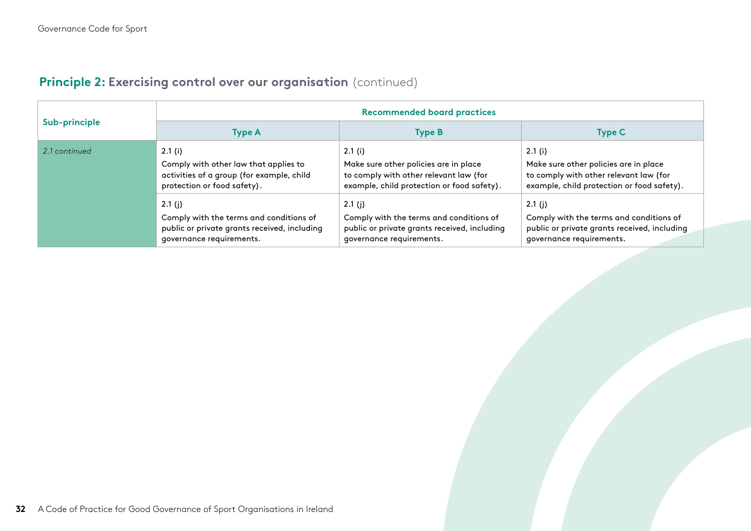## **Principle 2:** Exercising control over our organisation (continued)

| Sub-principle | Recommended board practices | | |
|---|---|---|---|
| | **Type A** | **Type B** | **Type C** |
| *2.1 continued* | 2.1 (i)<br>Comply with other law that applies to activities of a group (for example, child protection or food safety). | 2.1 (i)<br>Make sure other policies are in place to comply with other relevant law (for example, child protection or food safety). | 2.1 (i)<br>Make sure other policies are in place to comply with other relevant law (for example, child protection or food safety). |
| | 2.1 (j)<br>Comply with the terms and conditions of public or private grants received, including governance requirements. | 2.1 (j)<br>Comply with the terms and conditions of public or private grants received, including governance requirements. | 2.1 (j)<br>Comply with the terms and conditions of public or private grants received, including governance requirements. |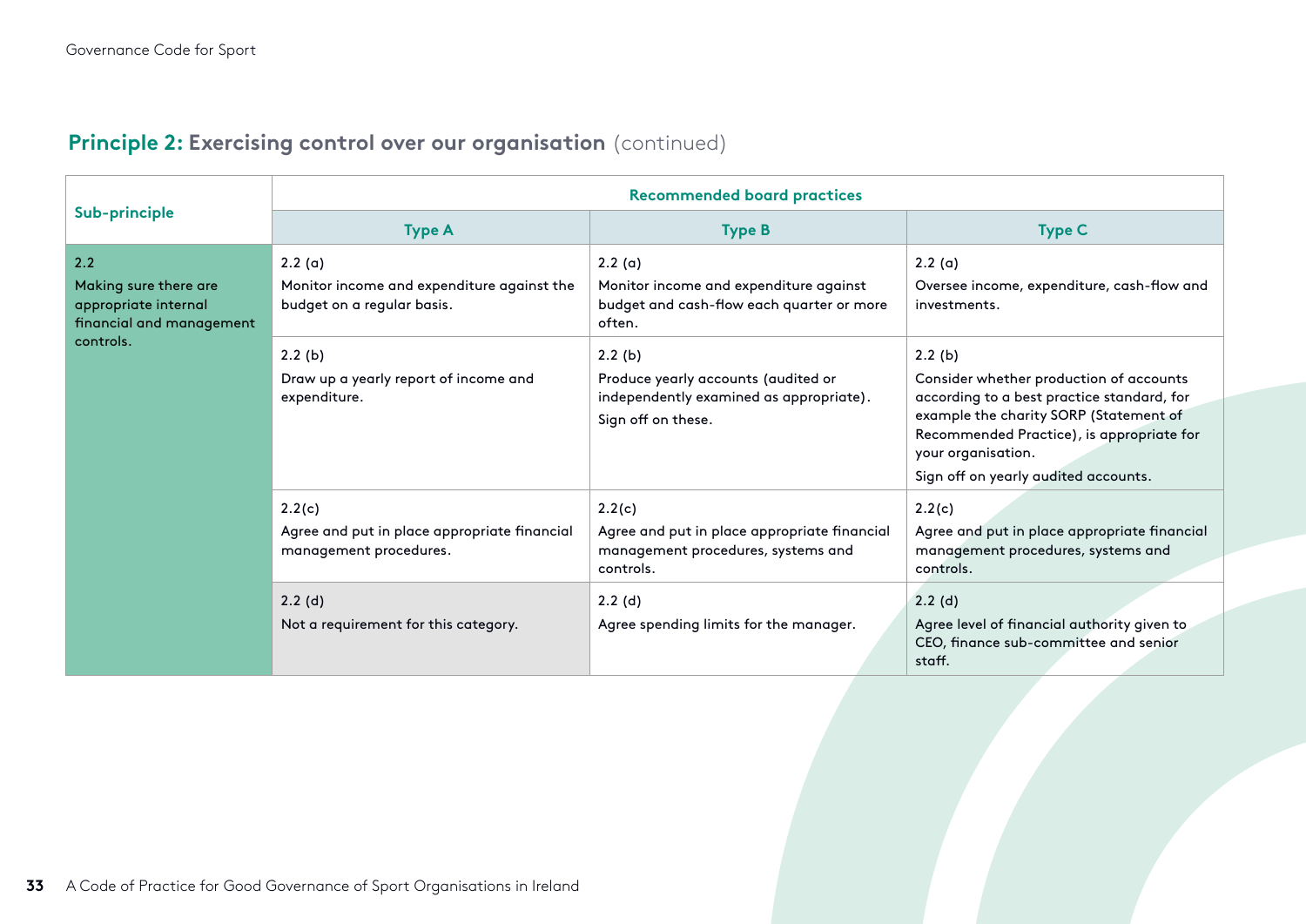## Principle 2: Exercising control over our organisation (continued)

| Sub-principle | Recommended board practices | | |
|---|---|---|---|
| | **Type A** | **Type B** | **Type C** |
| 2.2 Making sure there are appropriate internal financial and management controls. | 2.2 (a) Monitor income and expenditure against the budget on a regular basis. | 2.2 (a) Monitor income and expenditure against budget and cash-flow each quarter or more often. | 2.2 (a) Oversee income, expenditure, cash-flow and investments. |
| | 2.2 (b) Draw up a yearly report of income and expenditure. | 2.2 (b) Produce yearly accounts (audited or independently examined as appropriate). Sign off on these. | 2.2 (b) Consider whether production of accounts according to a best practice standard, for example the charity SORP (Statement of Recommended Practice), is appropriate for your organisation. Sign off on yearly audited accounts. |
| | 2.2(c) Agree and put in place appropriate financial management procedures. | 2.2(c) Agree and put in place appropriate financial management procedures, systems and controls. | 2.2(c) Agree and put in place appropriate financial management procedures, systems and controls. |
| | 2.2 (d) Not a requirement for this category. | 2.2 (d) Agree spending limits for the manager. | 2.2 (d) Agree level of financial authority given to CEO, finance sub-committee and senior staff. |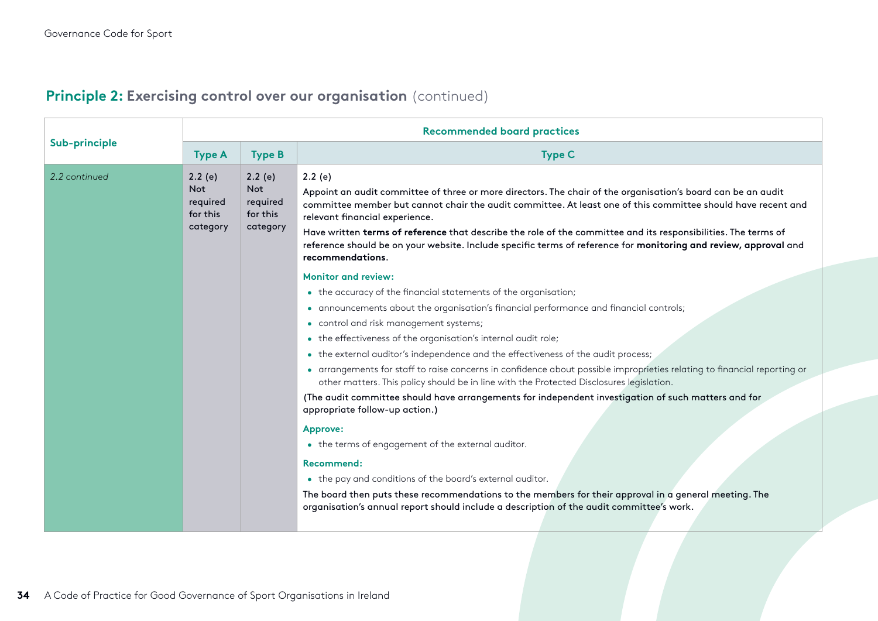## Principle 2: Exercising control over our organisation (continued)

| Sub-principle | Recommended board practices | | |
|---|---|---|---|
| | **Type A** | **Type B** | **Type C** |
| *2.2 continued* | 2.2 (e)<br>Not required for this category | 2.2 (e)<br>Not required for this category | 2.2 (e)<br>Appoint an audit committee of three or more directors. The chair of the organisation's board can be an audit committee member but cannot chair the audit committee. At least one of this committee should have recent and relevant financial experience.<br>Have written **terms of reference** that describe the role of the committee and its responsibilities. The terms of reference should be on your website. Include specific terms of reference for **monitoring and review, approval** and **recommendations**.<br>**Monitor and review:**<br>• the accuracy of the financial statements of the organisation;<br>• announcements about the organisation's financial performance and financial controls;<br>• control and risk management systems;<br>• the effectiveness of the organisation's internal audit role;<br>• the external auditor's independence and the effectiveness of the audit process;<br>• arrangements for staff to raise concerns in confidence about possible improprieties relating to financial reporting or other matters. This policy should be in line with the Protected Disclosures legislation.<br>(The audit committee should have arrangements for independent investigation of such matters and for appropriate follow-up action.)<br>**Approve:**<br>• the terms of engagement of the external auditor.<br>**Recommend:**<br>• the pay and conditions of the board's external auditor.<br>The board then puts these recommendations to the members for their approval in a general meeting. The organisation's annual report should include a description of the audit committee's work. |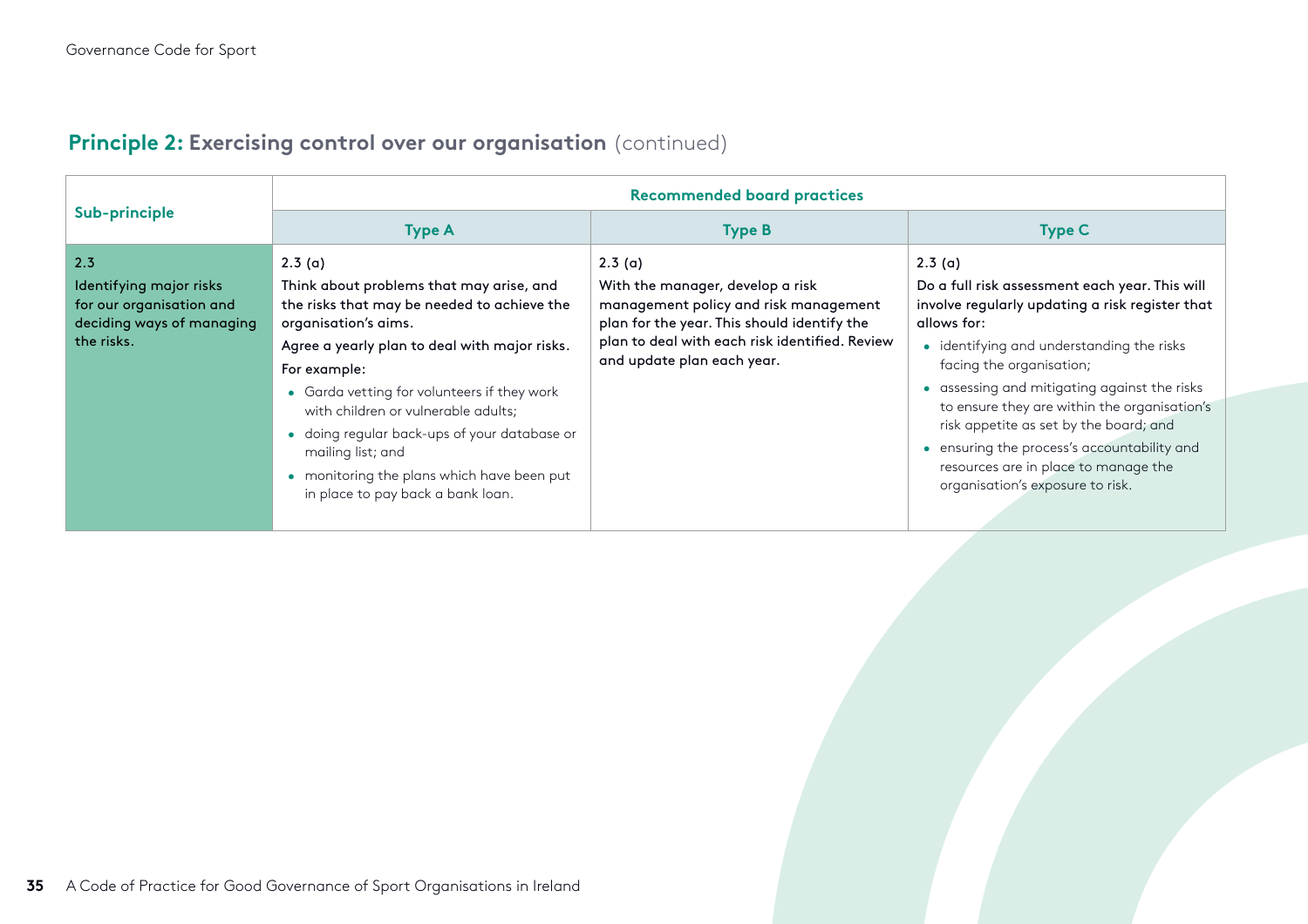## **Principle 2:** Exercising control over our organisation (continued)

| Sub-principle | Recommended board practices | | |
|---|---|---|---|
| | **Type A** | **Type B** | **Type C** |
| **2.3**<br>**Identifying major risks for our organisation and deciding ways of managing the risks.** | 2.3 (a)<br>Think about problems that may arise, and the risks that may be needed to achieve the organisation's aims.<br>Agree a yearly plan to deal with major risks.<br>For example:<br>• Garda vetting for volunteers if they work with children or vulnerable adults;<br>• doing regular back-ups of your database or mailing list; and<br>• monitoring the plans which have been put in place to pay back a bank loan. | 2.3 (a)<br>With the manager, develop a risk management policy and risk management plan for the year. This should identify the plan to deal with each risk identified. Review and update plan each year. | 2.3 (a)<br>Do a full risk assessment each year. This will involve regularly updating a risk register that allows for:<br>• identifying and understanding the risks facing the organisation;<br>• assessing and mitigating against the risks to ensure they are within the organisation's risk appetite as set by the board; and<br>• ensuring the process's accountability and resources are in place to manage the organisation's exposure to risk. |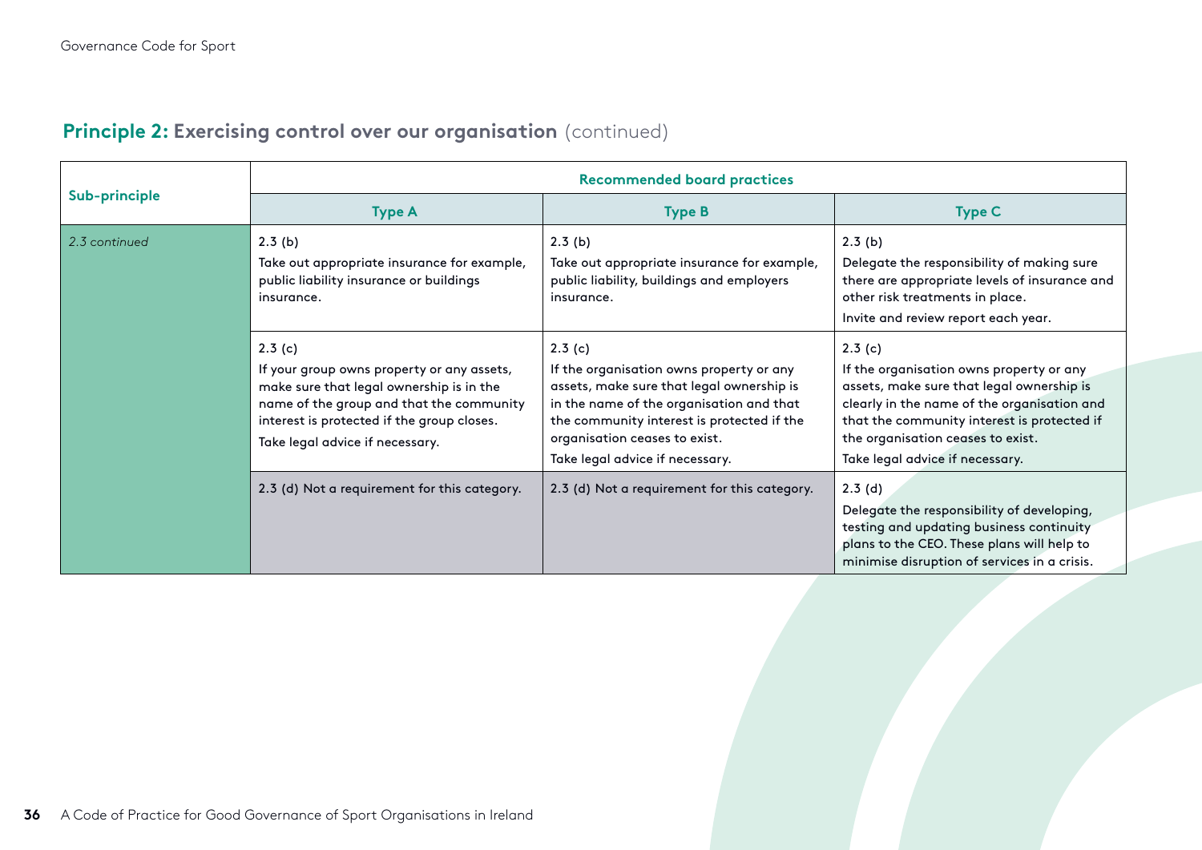## **Principle 2:** Exercising control over our organisation (continued)

| Sub-principle | Recommended board practices | | |
|---|---|---|---|
| | **Type A** | **Type B** | **Type C** |
| *2.3 continued* | 2.3 (b)<br>Take out appropriate insurance for example, public liability insurance or buildings insurance. | 2.3 (b)<br>Take out appropriate insurance for example, public liability, buildings and employers insurance. | 2.3 (b)<br>Delegate the responsibility of making sure there are appropriate levels of insurance and other risk treatments in place.<br>Invite and review report each year. |
| | 2.3 (c)<br>If your group owns property or any assets, make sure that legal ownership is in the name of the group and that the community interest is protected if the group closes.<br>Take legal advice if necessary. | 2.3 (c)<br>If the organisation owns property or any assets, make sure that legal ownership is in the name of the organisation and that the community interest is protected if the organisation ceases to exist.<br>Take legal advice if necessary. | 2.3 (c)<br>If the organisation owns property or any assets, make sure that legal ownership is clearly in the name of the organisation and that the community interest is protected if the organisation ceases to exist.<br>Take legal advice if necessary. |
| | 2.3 (d) Not a requirement for this category. | 2.3 (d) Not a requirement for this category. | 2.3 (d)<br>Delegate the responsibility of developing, testing and updating business continuity plans to the CEO. These plans will help to minimise disruption of services in a crisis. |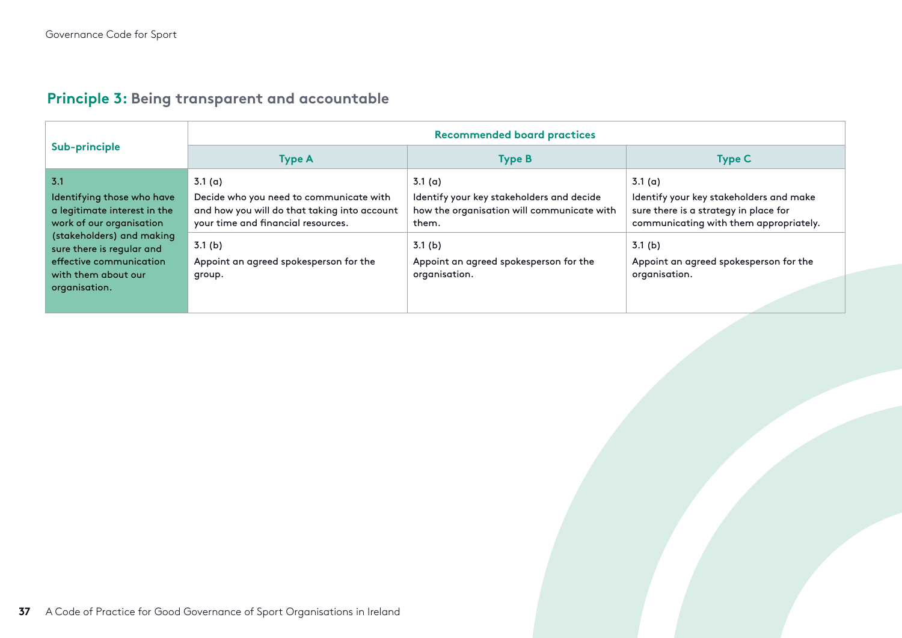## Principle 3: Being transparent and accountable

| Sub-principle | Recommended board practices | | |
|---|---|---|---|
| | **Type A** | **Type B** | **Type C** |
| 3.1<br>Identifying those who have a legitimate interest in the work of our organisation (stakeholders) and making sure there is regular and effective communication with them about our organisation. | 3.1 (a)<br>Decide who you need to communicate with and how you will do that taking into account your time and financial resources. | 3.1 (a)<br>Identify your key stakeholders and decide how the organisation will communicate with them. | 3.1 (a)<br>Identify your key stakeholders and make sure there is a strategy in place for communicating with them appropriately. |
| | 3.1 (b)<br>Appoint an agreed spokesperson for the group. | 3.1 (b)<br>Appoint an agreed spokesperson for the organisation. | 3.1 (b)<br>Appoint an agreed spokesperson for the organisation. |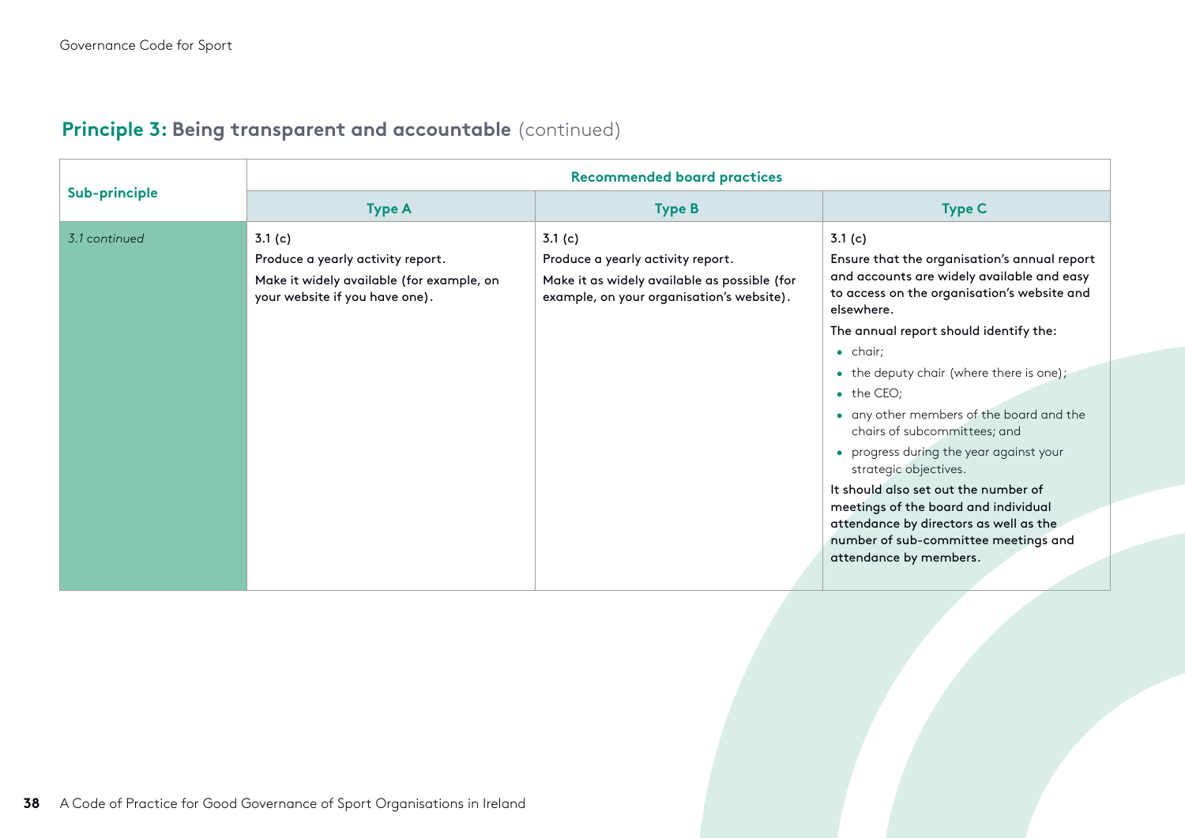## Principle 3: Being transparent and accountable (continued)

| Sub-principle | Recommended board practices | | |
|---|---|---|---|
| | Type A | Type B | Type C |
| *3.1 continued* | 3.1 (c)<br>Produce a yearly activity report.<br>Make it widely available (for example, on your website if you have one). | 3.1 (c)<br>Produce a yearly activity report.<br>Make it as widely available as possible (for example, on your organisation's website). | 3.1 (c)<br>Ensure that the organisation's annual report and accounts are widely available and easy to access on the organisation's website and elsewhere.<br>The annual report should identify the:<br>• chair;<br>• the deputy chair (where there is one);<br>• the CEO;<br>• any other members of the board and the chairs of subcommittees; and<br>• progress during the year against your strategic objectives.<br>It should also set out the number of meetings of the board and individual attendance by directors as well as the number of sub-committee meetings and attendance by members. |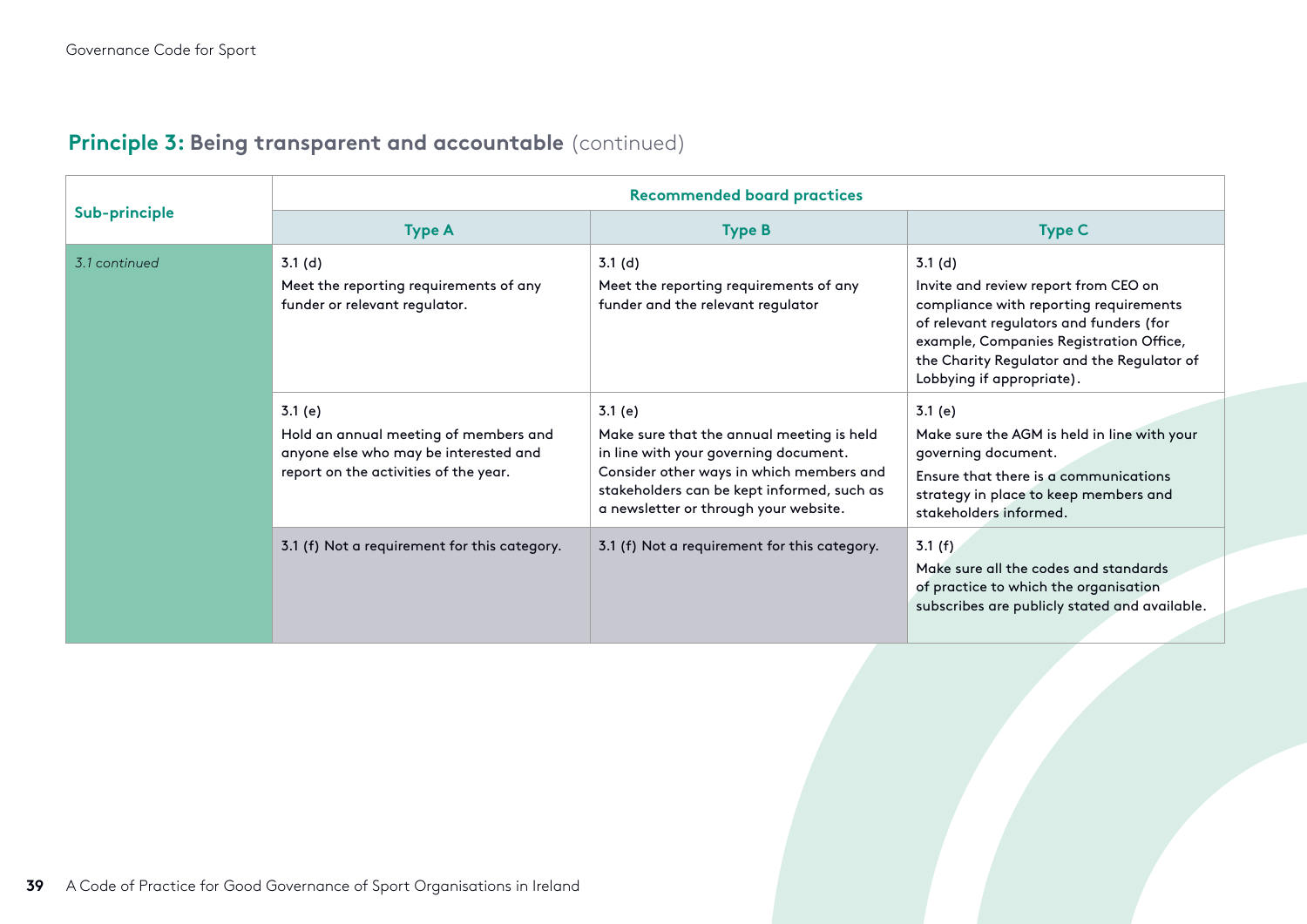## **Principle 3:** Being transparent and accountable (continued)

| Sub-principle | Recommended board practices | | |
|---|---|---|---|
| | **Type A** | **Type B** | **Type C** |
| *3.1 continued* | 3.1 (d)<br>Meet the reporting requirements of any funder or relevant regulator. | 3.1 (d)<br>Meet the reporting requirements of any funder and the relevant regulator | 3.1 (d)<br>Invite and review report from CEO on compliance with reporting requirements of relevant regulators and funders (for example, Companies Registration Office, the Charity Regulator and the Regulator of Lobbying if appropriate). |
| | 3.1 (e)<br>Hold an annual meeting of members and anyone else who may be interested and report on the activities of the year. | 3.1 (e)<br>Make sure that the annual meeting is held in line with your governing document. Consider other ways in which members and stakeholders can be kept informed, such as a newsletter or through your website. | 3.1 (e)<br>Make sure the AGM is held in line with your governing document.<br>Ensure that there is a communications strategy in place to keep members and stakeholders informed. |
| | 3.1 (f) Not a requirement for this category. | 3.1 (f) Not a requirement for this category. | 3.1 (f)<br>Make sure all the codes and standards of practice to which the organisation subscribes are publicly stated and available. |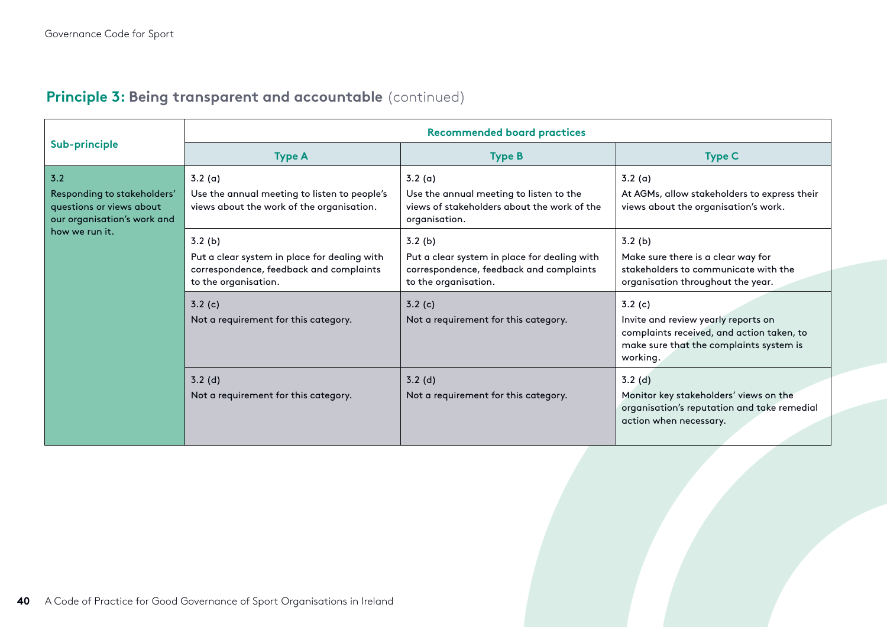## **Principle 3:** Being transparent and accountable (continued)

| Sub-principle | Recommended board practices | | |
|---|---|---|---|
| | **Type A** | **Type B** | **Type C** |
| 3.2<br>Responding to stakeholders' questions or views about our organisation's work and how we run it. | 3.2 (a)<br>Use the annual meeting to listen to people's views about the work of the organisation. | 3.2 (a)<br>Use the annual meeting to listen to the views of stakeholders about the work of the organisation. | 3.2 (a)<br>At AGMs, allow stakeholders to express their views about the organisation's work. |
| | 3.2 (b)<br>Put a clear system in place for dealing with correspondence, feedback and complaints to the organisation. | 3.2 (b)<br>Put a clear system in place for dealing with correspondence, feedback and complaints to the organisation. | 3.2 (b)<br>Make sure there is a clear way for stakeholders to communicate with the organisation throughout the year. |
| | 3.2 (c)<br>Not a requirement for this category. | 3.2 (c)<br>Not a requirement for this category. | 3.2 (c)<br>Invite and review yearly reports on complaints received, and action taken, to make sure that the complaints system is working. |
| | 3.2 (d)<br>Not a requirement for this category. | 3.2 (d)<br>Not a requirement for this category. | 3.2 (d)<br>Monitor key stakeholders' views on the organisation's reputation and take remedial action when necessary. |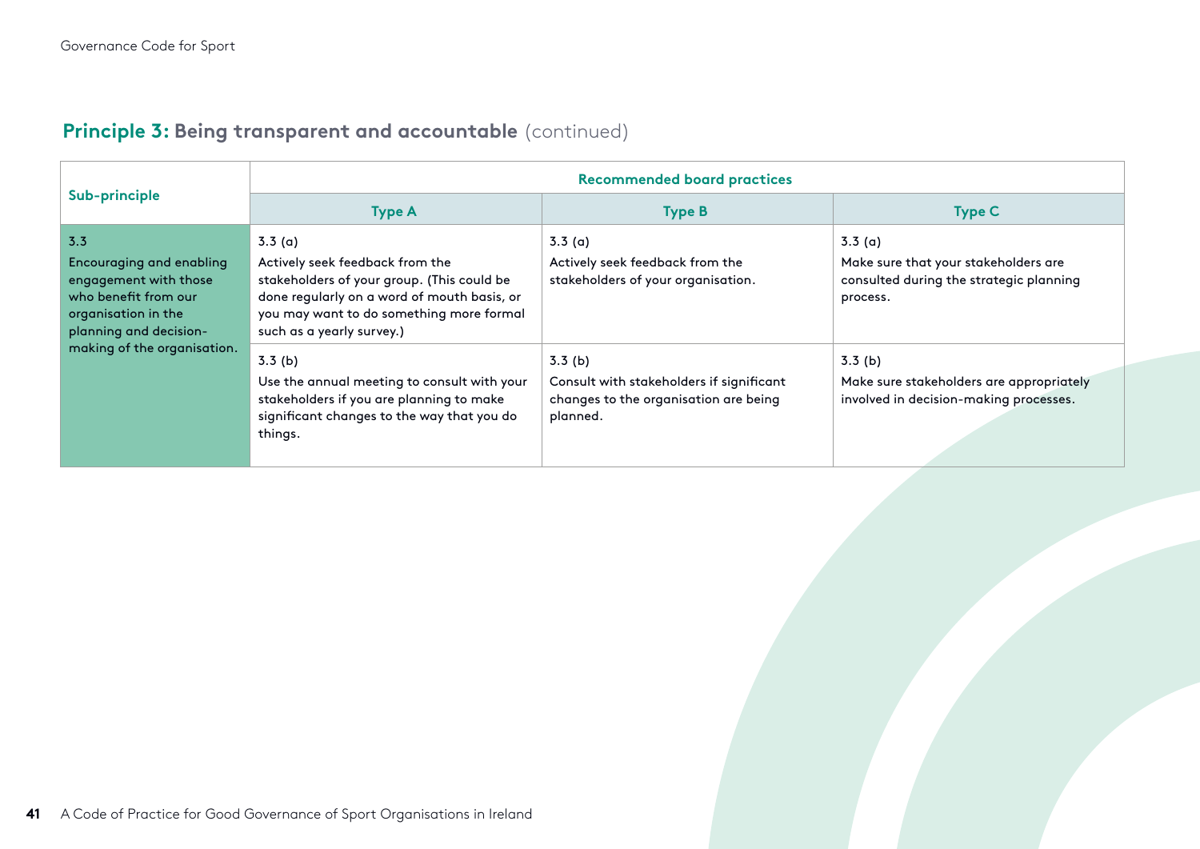## **Principle 3:** Being transparent and accountable (continued)

| Sub-principle | Recommended board practices | | |
|---|---|---|---|
| | Type A | Type B | Type C |
| 3.3 Encouraging and enabling engagement with those who benefit from our organisation in the planning and decision-making of the organisation. | 3.3 (a) Actively seek feedback from the stakeholders of your group. (This could be done regularly on a word of mouth basis, or you may want to do something more formal such as a yearly survey.) | 3.3 (a) Actively seek feedback from the stakeholders of your organisation. | 3.3 (a) Make sure that your stakeholders are consulted during the strategic planning process. |
| | 3.3 (b) Use the annual meeting to consult with your stakeholders if you are planning to make significant changes to the way that you do things. | 3.3 (b) Consult with stakeholders if significant changes to the organisation are being planned. | 3.3 (b) Make sure stakeholders are appropriately involved in decision-making processes. |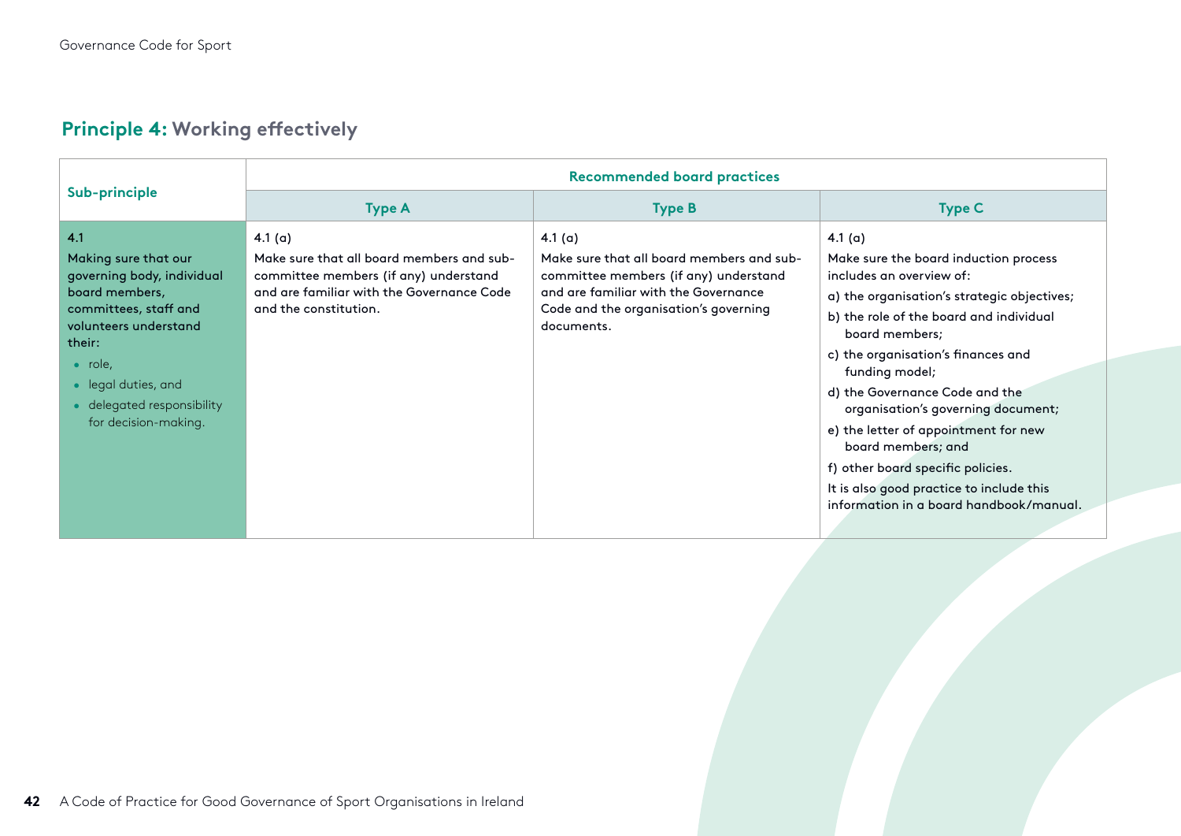## **Principle 4:** Working effectively

| Sub-principle | Recommended board practices | | |
|---|---|---|---|
| | **Type A** | **Type B** | **Type C** |
| **4.1**<br>**Making sure that our governing body, individual board members, committees, staff and volunteers understand their:**<br>• role,<br>• legal duties, and<br>• delegated responsibility for decision-making. | 4.1 (a)<br>Make sure that all board members and sub-committee members (if any) understand and are familiar with the Governance Code and the constitution. | 4.1 (a)<br>Make sure that all board members and sub-committee members (if any) understand and are familiar with the Governance Code and the organisation's governing documents. | 4.1 (a)<br>Make sure the board induction process includes an overview of:<br>a) the organisation's strategic objectives;<br>b) the role of the board and individual board members;<br>c) the organisation's finances and funding model;<br>d) the Governance Code and the organisation's governing document;<br>e) the letter of appointment for new board members; and<br>f) other board specific policies.<br>It is also good practice to include this information in a board handbook/manual. |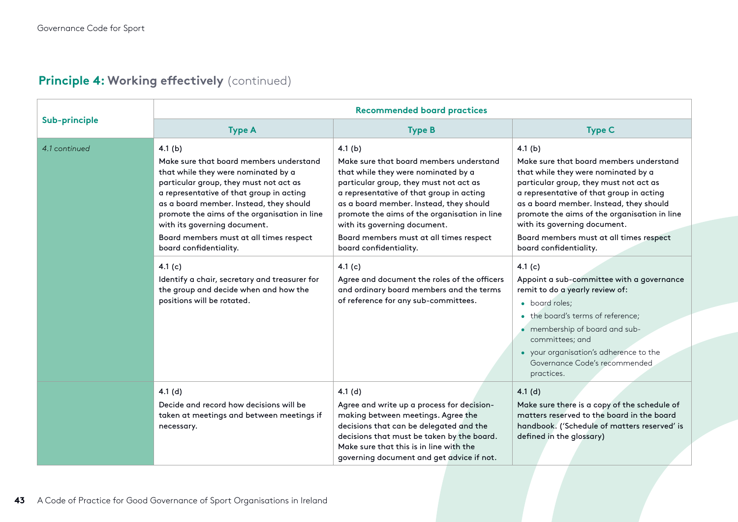## **Principle 4:** Working effectively (continued)

| Sub-principle | Recommended board practices | | |
|---|---|---|---|
| | **Type A** | **Type B** | **Type C** |
| *4.1 continued* | 4.1 (b)<br>Make sure that board members understand that while they were nominated by a particular group, they must not act as a representative of that group in acting as a board member. Instead, they should promote the aims of the organisation in line with its governing document.<br>Board members must at all times respect board confidentiality. | 4.1 (b)<br>Make sure that board members understand that while they were nominated by a particular group, they must not act as a representative of that group in acting as a board member. Instead, they should promote the aims of the organisation in line with its governing document.<br>Board members must at all times respect board confidentiality. | 4.1 (b)<br>Make sure that board members understand that while they were nominated by a particular group, they must not act as a representative of that group in acting as a board member. Instead, they should promote the aims of the organisation in line with its governing document.<br>Board members must at all times respect board confidentiality. |
| | 4.1 (c)<br>Identify a chair, secretary and treasurer for the group and decide when and how the positions will be rotated. | 4.1 (c)<br>Agree and document the roles of the officers and ordinary board members and the terms of reference for any sub-committees. | 4.1 (c)<br>Appoint a sub-committee with a governance remit to do a yearly review of:<br>• board roles;<br>• the board's terms of reference;<br>• membership of board and sub-committees; and<br>• your organisation's adherence to the Governance Code's recommended practices. |
| | 4.1 (d)<br>Decide and record how decisions will be taken at meetings and between meetings if necessary. | 4.1 (d)<br>Agree and write up a process for decision-making between meetings. Agree the decisions that can be delegated and the decisions that must be taken by the board. Make sure that this is in line with the governing document and get advice if not. | 4.1 (d)<br>Make sure there is a copy of the schedule of matters reserved to the board in the board handbook. ('Schedule of matters reserved' is defined in the glossary) |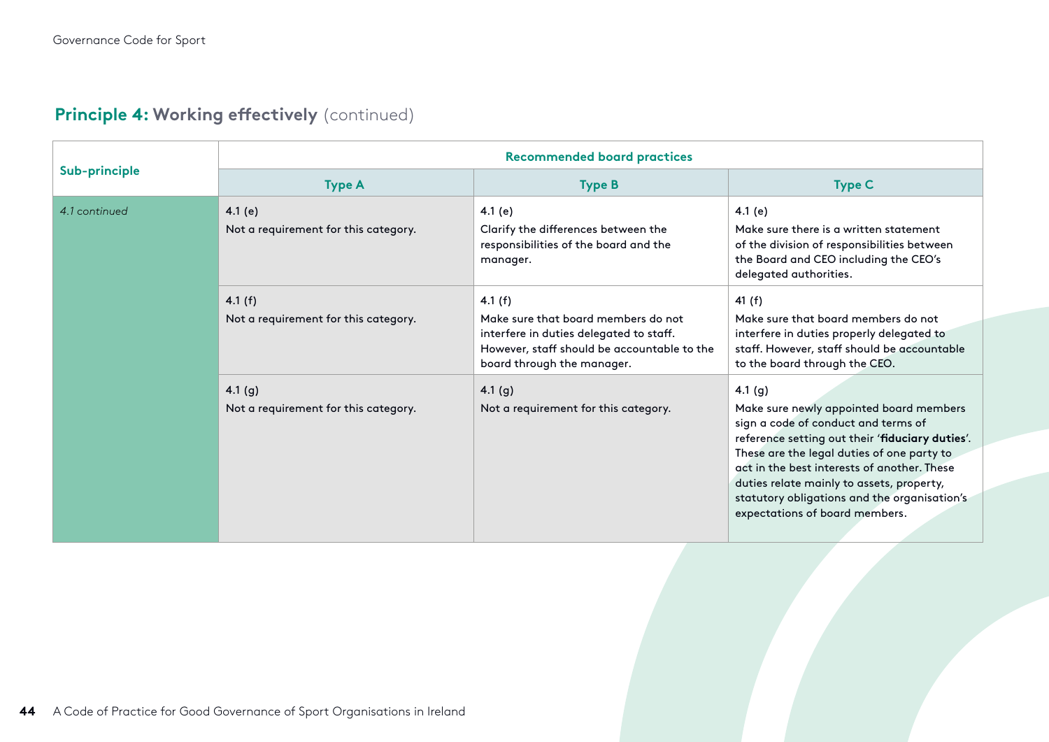## Principle 4: Working effectively (continued)

| Sub-principle | Recommended board practices | | |
|---|---|---|---|
| | **Type A** | **Type B** | **Type C** |
| *4.1 continued* | 4.1 (e)<br>Not a requirement for this category. | 4.1 (e)<br>Clarify the differences between the responsibilities of the board and the manager. | 4.1 (e)<br>Make sure there is a written statement of the division of responsibilities between the Board and CEO including the CEO's delegated authorities. |
| | 4.1 (f)<br>Not a requirement for this category. | 4.1 (f)<br>Make sure that board members do not interfere in duties delegated to staff. However, staff should be accountable to the board through the manager. | 41 (f)<br>Make sure that board members do not interfere in duties properly delegated to staff. However, staff should be accountable to the board through the CEO. |
| | 4.1 (g)<br>Not a requirement for this category. | 4.1 (g)<br>Not a requirement for this category. | 4.1 (g)<br>Make sure newly appointed board members sign a code of conduct and terms of reference setting out their '**fiduciary duties**'. These are the legal duties of one party to act in the best interests of another. These duties relate mainly to assets, property, statutory obligations and the organisation's expectations of board members. |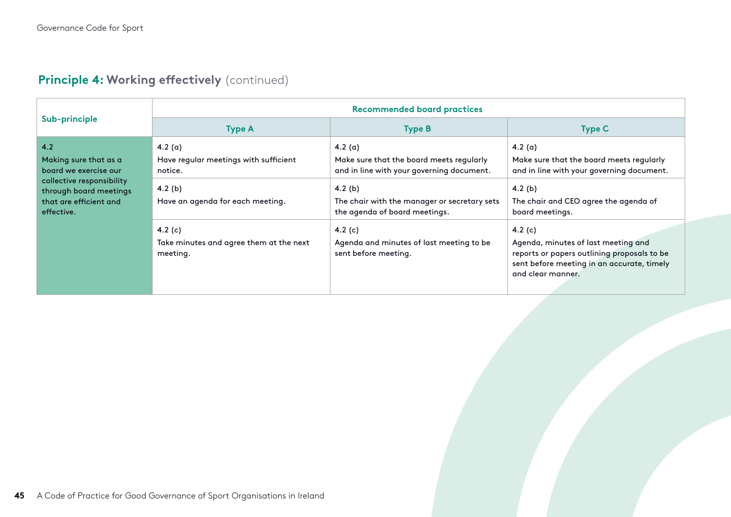## Principle 4: Working effectively (continued)

| Sub-principle | Recommended board practices | | |
|---|---|---|---|
| | Type A | Type B | Type C |
| 4.2<br>Making sure that as a board we exercise our collective responsibility through board meetings that are efficient and effective. | 4.2 (a)<br>Have regular meetings with sufficient notice. | 4.2 (a)<br>Make sure that the board meets regularly and in line with your governing document. | 4.2 (a)<br>Make sure that the board meets regularly and in line with your governing document. |
| | 4.2 (b)<br>Have an agenda for each meeting. | 4.2 (b)<br>The chair with the manager or secretary sets the agenda of board meetings. | 4.2 (b)<br>The chair and CEO agree the agenda of board meetings. |
| | 4.2 (c)<br>Take minutes and agree them at the next meeting. | 4.2 (c)<br>Agenda and minutes of last meeting to be sent before meeting. | 4.2 (c)<br>Agenda, minutes of last meeting and reports or papers outlining proposals to be sent before meeting in an accurate, timely and clear manner. |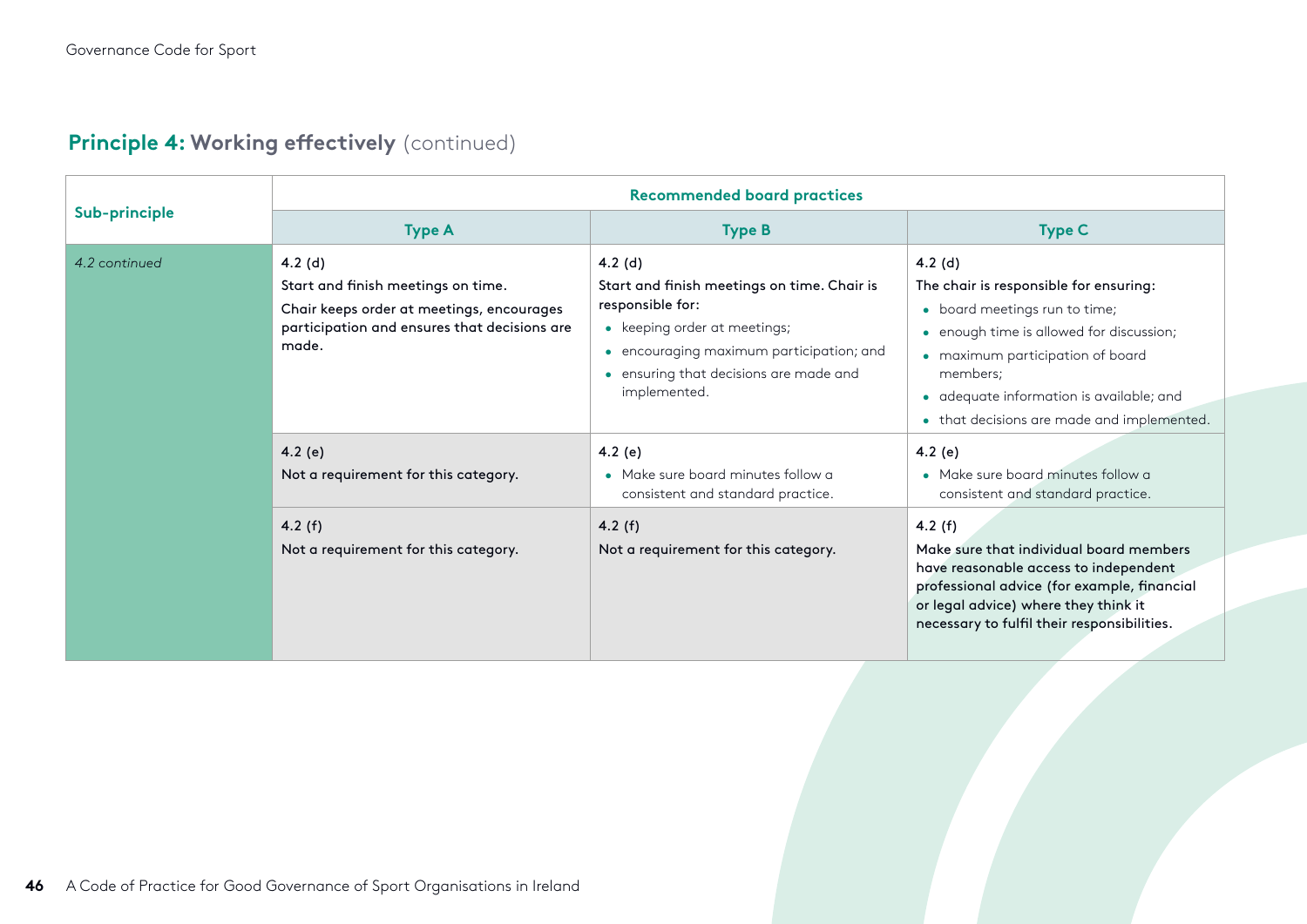## Principle 4: Working effectively (continued)

| Sub-principle | Recommended board practices | | |
|---|---|---|---|
| | **Type A** | **Type B** | **Type C** |
| *4.2 continued* | 4.2 (d)<br>Start and finish meetings on time.<br>Chair keeps order at meetings, encourages participation and ensures that decisions are made. | 4.2 (d)<br>Start and finish meetings on time. Chair is responsible for:<br>• keeping order at meetings;<br>• encouraging maximum participation; and<br>• ensuring that decisions are made and implemented. | 4.2 (d)<br>The chair is responsible for ensuring:<br>• board meetings run to time;<br>• enough time is allowed for discussion;<br>• maximum participation of board members;<br>• adequate information is available; and<br>• that decisions are made and implemented. |
| | 4.2 (e)<br>Not a requirement for this category. | 4.2 (e)<br>• Make sure board minutes follow a consistent and standard practice. | 4.2 (e)<br>• Make sure board minutes follow a consistent and standard practice. |
| | 4.2 (f)<br>Not a requirement for this category. | 4.2 (f)<br>Not a requirement for this category. | 4.2 (f)<br>Make sure that individual board members have reasonable access to independent professional advice (for example, financial or legal advice) where they think it necessary to fulfil their responsibilities. |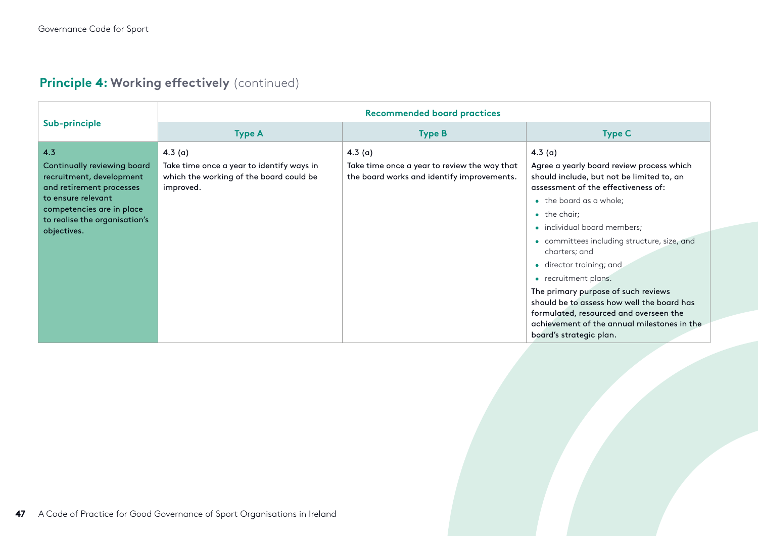## **Principle 4:** Working effectively (continued)

| Sub-principle | Recommended board practices | | |
|---|---|---|---|
| | **Type A** | **Type B** | **Type C** |
| **4.3**<br>Continually reviewing board recruitment, development and retirement processes to ensure relevant competencies are in place to realise the organisation's objectives. | 4.3 (a)<br>Take time once a year to identify ways in which the working of the board could be improved. | 4.3 (a)<br>Take time once a year to review the way that the board works and identify improvements. | 4.3 (a)<br>Agree a yearly board review process which should include, but not be limited to, an assessment of the effectiveness of:<br>• the board as a whole;<br>• the chair;<br>• individual board members;<br>• committees including structure, size, and charters; and<br>• director training; and<br>• recruitment plans.<br>The primary purpose of such reviews should be to assess how well the board has formulated, resourced and overseen the achievement of the annual milestones in the board's strategic plan. |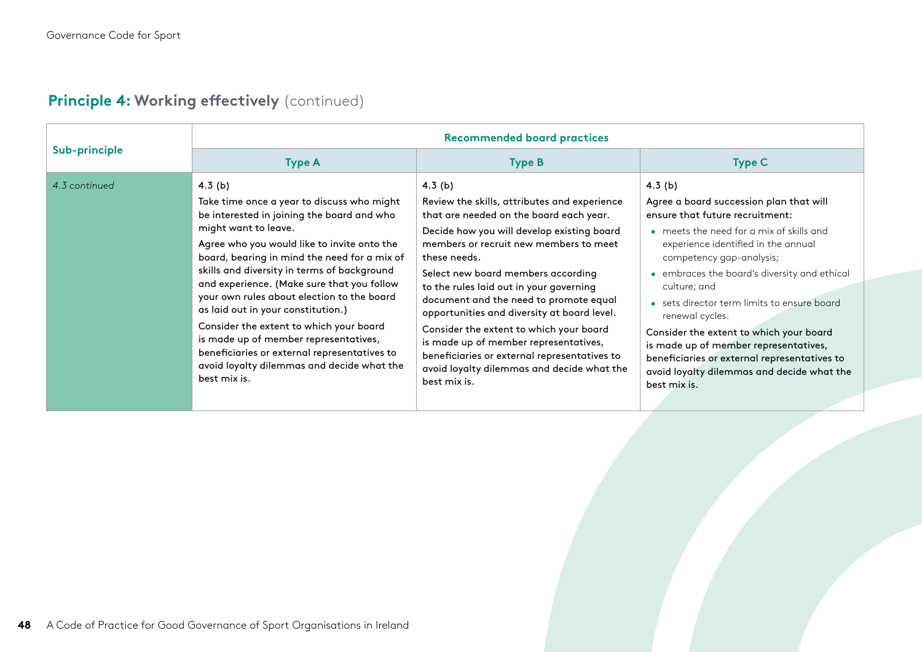## **Principle 4:** Working effectively (continued)

| Sub-principle | Recommended board practices | | |
|---|---|---|---|
| | Type A | Type B | Type C |
| *4.3 continued* | 4.3 (b)<br>Take time once a year to discuss who might be interested in joining the board and who might want to leave.<br>Agree who you would like to invite onto the board, bearing in mind the need for a mix of skills and diversity in terms of background and experience. (Make sure that you follow your own rules about election to the board as laid out in your constitution.)<br>Consider the extent to which your board is made up of member representatives, beneficiaries or external representatives to avoid loyalty dilemmas and decide what the best mix is. | 4.3 (b)<br>Review the skills, attributes and experience that are needed on the board each year.<br>Decide how you will develop existing board members or recruit new members to meet these needs.<br>Select new board members according to the rules laid out in your governing document and the need to promote equal opportunities and diversity at board level.<br>Consider the extent to which your board is made up of member representatives, beneficiaries or external representatives to avoid loyalty dilemmas and decide what the best mix is. | 4.3 (b)<br>Agree a board succession plan that will ensure that future recruitment:<br>• meets the need for a mix of skills and experience identified in the annual competency gap-analysis;<br>• embraces the board's diversity and ethical culture; and<br>• sets director term limits to ensure board renewal cycles.<br>Consider the extent to which your board is made up of member representatives, beneficiaries or external representatives to avoid loyalty dilemmas and decide what the best mix is. |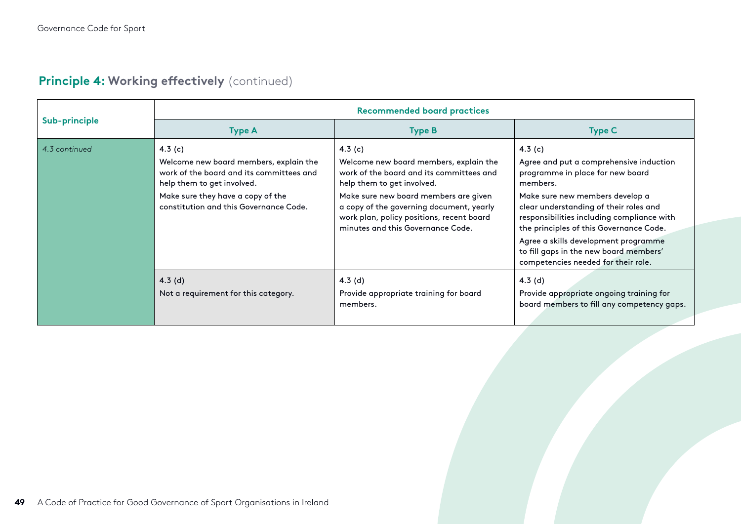## **Principle 4:** Working effectively (continued)

| Sub-principle | Recommended board practices | | |
|---|---|---|---|
| | **Type A** | **Type B** | **Type C** |
| *4.3 continued* | 4.3 (c)<br><br>Welcome new board members, explain the work of the board and its committees and help them to get involved.<br><br>Make sure they have a copy of the constitution and this Governance Code. | 4.3 (c)<br><br>Welcome new board members, explain the work of the board and its committees and help them to get involved.<br><br>Make sure new board members are given a copy of the governing document, yearly work plan, policy positions, recent board minutes and this Governance Code. | 4.3 (c)<br><br>Agree and put a comprehensive induction programme in place for new board members.<br><br>Make sure new members develop a clear understanding of their roles and responsibilities including compliance with the principles of this Governance Code.<br><br>Agree a skills development programme to fill gaps in the new board members' competencies needed for their role. |
| | 4.3 (d)<br><br>Not a requirement for this category. | 4.3 (d)<br><br>Provide appropriate training for board members. | 4.3 (d)<br><br>Provide appropriate ongoing training for board members to fill any competency gaps. |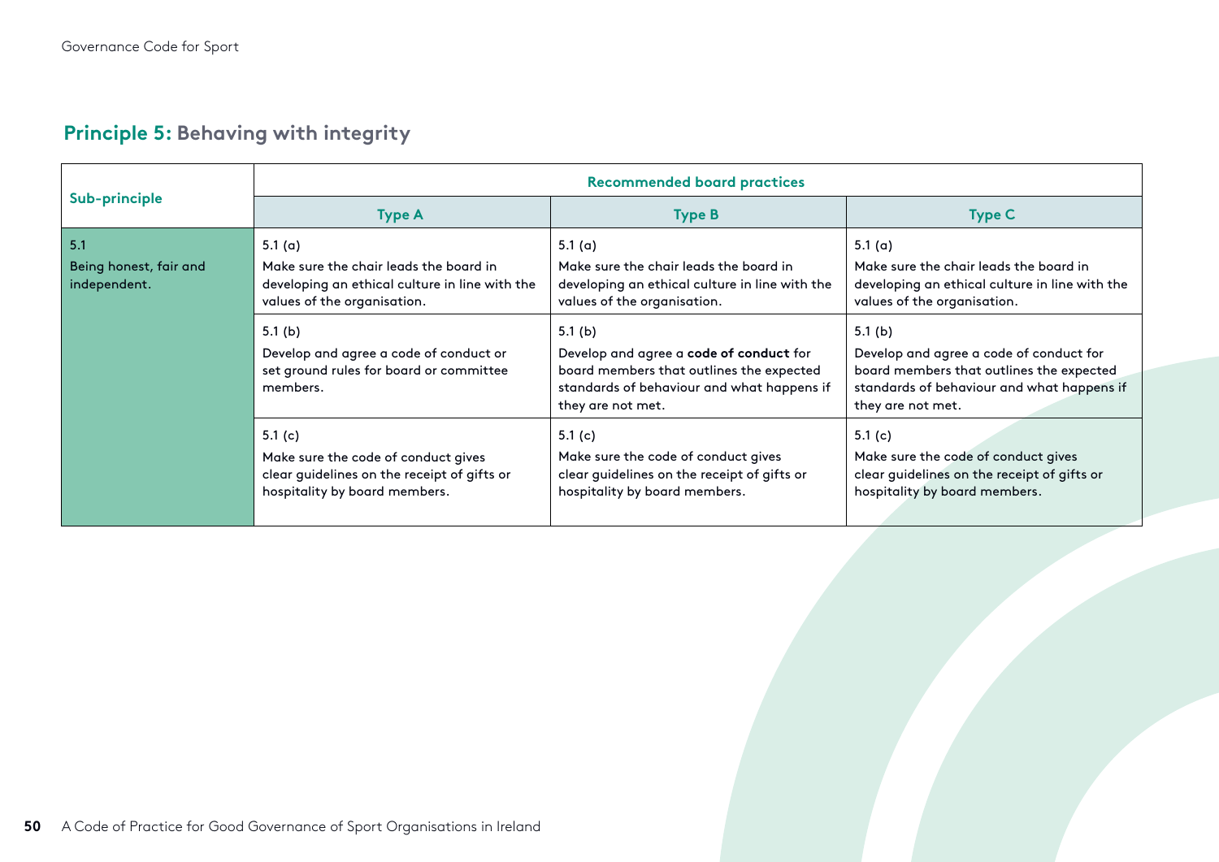## **Principle 5:** Behaving with integrity

| Sub-principle | Recommended board practices | | |
|---|---|---|---|
| | **Type A** | **Type B** | **Type C** |
| 5.1<br>Being honest, fair and independent. | 5.1 (a)<br>Make sure the chair leads the board in developing an ethical culture in line with the values of the organisation. | 5.1 (a)<br>Make sure the chair leads the board in developing an ethical culture in line with the values of the organisation. | 5.1 (a)<br>Make sure the chair leads the board in developing an ethical culture in line with the values of the organisation. |
| | 5.1 (b)<br>Develop and agree a code of conduct or set ground rules for board or committee members. | 5.1 (b)<br>Develop and agree a **code of conduct** for board members that outlines the expected standards of behaviour and what happens if they are not met. | 5.1 (b)<br>Develop and agree a code of conduct for board members that outlines the expected standards of behaviour and what happens if they are not met. |
| | 5.1 (c)<br>Make sure the code of conduct gives clear guidelines on the receipt of gifts or hospitality by board members. | 5.1 (c)<br>Make sure the code of conduct gives clear guidelines on the receipt of gifts or hospitality by board members. | 5.1 (c)<br>Make sure the code of conduct gives clear guidelines on the receipt of gifts or hospitality by board members. |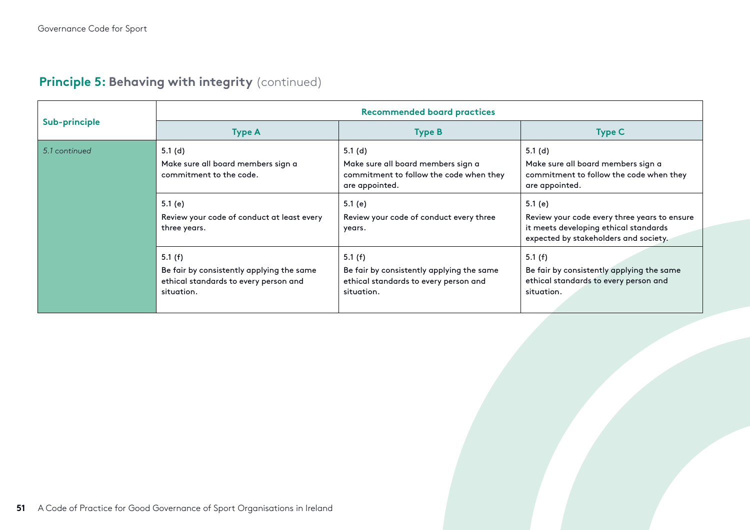## **Principle 5:** Behaving with integrity (continued)

| Sub-principle | Recommended board practices | | |
|---|---|---|---|
| | Type A | Type B | Type C |
| *5.1 continued* | 5.1 (d)<br>Make sure all board members sign a commitment to the code. | 5.1 (d)<br>Make sure all board members sign a commitment to follow the code when they are appointed. | 5.1 (d)<br>Make sure all board members sign a commitment to follow the code when they are appointed. |
| | 5.1 (e)<br>Review your code of conduct at least every three years. | 5.1 (e)<br>Review your code of conduct every three years. | 5.1 (e)<br>Review your code every three years to ensure it meets developing ethical standards expected by stakeholders and society. |
| | 5.1 (f)<br>Be fair by consistently applying the same ethical standards to every person and situation. | 5.1 (f)<br>Be fair by consistently applying the same ethical standards to every person and situation. | 5.1 (f)<br>Be fair by consistently applying the same ethical standards to every person and situation. |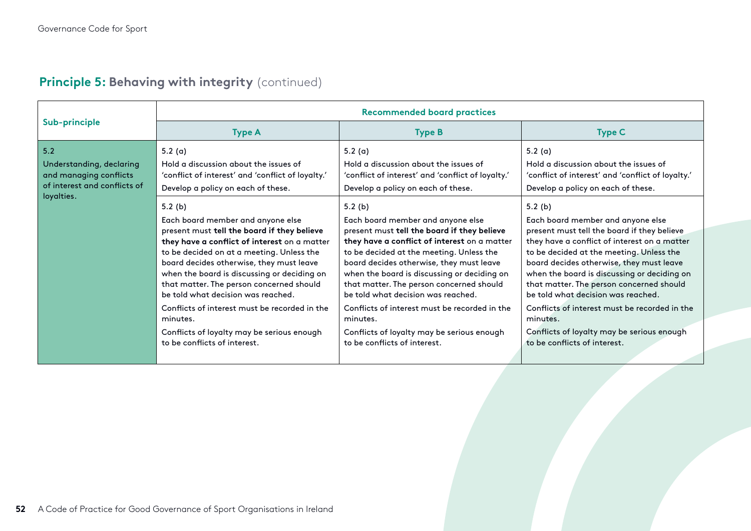## **Principle 5:** Behaving with integrity (continued)

| Sub-principle | Recommended board practices | | |
|---|---|---|---|
| | Type A | Type B | Type C |
| 5.2<br>Understanding, declaring and managing conflicts of interest and conflicts of loyalties. | 5.2 (a)<br>Hold a discussion about the issues of 'conflict of interest' and 'conflict of loyalty.'<br>Develop a policy on each of these. | 5.2 (a)<br>Hold a discussion about the issues of 'conflict of interest' and 'conflict of loyalty.'<br>Develop a policy on each of these. | 5.2 (a)<br>Hold a discussion about the issues of 'conflict of interest' and 'conflict of loyalty.'<br>Develop a policy on each of these. |
| | 5.2 (b)<br>Each board member and anyone else present must **tell the board if they believe they have a conflict of interest** on a matter to be decided on at a meeting. Unless the board decides otherwise, they must leave when the board is discussing or deciding on that matter. The person concerned should be told what decision was reached.<br>Conflicts of interest must be recorded in the minutes.<br>Conflicts of loyalty may be serious enough to be conflicts of interest. | 5.2 (b)<br>Each board member and anyone else present must **tell the board if they believe they have a conflict of interest** on a matter to be decided at the meeting. Unless the board decides otherwise, they must leave when the board is discussing or deciding on that matter. The person concerned should be told what decision was reached.<br>Conflicts of interest must be recorded in the minutes.<br>Conflicts of loyalty may be serious enough to be conflicts of interest. | 5.2 (b)<br>Each board member and anyone else present must tell the board if they believe they have a conflict of interest on a matter to be decided at the meeting. Unless the board decides otherwise, they must leave when the board is discussing or deciding on that matter. The person concerned should be told what decision was reached.<br>Conflicts of interest must be recorded in the minutes.<br>Conflicts of loyalty may be serious enough to be conflicts of interest. |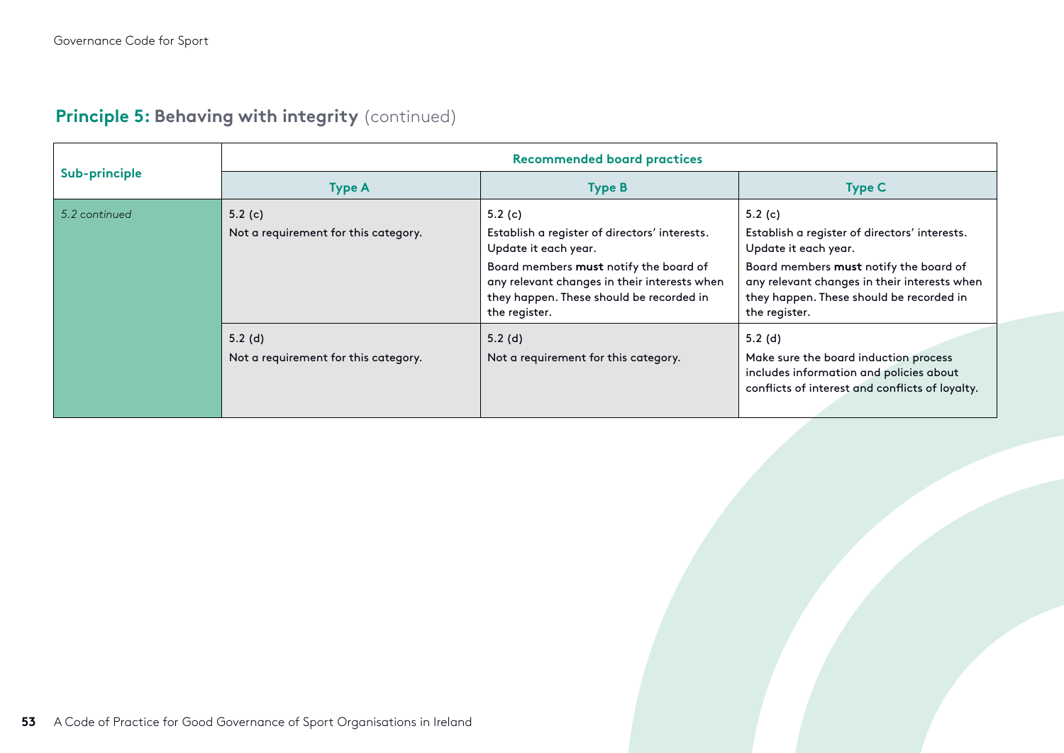## **Principle 5:** Behaving with integrity (continued)

| Sub-principle | Recommended board practices | | |
|---|---|---|---|
| | **Type A** | **Type B** | **Type C** |
| *5.2 continued* | 5.2 (c)<br>Not a requirement for this category. | 5.2 (c)<br>Establish a register of directors' interests. Update it each year.<br>Board members **must** notify the board of any relevant changes in their interests when they happen. These should be recorded in the register. | 5.2 (c)<br>Establish a register of directors' interests. Update it each year.<br>Board members **must** notify the board of any relevant changes in their interests when they happen. These should be recorded in the register. |
| | 5.2 (d)<br>Not a requirement for this category. | 5.2 (d)<br>Not a requirement for this category. | 5.2 (d)<br>Make sure the board induction process includes information and policies about conflicts of interest and conflicts of loyalty. |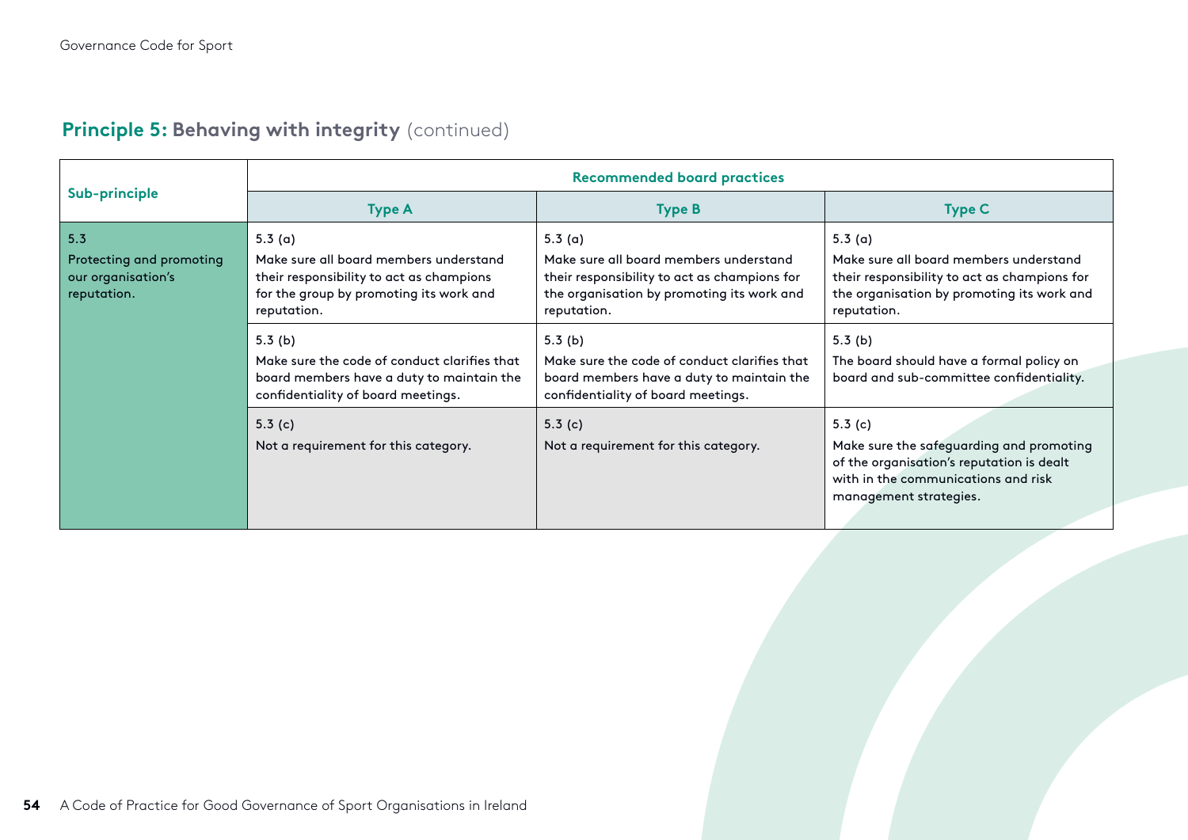## Principle 5: Behaving with integrity (continued)

| Sub-principle | Recommended board practices | | |
|---|---|---|---|
| | **Type A** | **Type B** | **Type C** |
| 5.3<br>Protecting and promoting our organisation's reputation. | 5.3 (a)<br>Make sure all board members understand their responsibility to act as champions for the group by promoting its work and reputation. | 5.3 (a)<br>Make sure all board members understand their responsibility to act as champions for the organisation by promoting its work and reputation. | 5.3 (a)<br>Make sure all board members understand their responsibility to act as champions for the organisation by promoting its work and reputation. |
| | 5.3 (b)<br>Make sure the code of conduct clarifies that board members have a duty to maintain the confidentiality of board meetings. | 5.3 (b)<br>Make sure the code of conduct clarifies that board members have a duty to maintain the confidentiality of board meetings. | 5.3 (b)<br>The board should have a formal policy on board and sub-committee confidentiality. |
| | 5.3 (c)<br>Not a requirement for this category. | 5.3 (c)<br>Not a requirement for this category. | 5.3 (c)<br>Make sure the safeguarding and promoting of the organisation's reputation is dealt with in the communications and risk management strategies. |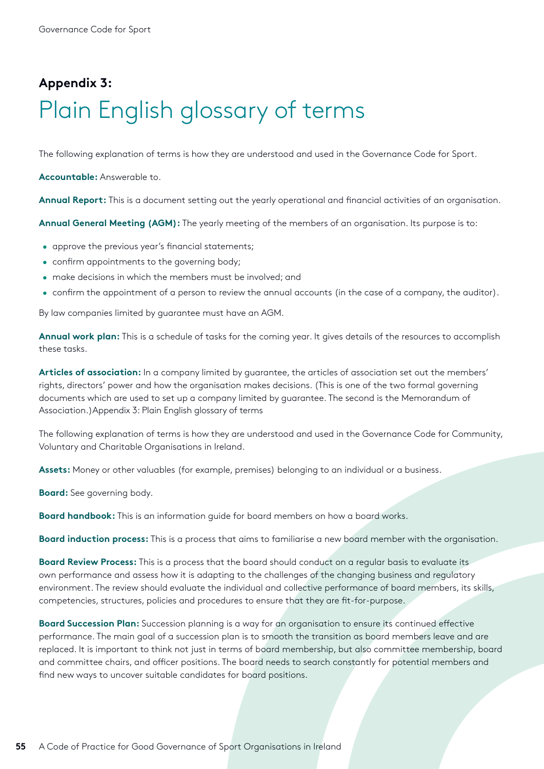## Appendix 3:

# Plain English glossary of terms

The following explanation of terms is how they are understood and used in the Governance Code for Sport.

**Accountable:** Answerable to.

**Annual Report:** This is a document setting out the yearly operational and financial activities of an organisation.

**Annual General Meeting (AGM):** The yearly meeting of the members of an organisation. Its purpose is to:

- approve the previous year's financial statements;
- confirm appointments to the governing body;
- make decisions in which the members must be involved; and
- confirm the appointment of a person to review the annual accounts (in the case of a company, the auditor).

By law companies limited by guarantee must have an AGM.

**Annual work plan:** This is a schedule of tasks for the coming year. It gives details of the resources to accomplish these tasks.

**Articles of association:** In a company limited by guarantee, the articles of association set out the members' rights, directors' power and how the organisation makes decisions. (This is one of the two formal governing documents which are used to set up a company limited by guarantee. The second is the Memorandum of Association.)Appendix 3: Plain English glossary of terms

The following explanation of terms is how they are understood and used in the Governance Code for Community, Voluntary and Charitable Organisations in Ireland.

**Assets:** Money or other valuables (for example, premises) belonging to an individual or a business.

**Board:** See governing body.

**Board handbook:** This is an information guide for board members on how a board works.

**Board induction process:** This is a process that aims to familiarise a new board member with the organisation.

**Board Review Process:** This is a process that the board should conduct on a regular basis to evaluate its own performance and assess how it is adapting to the challenges of the changing business and regulatory environment. The review should evaluate the individual and collective performance of board members, its skills, competencies, structures, policies and procedures to ensure that they are fit-for-purpose.

**Board Succession Plan:** Succession planning is a way for an organisation to ensure its continued effective performance. The main goal of a succession plan is to smooth the transition as board members leave and are replaced. It is important to think not just in terms of board membership, but also committee membership, board and committee chairs, and officer positions. The board needs to search constantly for potential members and find new ways to uncover suitable candidates for board positions.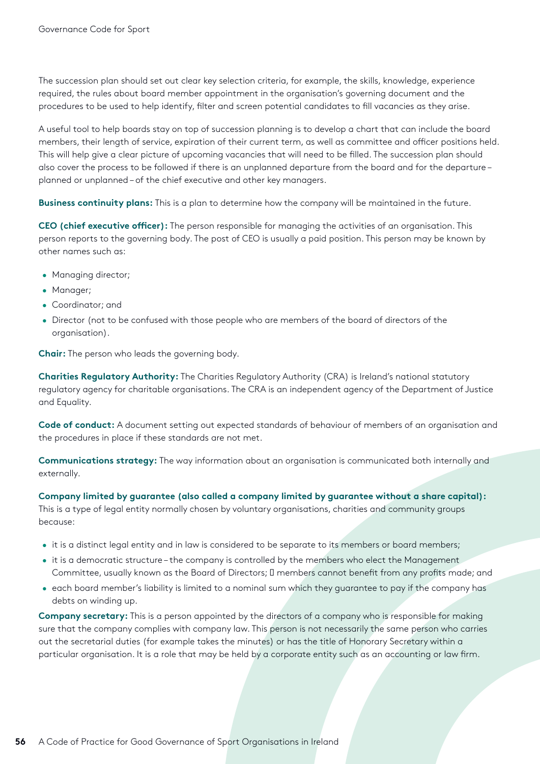The succession plan should set out clear key selection criteria, for example, the skills, knowledge, experience required, the rules about board member appointment in the organisation's governing document and the procedures to be used to help identify, filter and screen potential candidates to fill vacancies as they arise.

A useful tool to help boards stay on top of succession planning is to develop a chart that can include the board members, their length of service, expiration of their current term, as well as committee and officer positions held. This will help give a clear picture of upcoming vacancies that will need to be filled. The succession plan should also cover the process to be followed if there is an unplanned departure from the board and for the departure – planned or unplanned – of the chief executive and other key managers.

**Business continuity plans:** This is a plan to determine how the company will be maintained in the future.

**CEO (chief executive officer):** The person responsible for managing the activities of an organisation. This person reports to the governing body. The post of CEO is usually a paid position. This person may be known by other names such as:

- Managing director;
- Manager;
- Coordinator; and
- Director (not to be confused with those people who are members of the board of directors of the organisation).

**Chair:** The person who leads the governing body.

**Charities Regulatory Authority:** The Charities Regulatory Authority (CRA) is Ireland's national statutory regulatory agency for charitable organisations. The CRA is an independent agency of the Department of Justice and Equality.

**Code of conduct:** A document setting out expected standards of behaviour of members of an organisation and the procedures in place if these standards are not met.

**Communications strategy:** The way information about an organisation is communicated both internally and externally.

**Company limited by guarantee (also called a company limited by guarantee without a share capital):** This is a type of legal entity normally chosen by voluntary organisations, charities and community groups because:

- it is a distinct legal entity and in law is considered to be separate to its members or board members;
- it is a democratic structure – the company is controlled by the members who elect the Management Committee, usually known as the Board of Directors;  members cannot benefit from any profits made; and
- each board member's liability is limited to a nominal sum which they guarantee to pay if the company has debts on winding up.

**Company secretary:** This is a person appointed by the directors of a company who is responsible for making sure that the company complies with company law. This person is not necessarily the same person who carries out the secretarial duties (for example takes the minutes) or has the title of Honorary Secretary within a particular organisation. It is a role that may be held by a corporate entity such as an accounting or law firm.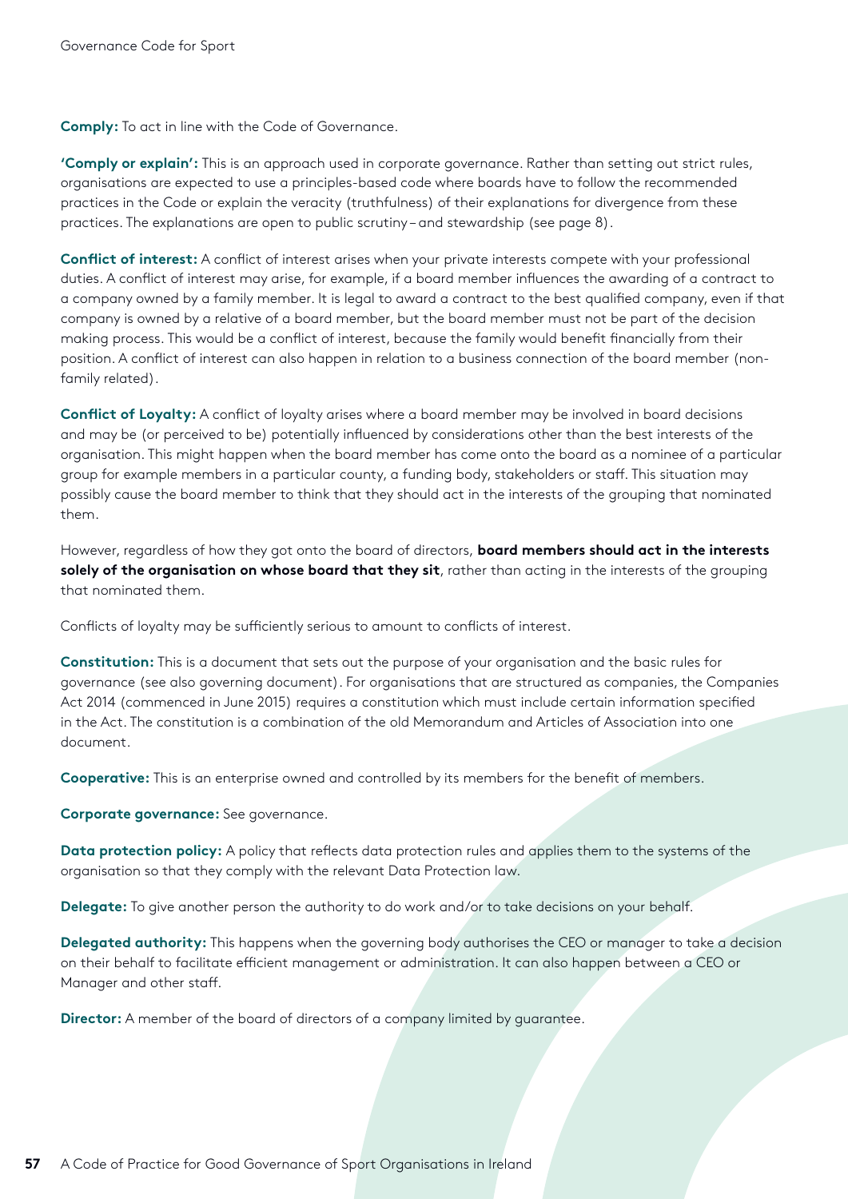**Comply:** To act in line with the Code of Governance.

**'Comply or explain':** This is an approach used in corporate governance. Rather than setting out strict rules, organisations are expected to use a principles-based code where boards have to follow the recommended practices in the Code or explain the veracity (truthfulness) of their explanations for divergence from these practices. The explanations are open to public scrutiny – and stewardship (see page 8).

**Conflict of interest:** A conflict of interest arises when your private interests compete with your professional duties. A conflict of interest may arise, for example, if a board member influences the awarding of a contract to a company owned by a family member. It is legal to award a contract to the best qualified company, even if that company is owned by a relative of a board member, but the board member must not be part of the decision making process. This would be a conflict of interest, because the family would benefit financially from their position. A conflict of interest can also happen in relation to a business connection of the board member (non-family related).

**Conflict of Loyalty:** A conflict of loyalty arises where a board member may be involved in board decisions and may be (or perceived to be) potentially influenced by considerations other than the best interests of the organisation. This might happen when the board member has come onto the board as a nominee of a particular group for example members in a particular county, a funding body, stakeholders or staff. This situation may possibly cause the board member to think that they should act in the interests of the grouping that nominated them.

However, regardless of how they got onto the board of directors, **board members should act in the interests solely of the organisation on whose board that they sit**, rather than acting in the interests of the grouping that nominated them.

Conflicts of loyalty may be sufficiently serious to amount to conflicts of interest.

**Constitution:** This is a document that sets out the purpose of your organisation and the basic rules for governance (see also governing document). For organisations that are structured as companies, the Companies Act 2014 (commenced in June 2015) requires a constitution which must include certain information specified in the Act. The constitution is a combination of the old Memorandum and Articles of Association into one document.

**Cooperative:** This is an enterprise owned and controlled by its members for the benefit of members.

**Corporate governance:** See governance.

**Data protection policy:** A policy that reflects data protection rules and applies them to the systems of the organisation so that they comply with the relevant Data Protection law.

**Delegate:** To give another person the authority to do work and/or to take decisions on your behalf.

**Delegated authority:** This happens when the governing body authorises the CEO or manager to take a decision on their behalf to facilitate efficient management or administration. It can also happen between a CEO or Manager and other staff.

**Director:** A member of the board of directors of a company limited by guarantee.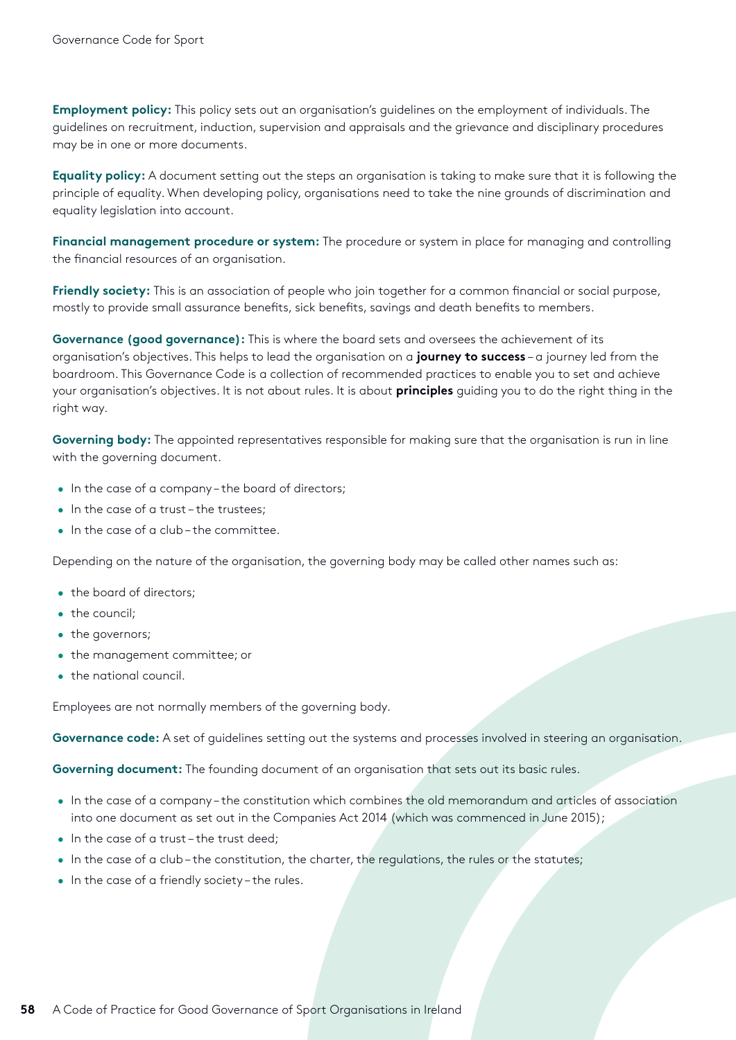**Employment policy:** This policy sets out an organisation's guidelines on the employment of individuals. The guidelines on recruitment, induction, supervision and appraisals and the grievance and disciplinary procedures may be in one or more documents.

**Equality policy:** A document setting out the steps an organisation is taking to make sure that it is following the principle of equality. When developing policy, organisations need to take the nine grounds of discrimination and equality legislation into account.

**Financial management procedure or system:** The procedure or system in place for managing and controlling the financial resources of an organisation.

**Friendly society:** This is an association of people who join together for a common financial or social purpose, mostly to provide small assurance benefits, sick benefits, savings and death benefits to members.

**Governance (good governance):** This is where the board sets and oversees the achievement of its organisation's objectives. This helps to lead the organisation on a **journey to success** – a journey led from the boardroom. This Governance Code is a collection of recommended practices to enable you to set and achieve your organisation's objectives. It is not about rules. It is about **principles** guiding you to do the right thing in the right way.

**Governing body:** The appointed representatives responsible for making sure that the organisation is run in line with the governing document.

- In the case of a company – the board of directors;
- In the case of a trust – the trustees;
- In the case of a club – the committee.

Depending on the nature of the organisation, the governing body may be called other names such as:

- the board of directors;
- the council;
- the governors;
- the management committee; or
- the national council.

Employees are not normally members of the governing body.

**Governance code:** A set of guidelines setting out the systems and processes involved in steering an organisation.

**Governing document:** The founding document of an organisation that sets out its basic rules.

- In the case of a company – the constitution which combines the old memorandum and articles of association into one document as set out in the Companies Act 2014 (which was commenced in June 2015);
- In the case of a trust – the trust deed;
- In the case of a club – the constitution, the charter, the regulations, the rules or the statutes;
- In the case of a friendly society – the rules.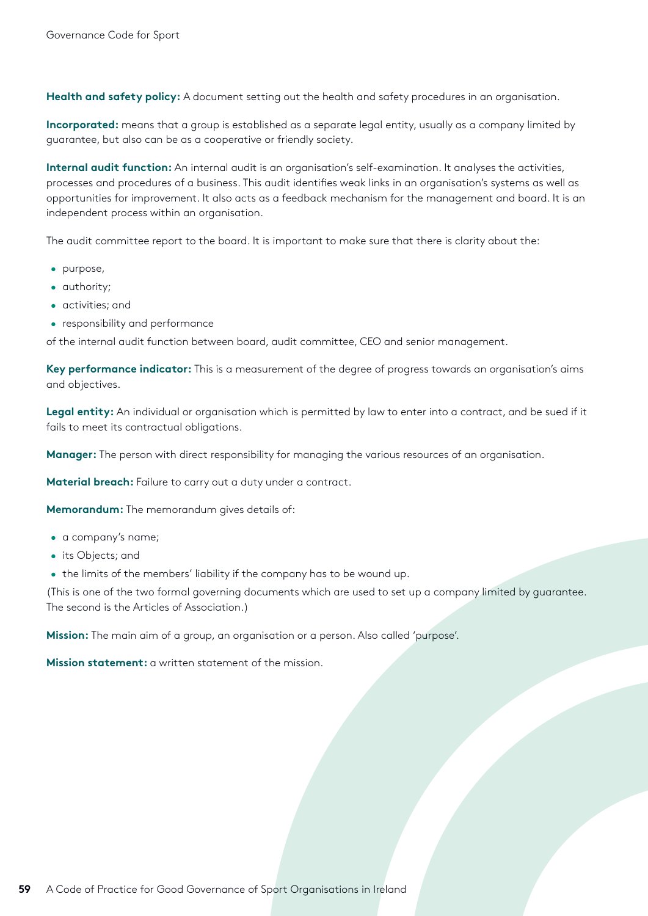**Health and safety policy:** A document setting out the health and safety procedures in an organisation.

**Incorporated:** means that a group is established as a separate legal entity, usually as a company limited by guarantee, but also can be as a cooperative or friendly society.

**Internal audit function:** An internal audit is an organisation's self-examination. It analyses the activities, processes and procedures of a business. This audit identifies weak links in an organisation's systems as well as opportunities for improvement. It also acts as a feedback mechanism for the management and board. It is an independent process within an organisation.

The audit committee report to the board. It is important to make sure that there is clarity about the:

- purpose,
- authority;
- activities; and
- responsibility and performance

of the internal audit function between board, audit committee, CEO and senior management.

**Key performance indicator:** This is a measurement of the degree of progress towards an organisation's aims and objectives.

**Legal entity:** An individual or organisation which is permitted by law to enter into a contract, and be sued if it fails to meet its contractual obligations.

**Manager:** The person with direct responsibility for managing the various resources of an organisation.

**Material breach:** Failure to carry out a duty under a contract.

**Memorandum:** The memorandum gives details of:

- a company's name;
- its Objects; and
- the limits of the members' liability if the company has to be wound up.

(This is one of the two formal governing documents which are used to set up a company limited by guarantee. The second is the Articles of Association.)

**Mission:** The main aim of a group, an organisation or a person. Also called 'purpose'.

**Mission statement:** a written statement of the mission.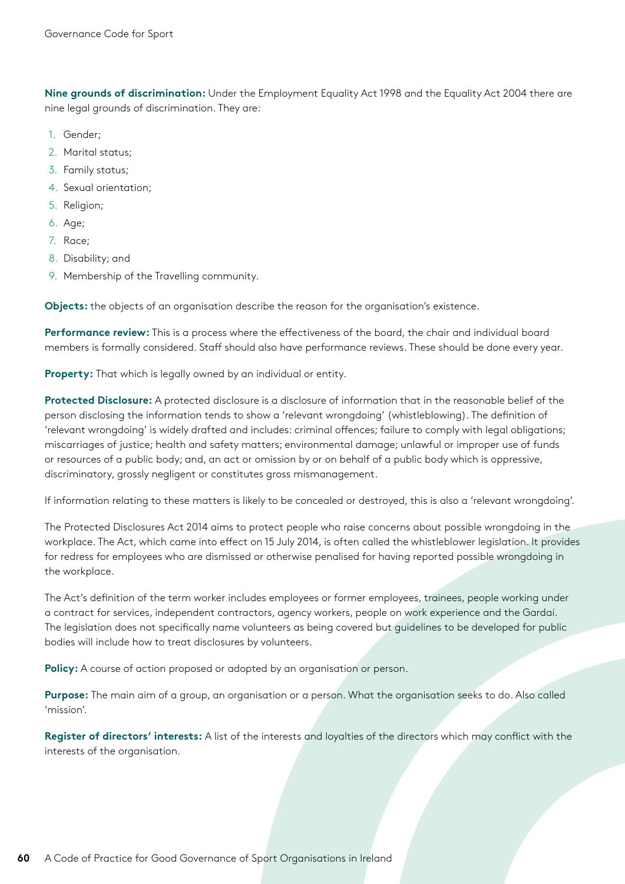**Nine grounds of discrimination:** Under the Employment Equality Act 1998 and the Equality Act 2004 there are nine legal grounds of discrimination. They are:

1. Gender;
2. Marital status;
3. Family status;
4. Sexual orientation;
5. Religion;
6. Age;
7. Race;
8. Disability; and
9. Membership of the Travelling community.

**Objects:** the objects of an organisation describe the reason for the organisation's existence.

**Performance review:** This is a process where the effectiveness of the board, the chair and individual board members is formally considered. Staff should also have performance reviews. These should be done every year.

**Property:** That which is legally owned by an individual or entity.

**Protected Disclosure:** A protected disclosure is a disclosure of information that in the reasonable belief of the person disclosing the information tends to show a 'relevant wrongdoing' (whistleblowing). The definition of 'relevant wrongdoing' is widely drafted and includes: criminal offences; failure to comply with legal obligations; miscarriages of justice; health and safety matters; environmental damage; unlawful or improper use of funds or resources of a public body; and, an act or omission by or on behalf of a public body which is oppressive, discriminatory, grossly negligent or constitutes gross mismanagement.

If information relating to these matters is likely to be concealed or destroyed, this is also a 'relevant wrongdoing'.

The Protected Disclosures Act 2014 aims to protect people who raise concerns about possible wrongdoing in the workplace. The Act, which came into effect on 15 July 2014, is often called the whistleblower legislation. It provides for redress for employees who are dismissed or otherwise penalised for having reported possible wrongdoing in the workplace.

The Act's definition of the term worker includes employees or former employees, trainees, people working under a contract for services, independent contractors, agency workers, people on work experience and the Gardaí. The legislation does not specifically name volunteers as being covered but guidelines to be developed for public bodies will include how to treat disclosures by volunteers.

**Policy:** A course of action proposed or adopted by an organisation or person.

**Purpose:** The main aim of a group, an organisation or a person. What the organisation seeks to do. Also called 'mission'.

**Register of directors' interests:** A list of the interests and loyalties of the directors which may conflict with the interests of the organisation.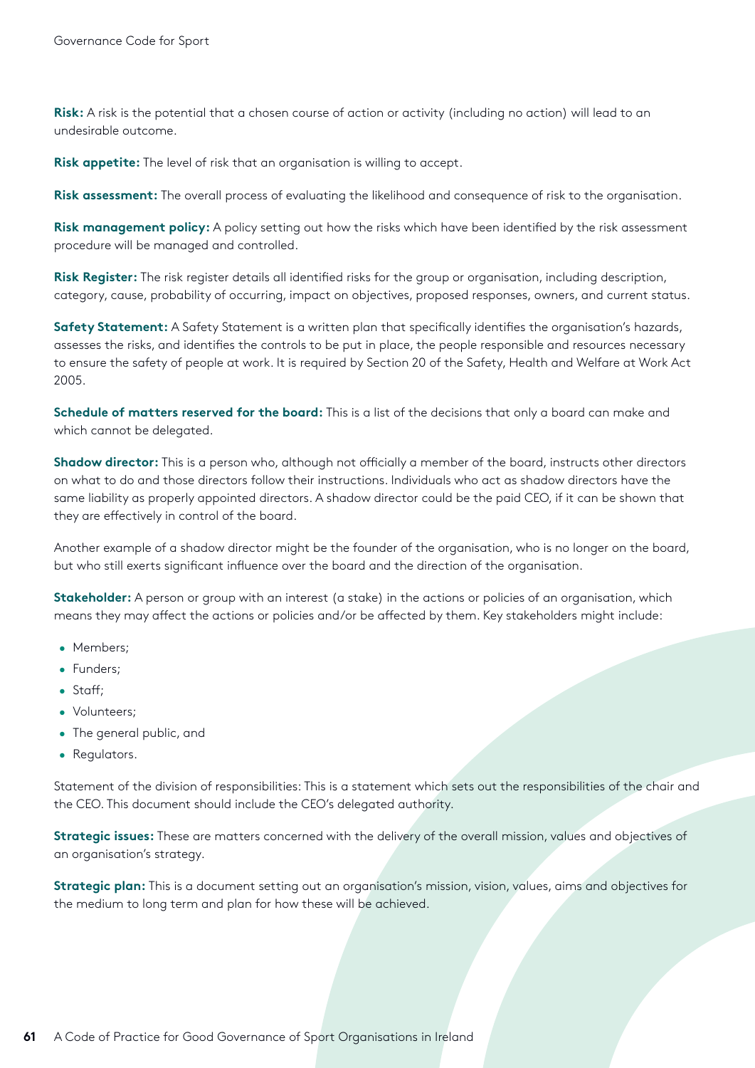**Risk:** A risk is the potential that a chosen course of action or activity (including no action) will lead to an undesirable outcome.

**Risk appetite:** The level of risk that an organisation is willing to accept.

**Risk assessment:** The overall process of evaluating the likelihood and consequence of risk to the organisation.

**Risk management policy:** A policy setting out how the risks which have been identified by the risk assessment procedure will be managed and controlled.

**Risk Register:** The risk register details all identified risks for the group or organisation, including description, category, cause, probability of occurring, impact on objectives, proposed responses, owners, and current status.

**Safety Statement:** A Safety Statement is a written plan that specifically identifies the organisation's hazards, assesses the risks, and identifies the controls to be put in place, the people responsible and resources necessary to ensure the safety of people at work. It is required by Section 20 of the Safety, Health and Welfare at Work Act 2005.

**Schedule of matters reserved for the board:** This is a list of the decisions that only a board can make and which cannot be delegated.

**Shadow director:** This is a person who, although not officially a member of the board, instructs other directors on what to do and those directors follow their instructions. Individuals who act as shadow directors have the same liability as properly appointed directors. A shadow director could be the paid CEO, if it can be shown that they are effectively in control of the board.

Another example of a shadow director might be the founder of the organisation, who is no longer on the board, but who still exerts significant influence over the board and the direction of the organisation.

**Stakeholder:** A person or group with an interest (a stake) in the actions or policies of an organisation, which means they may affect the actions or policies and/or be affected by them. Key stakeholders might include:

- Members;
- Funders;
- Staff;
- Volunteers;
- The general public, and
- Regulators.

Statement of the division of responsibilities: This is a statement which sets out the responsibilities of the chair and the CEO. This document should include the CEO's delegated authority.

**Strategic issues:** These are matters concerned with the delivery of the overall mission, values and objectives of an organisation's strategy.

**Strategic plan:** This is a document setting out an organisation's mission, vision, values, aims and objectives for the medium to long term and plan for how these will be achieved.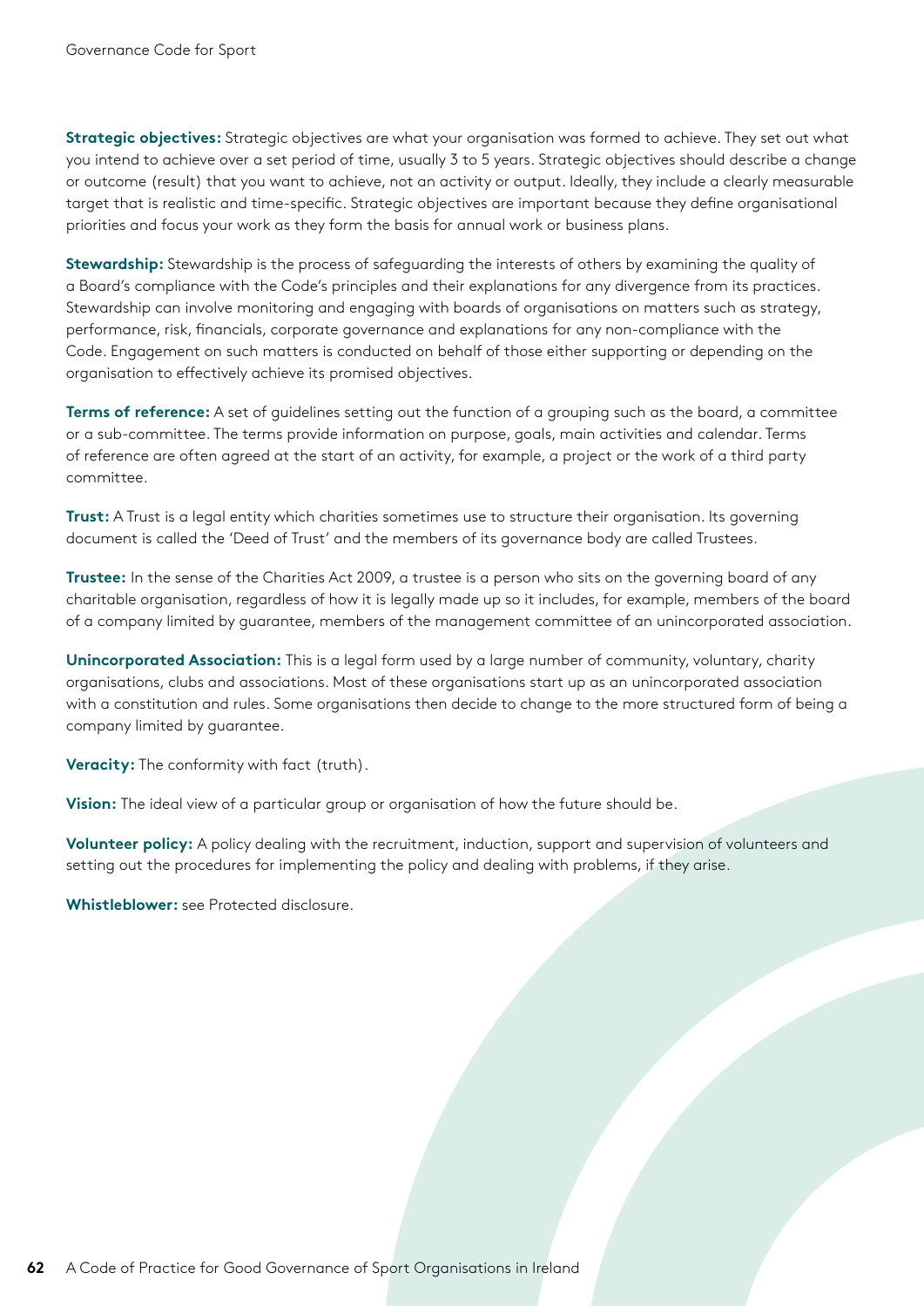**Strategic objectives:** Strategic objectives are what your organisation was formed to achieve. They set out what you intend to achieve over a set period of time, usually 3 to 5 years. Strategic objectives should describe a change or outcome (result) that you want to achieve, not an activity or output. Ideally, they include a clearly measurable target that is realistic and time-specific. Strategic objectives are important because they define organisational priorities and focus your work as they form the basis for annual work or business plans.

**Stewardship:** Stewardship is the process of safeguarding the interests of others by examining the quality of a Board's compliance with the Code's principles and their explanations for any divergence from its practices. Stewardship can involve monitoring and engaging with boards of organisations on matters such as strategy, performance, risk, financials, corporate governance and explanations for any non-compliance with the Code. Engagement on such matters is conducted on behalf of those either supporting or depending on the organisation to effectively achieve its promised objectives.

**Terms of reference:** A set of guidelines setting out the function of a grouping such as the board, a committee or a sub-committee. The terms provide information on purpose, goals, main activities and calendar. Terms of reference are often agreed at the start of an activity, for example, a project or the work of a third party committee.

**Trust:** A Trust is a legal entity which charities sometimes use to structure their organisation. Its governing document is called the 'Deed of Trust' and the members of its governance body are called Trustees.

**Trustee:** In the sense of the Charities Act 2009, a trustee is a person who sits on the governing board of any charitable organisation, regardless of how it is legally made up so it includes, for example, members of the board of a company limited by guarantee, members of the management committee of an unincorporated association.

**Unincorporated Association:** This is a legal form used by a large number of community, voluntary, charity organisations, clubs and associations. Most of these organisations start up as an unincorporated association with a constitution and rules. Some organisations then decide to change to the more structured form of being a company limited by guarantee.

**Veracity:** The conformity with fact (truth).

**Vision:** The ideal view of a particular group or organisation of how the future should be.

**Volunteer policy:** A policy dealing with the recruitment, induction, support and supervision of volunteers and setting out the procedures for implementing the policy and dealing with problems, if they arise.

**Whistleblower:** see Protected disclosure.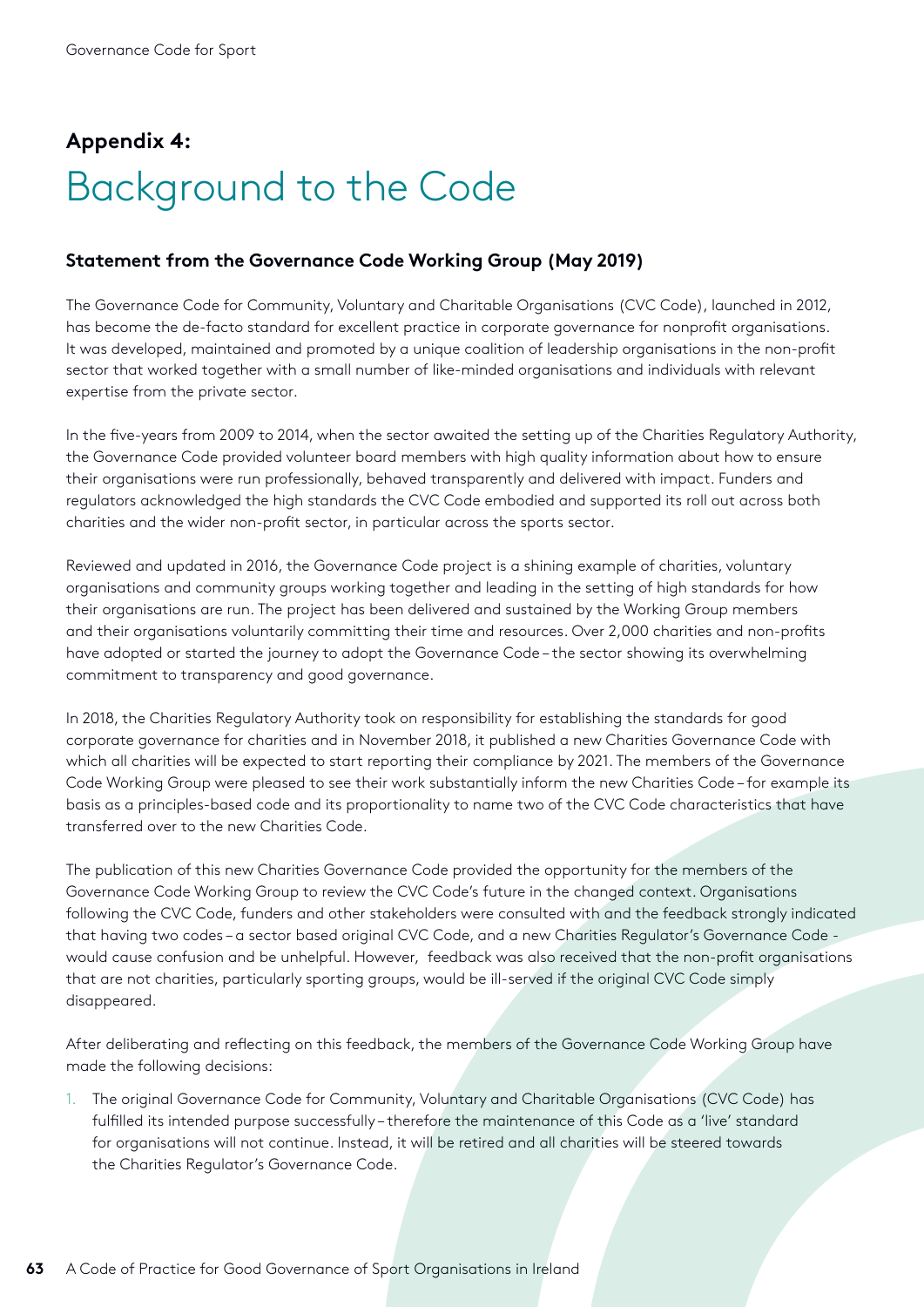## Appendix 4:

# Background to the Code

### Statement from the Governance Code Working Group (May 2019)

The Governance Code for Community, Voluntary and Charitable Organisations (CVC Code), launched in 2012, has become the de-facto standard for excellent practice in corporate governance for nonprofit organisations. It was developed, maintained and promoted by a unique coalition of leadership organisations in the non-profit sector that worked together with a small number of like-minded organisations and individuals with relevant expertise from the private sector.

In the five-years from 2009 to 2014, when the sector awaited the setting up of the Charities Regulatory Authority, the Governance Code provided volunteer board members with high quality information about how to ensure their organisations were run professionally, behaved transparently and delivered with impact. Funders and regulators acknowledged the high standards the CVC Code embodied and supported its roll out across both charities and the wider non-profit sector, in particular across the sports sector.

Reviewed and updated in 2016, the Governance Code project is a shining example of charities, voluntary organisations and community groups working together and leading in the setting of high standards for how their organisations are run. The project has been delivered and sustained by the Working Group members and their organisations voluntarily committing their time and resources. Over 2,000 charities and non-profits have adopted or started the journey to adopt the Governance Code – the sector showing its overwhelming commitment to transparency and good governance.

In 2018, the Charities Regulatory Authority took on responsibility for establishing the standards for good corporate governance for charities and in November 2018, it published a new Charities Governance Code with which all charities will be expected to start reporting their compliance by 2021. The members of the Governance Code Working Group were pleased to see their work substantially inform the new Charities Code – for example its basis as a principles-based code and its proportionality to name two of the CVC Code characteristics that have transferred over to the new Charities Code.

The publication of this new Charities Governance Code provided the opportunity for the members of the Governance Code Working Group to review the CVC Code's future in the changed context. Organisations following the CVC Code, funders and other stakeholders were consulted with and the feedback strongly indicated that having two codes – a sector based original CVC Code, and a new Charities Regulator's Governance Code - would cause confusion and be unhelpful. However, feedback was also received that the non-profit organisations that are not charities, particularly sporting groups, would be ill-served if the original CVC Code simply disappeared.

After deliberating and reflecting on this feedback, the members of the Governance Code Working Group have made the following decisions:

1. The original Governance Code for Community, Voluntary and Charitable Organisations (CVC Code) has fulfilled its intended purpose successfully – therefore the maintenance of this Code as a 'live' standard for organisations will not continue. Instead, it will be retired and all charities will be steered towards the Charities Regulator's Governance Code.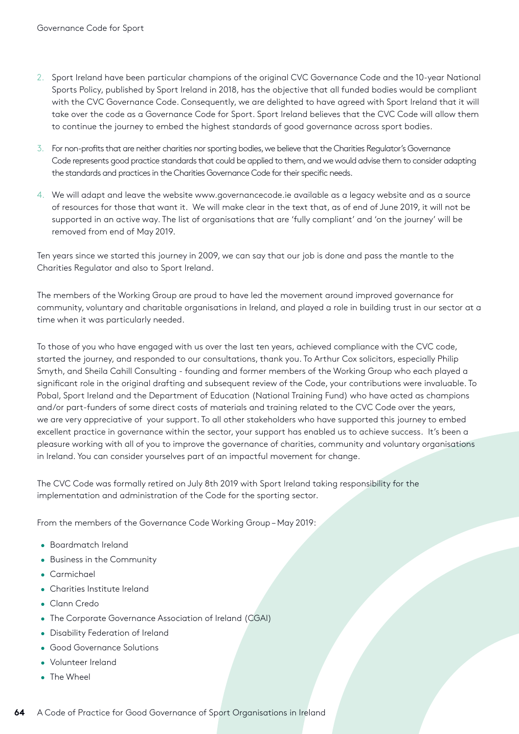2. Sport Ireland have been particular champions of the original CVC Governance Code and the 10-year National Sports Policy, published by Sport Ireland in 2018, has the objective that all funded bodies would be compliant with the CVC Governance Code. Consequently, we are delighted to have agreed with Sport Ireland that it will take over the code as a Governance Code for Sport. Sport Ireland believes that the CVC Code will allow them to continue the journey to embed the highest standards of good governance across sport bodies.

3. For non-profits that are neither charities nor sporting bodies, we believe that the Charities Regulator's Governance Code represents good practice standards that could be applied to them, and we would advise them to consider adapting the standards and practices in the Charities Governance Code for their specific needs.

4. We will adapt and leave the website www.governancecode.ie available as a legacy website and as a source of resources for those that want it. We will make clear in the text that, as of end of June 2019, it will not be supported in an active way. The list of organisations that are 'fully compliant' and 'on the journey' will be removed from end of May 2019.

Ten years since we started this journey in 2009, we can say that our job is done and pass the mantle to the Charities Regulator and also to Sport Ireland.

The members of the Working Group are proud to have led the movement around improved governance for community, voluntary and charitable organisations in Ireland, and played a role in building trust in our sector at a time when it was particularly needed.

To those of you who have engaged with us over the last ten years, achieved compliance with the CVC code, started the journey, and responded to our consultations, thank you. To Arthur Cox solicitors, especially Philip Smyth, and Sheila Cahill Consulting - founding and former members of the Working Group who each played a significant role in the original drafting and subsequent review of the Code, your contributions were invaluable. To Pobal, Sport Ireland and the Department of Education (National Training Fund) who have acted as champions and/or part-funders of some direct costs of materials and training related to the CVC Code over the years, we are very appreciative of your support. To all other stakeholders who have supported this journey to embed excellent practice in governance within the sector, your support has enabled us to achieve success. It's been a pleasure working with all of you to improve the governance of charities, community and voluntary organisations in Ireland. You can consider yourselves part of an impactful movement for change.

The CVC Code was formally retired on July 8th 2019 with Sport Ireland taking responsibility for the implementation and administration of the Code for the sporting sector.

From the members of the Governance Code Working Group – May 2019:

- Boardmatch Ireland
- Business in the Community
- Carmichael
- Charities Institute Ireland
- Clann Credo
- The Corporate Governance Association of Ireland (CGAI)
- Disability Federation of Ireland
- Good Governance Solutions
- Volunteer Ireland
- The Wheel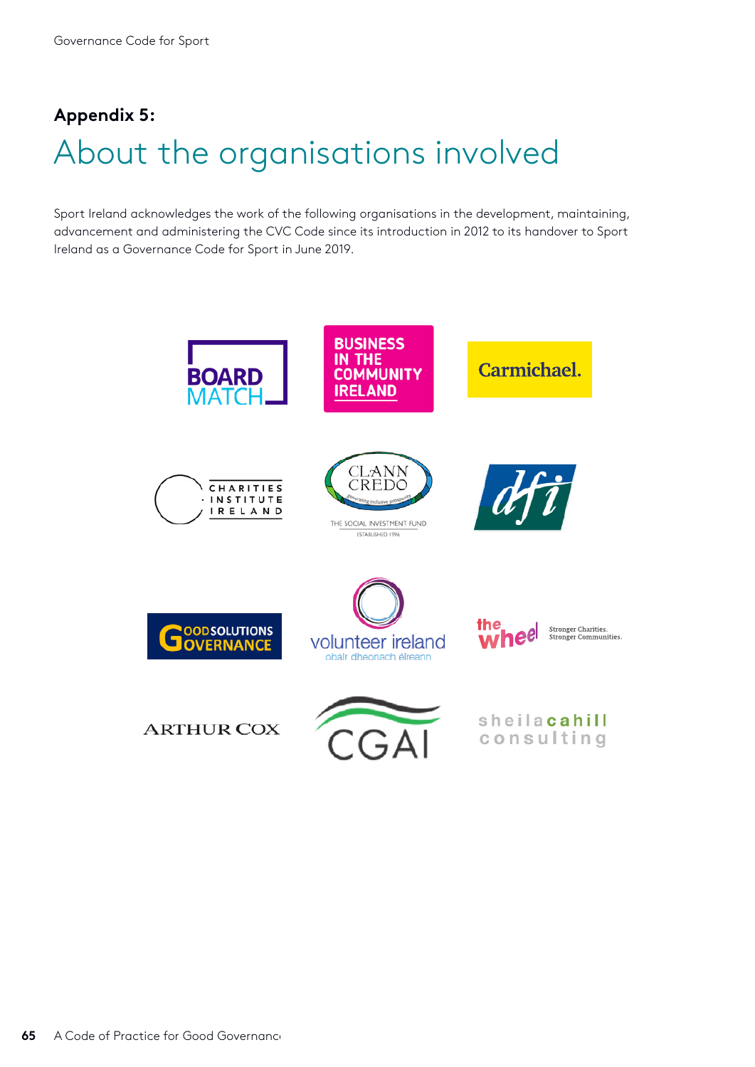## Appendix 5:

# About the organisations involved

Sport Ireland acknowledges the work of the following organisations in the development, maintaining, advancement and administering the CVC Code since its introduction in 2012 to its handover to Sport Ireland as a Governance Code for Sport in June 2019.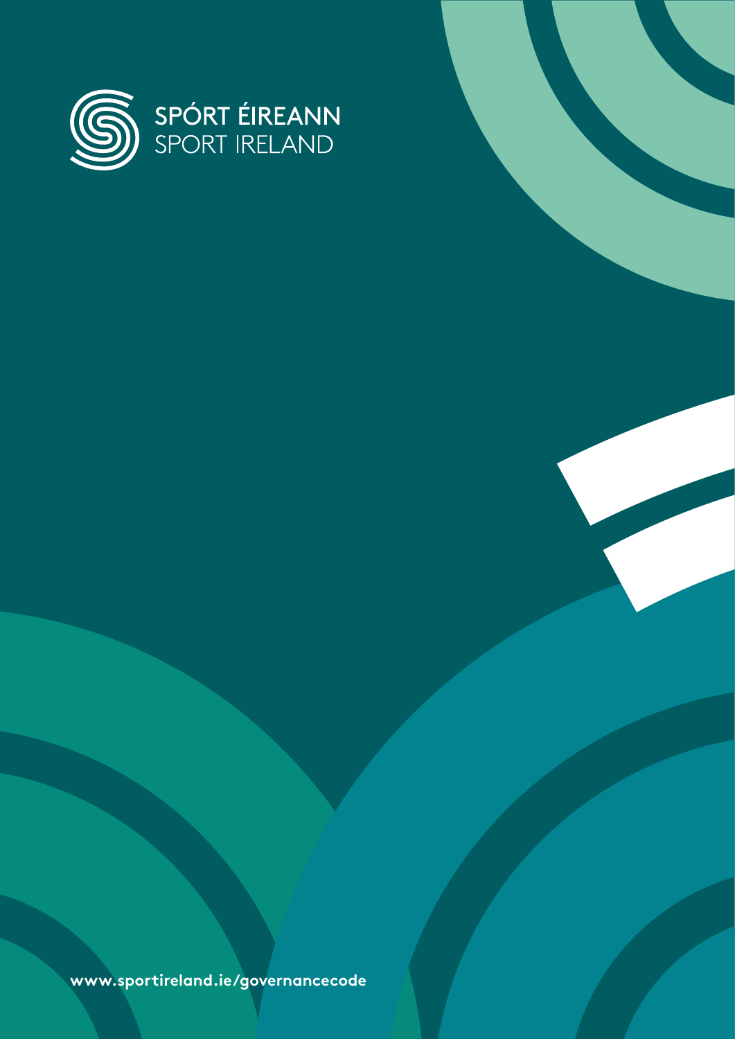SPÓRT ÉIREANN
SPORT IRELAND

www.sportireland.ie/governancecode